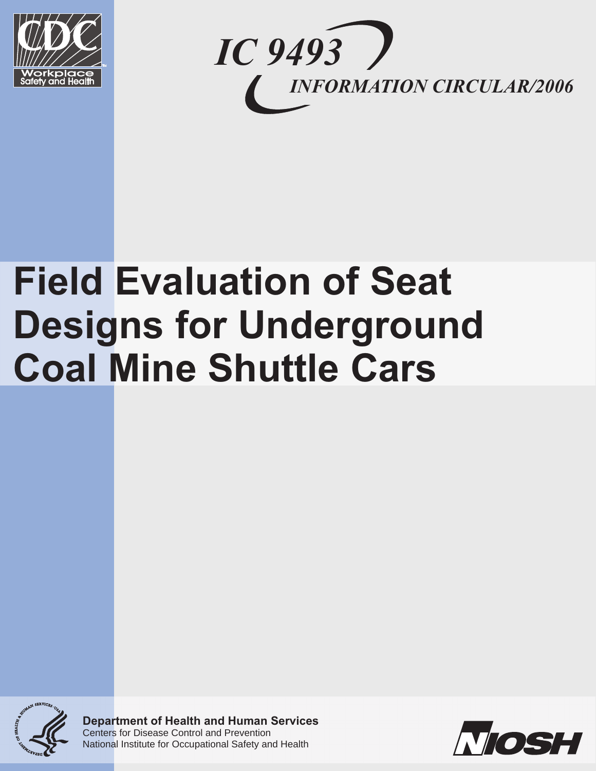CDC Workplace Safety and Health

IC 9493

INFORMATION CIRCULAR/2006

# Field Evaluation of Seat Designs for Underground Coal Mine Shuttle Cars

**Department of Health and Human Services**
Centers for Disease Control and Prevention
National Institute for Occupational Safety and Health

NIOSH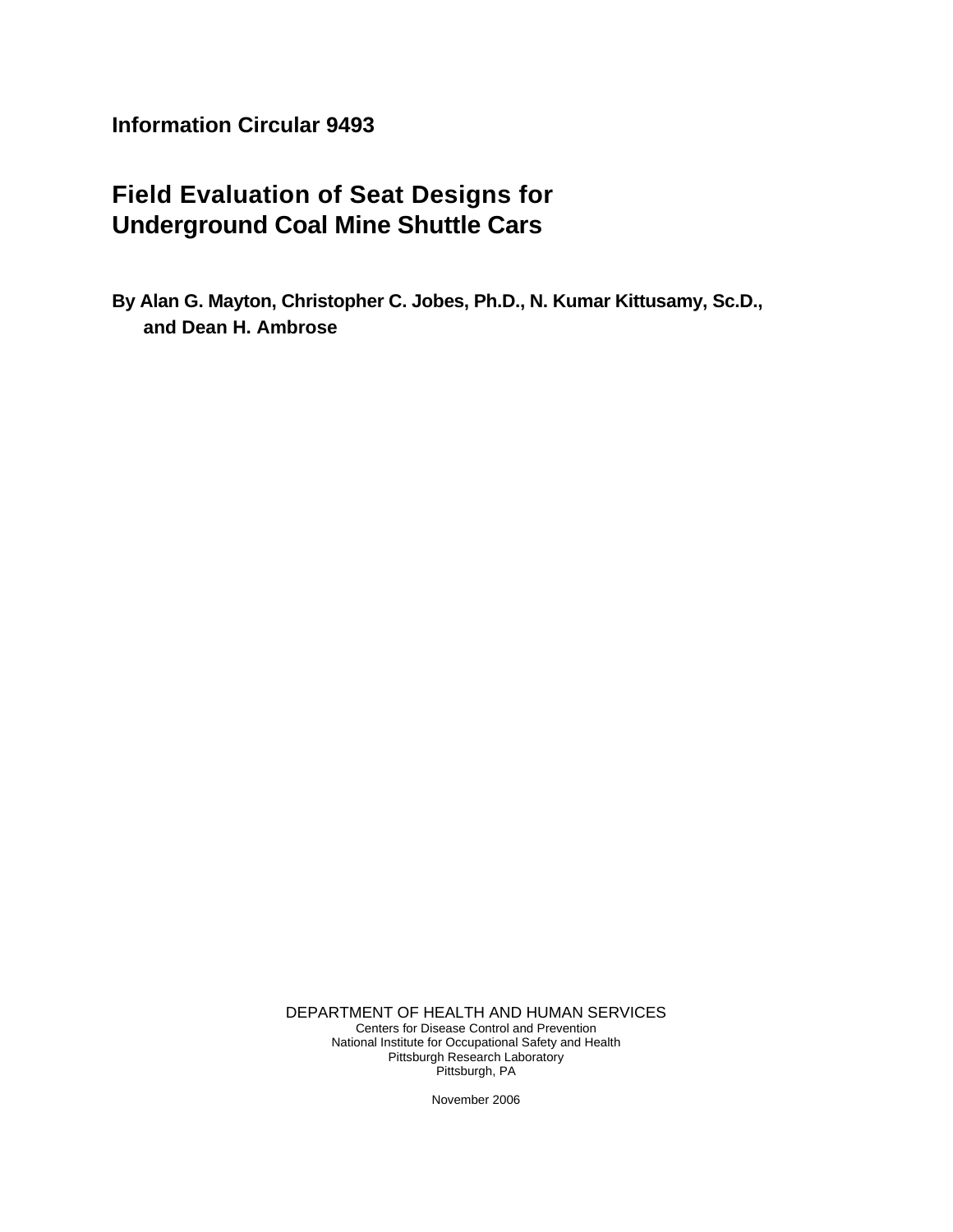**Information Circular 9493**

# Field Evaluation of Seat Designs for Underground Coal Mine Shuttle Cars

**By Alan G. Mayton, Christopher C. Jobes, Ph.D., N. Kumar Kittusamy, Sc.D., and Dean H. Ambrose**

DEPARTMENT OF HEALTH AND HUMAN SERVICES
Centers for Disease Control and Prevention
National Institute for Occupational Safety and Health
Pittsburgh Research Laboratory
Pittsburgh, PA

November 2006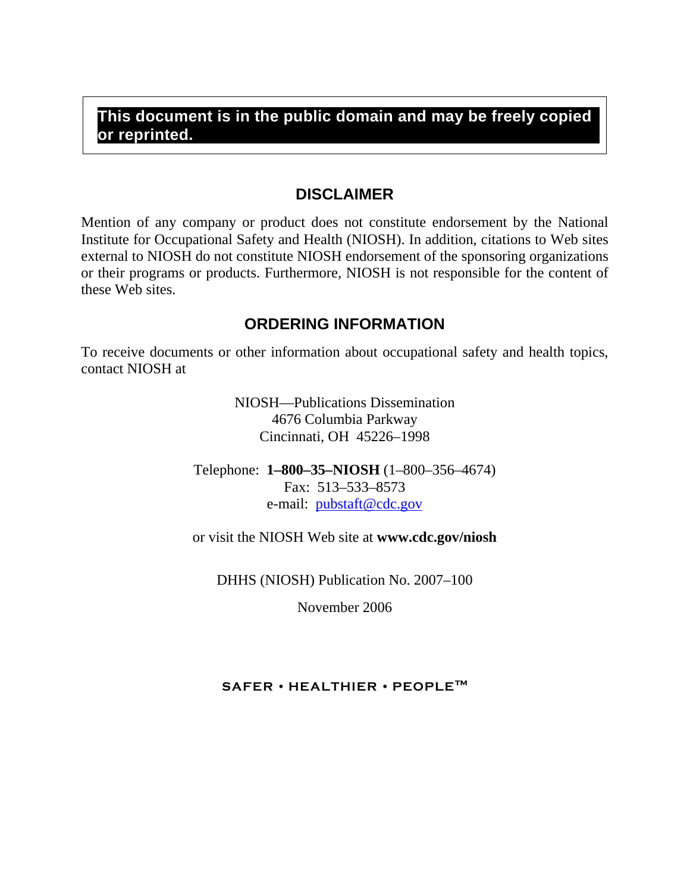**This document is in the public domain and may be freely copied or reprinted.**

## DISCLAIMER

Mention of any company or product does not constitute endorsement by the National Institute for Occupational Safety and Health (NIOSH). In addition, citations to Web sites external to NIOSH do not constitute NIOSH endorsement of the sponsoring organizations or their programs or products. Furthermore, NIOSH is not responsible for the content of these Web sites.

## ORDERING INFORMATION

To receive documents or other information about occupational safety and health topics, contact NIOSH at

NIOSH—Publications Dissemination
4676 Columbia Parkway
Cincinnati, OH 45226–1998

Telephone: **1–800–35–NIOSH** (1–800–356–4674)
Fax: 513–533–8573
e-mail: pubstaft@cdc.gov

or visit the NIOSH Web site at **www.cdc.gov/niosh**

DHHS (NIOSH) Publication No. 2007–100

November 2006

SAFER • HEALTHIER • PEOPLE™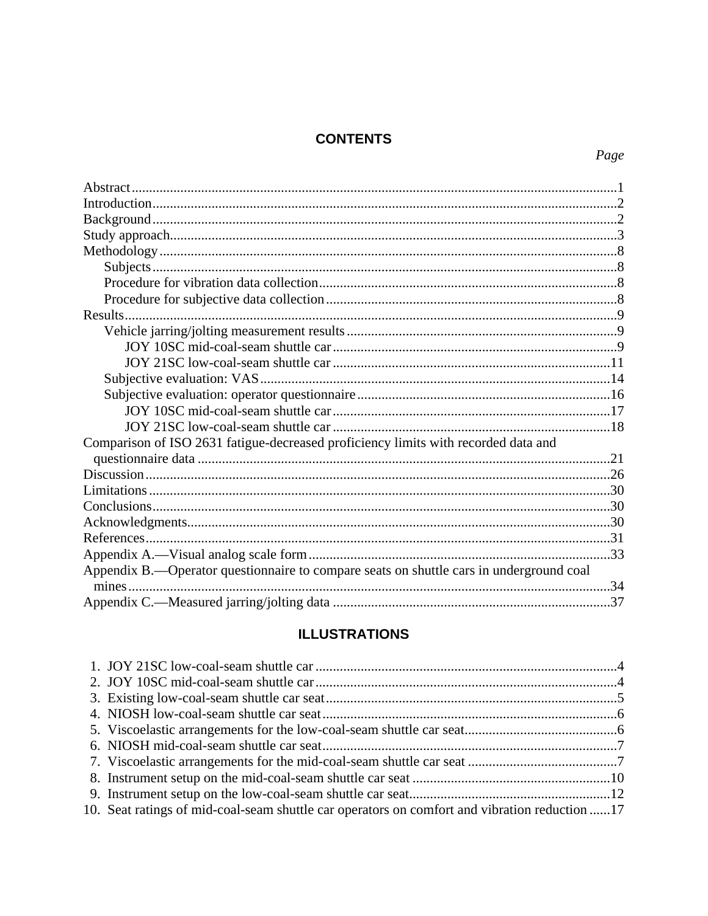## CONTENTS

*Page*

| | |
|---|---|
| Abstract | 1 |
| Introduction | 2 |
| Background | 2 |
| Study approach | 3 |
| Methodology | 8 |
| Subjects | 8 |
| Procedure for vibration data collection | 8 |
| Procedure for subjective data collection | 8 |
| Results | 9 |
| Vehicle jarring/jolting measurement results | 9 |
| JOY 10SC mid-coal-seam shuttle car | 9 |
| JOY 21SC low-coal-seam shuttle car | 11 |
| Subjective evaluation: VAS | 14 |
| Subjective evaluation: operator questionnaire | 16 |
| JOY 10SC mid-coal-seam shuttle car | 17 |
| JOY 21SC low-coal-seam shuttle car | 18 |
| Comparison of ISO 2631 fatigue-decreased proficiency limits with recorded data and questionnaire data | 21 |
| Discussion | 26 |
| Limitations | 30 |
| Conclusions | 30 |
| Acknowledgments | 30 |
| References | 31 |
| Appendix A.—Visual analog scale form | 33 |
| Appendix B.—Operator questionnaire to compare seats on shuttle cars in underground coal mines | 34 |
| Appendix C.—Measured jarring/jolting data | 37 |

## ILLUSTRATIONS

| | |
|---|---|
| 1. JOY 21SC low-coal-seam shuttle car | 4 |
| 2. JOY 10SC mid-coal-seam shuttle car | 4 |
| 3. Existing low-coal-seam shuttle car seat | 5 |
| 4. NIOSH low-coal-seam shuttle car seat | 6 |
| 5. Viscoelastic arrangements for the low-coal-seam shuttle car seat | 6 |
| 6. NIOSH mid-coal-seam shuttle car seat | 7 |
| 7. Viscoelastic arrangements for the mid-coal-seam shuttle car seat | 7 |
| 8. Instrument setup on the mid-coal-seam shuttle car seat | 10 |
| 9. Instrument setup on the low-coal-seam shuttle car seat | 12 |
| 10. Seat ratings of mid-coal-seam shuttle car operators on comfort and vibration reduction | 17 |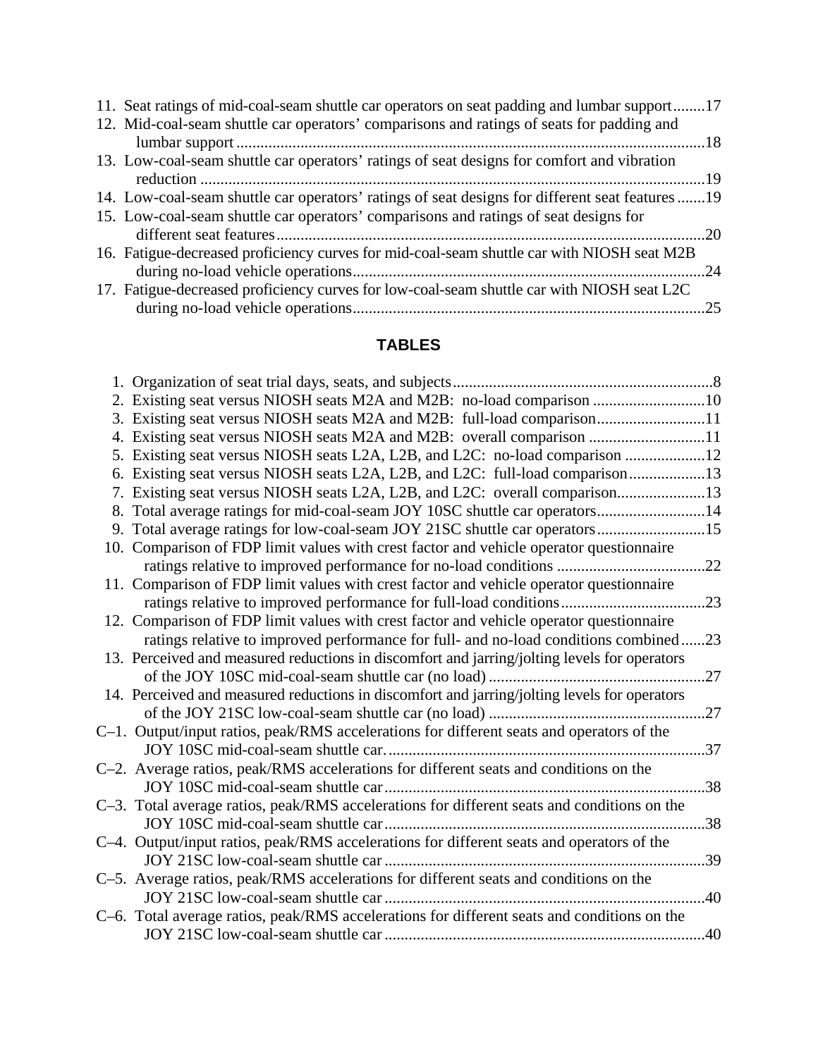11. Seat ratings of mid-coal-seam shuttle car operators on seat padding and lumbar support........17
12. Mid-coal-seam shuttle car operators' comparisons and ratings of seats for padding and lumbar support.....................................................................................................................18
13. Low-coal-seam shuttle car operators' ratings of seat designs for comfort and vibration reduction .............................................................................................................................19
14. Low-coal-seam shuttle car operators' ratings of seat designs for different seat features.......19
15. Low-coal-seam shuttle car operators' comparisons and ratings of seat designs for different seat features..........................................................................................................20
16. Fatigue-decreased proficiency curves for mid-coal-seam shuttle car with NIOSH seat M2B during no-load vehicle operations.......................................................................................24
17. Fatigue-decreased proficiency curves for low-coal-seam shuttle car with NIOSH seat L2C during no-load vehicle operations.......................................................................................25

## TABLES

1. Organization of seat trial days, seats, and subjects.................................................................8
2. Existing seat versus NIOSH seats M2A and M2B: no-load comparison ............................10
3. Existing seat versus NIOSH seats M2A and M2B: full-load comparison...........................11
4. Existing seat versus NIOSH seats M2A and M2B: overall comparison .............................11
5. Existing seat versus NIOSH seats L2A, L2B, and L2C: no-load comparison ....................12
6. Existing seat versus NIOSH seats L2A, L2B, and L2C: full-load comparison...................13
7. Existing seat versus NIOSH seats L2A, L2B, and L2C: overall comparison......................13
8. Total average ratings for mid-coal-seam JOY 10SC shuttle car operators...........................14
9. Total average ratings for low-coal-seam JOY 21SC shuttle car operators...........................15
10. Comparison of FDP limit values with crest factor and vehicle operator questionnaire ratings relative to improved performance for no-load conditions .....................................22
11. Comparison of FDP limit values with crest factor and vehicle operator questionnaire ratings relative to improved performance for full-load conditions....................................23
12. Comparison of FDP limit values with crest factor and vehicle operator questionnaire ratings relative to improved performance for full- and no-load conditions combined......23
13. Perceived and measured reductions in discomfort and jarring/jolting levels for operators of the JOY 10SC mid-coal-seam shuttle car (no load) ......................................................27
14. Perceived and measured reductions in discomfort and jarring/jolting levels for operators of the JOY 21SC low-coal-seam shuttle car (no load) ......................................................27

C–1. Output/input ratios, peak/RMS accelerations for different seats and operators of the JOY 10SC mid-coal-seam shuttle car...............................................................................37
C–2. Average ratios, peak/RMS accelerations for different seats and conditions on the JOY 10SC mid-coal-seam shuttle car...............................................................................38
C–3. Total average ratios, peak/RMS accelerations for different seats and conditions on the JOY 10SC mid-coal-seam shuttle car...............................................................................38
C–4. Output/input ratios, peak/RMS accelerations for different seats and operators of the JOY 21SC low-coal-seam shuttle car ...............................................................................39
C–5. Average ratios, peak/RMS accelerations for different seats and conditions on the JOY 21SC low-coal-seam shuttle car ...............................................................................40
C–6. Total average ratios, peak/RMS accelerations for different seats and conditions on the JOY 21SC low-coal-seam shuttle car ...............................................................................40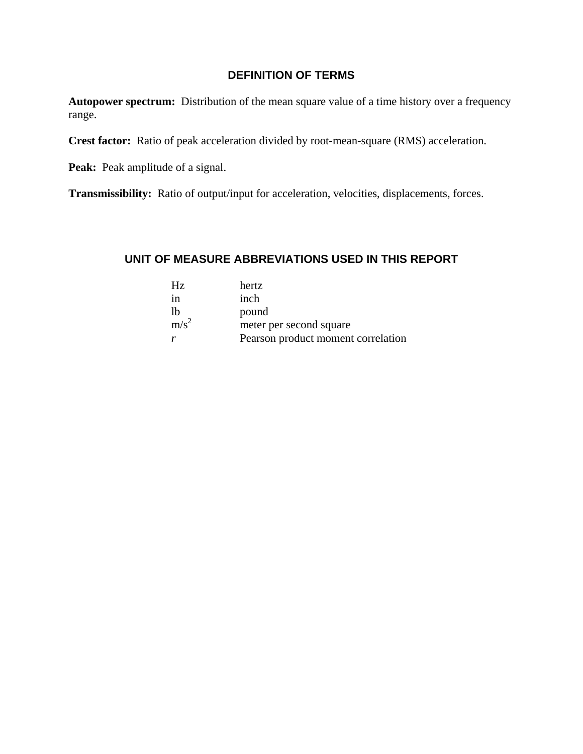## DEFINITION OF TERMS

**Autopower spectrum:** Distribution of the mean square value of a time history over a frequency range.

**Crest factor:** Ratio of peak acceleration divided by root-mean-square (RMS) acceleration.

**Peak:** Peak amplitude of a signal.

**Transmissibility:** Ratio of output/input for acceleration, velocities, displacements, forces.

## UNIT OF MEASURE ABBREVIATIONS USED IN THIS REPORT

| | |
|---|---|
| Hz | hertz |
| in | inch |
| lb | pound |
| $m/s^2$ | meter per second square |
| *r* | Pearson product moment correlation |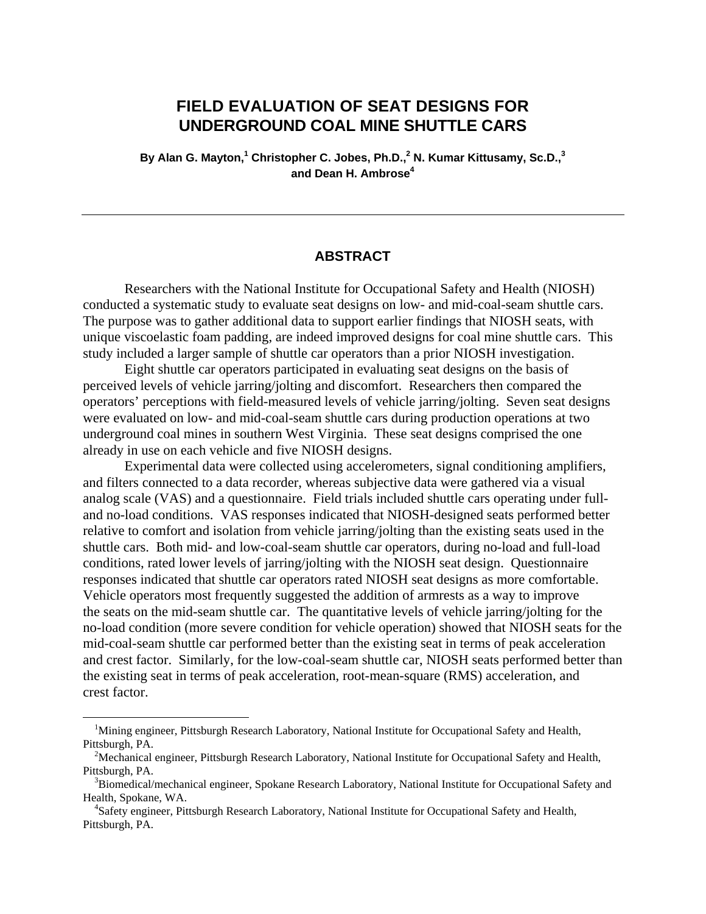# FIELD EVALUATION OF SEAT DESIGNS FOR UNDERGROUND COAL MINE SHUTTLE CARS

**By Alan G. Mayton,[1] Christopher C. Jobes, Ph.D.,[2] N. Kumar Kittusamy, Sc.D.,[3] and Dean H. Ambrose[4]**

---

## ABSTRACT

Researchers with the National Institute for Occupational Safety and Health (NIOSH) conducted a systematic study to evaluate seat designs on low- and mid-coal-seam shuttle cars. The purpose was to gather additional data to support earlier findings that NIOSH seats, with unique viscoelastic foam padding, are indeed improved designs for coal mine shuttle cars. This study included a larger sample of shuttle car operators than a prior NIOSH investigation.

Eight shuttle car operators participated in evaluating seat designs on the basis of perceived levels of vehicle jarring/jolting and discomfort. Researchers then compared the operators' perceptions with field-measured levels of vehicle jarring/jolting. Seven seat designs were evaluated on low- and mid-coal-seam shuttle cars during production operations at two underground coal mines in southern West Virginia. These seat designs comprised the one already in use on each vehicle and five NIOSH designs.

Experimental data were collected using accelerometers, signal conditioning amplifiers, and filters connected to a data recorder, whereas subjective data were gathered via a visual analog scale (VAS) and a questionnaire. Field trials included shuttle cars operating under full- and no-load conditions. VAS responses indicated that NIOSH-designed seats performed better relative to comfort and isolation from vehicle jarring/jolting than the existing seats used in the shuttle cars. Both mid- and low-coal-seam shuttle car operators, during no-load and full-load conditions, rated lower levels of jarring/jolting with the NIOSH seat design. Questionnaire responses indicated that shuttle car operators rated NIOSH seat designs as more comfortable. Vehicle operators most frequently suggested the addition of armrests as a way to improve the seats on the mid-seam shuttle car. The quantitative levels of vehicle jarring/jolting for the no-load condition (more severe condition for vehicle operation) showed that NIOSH seats for the mid-coal-seam shuttle car performed better than the existing seat in terms of peak acceleration and crest factor. Similarly, for the low-coal-seam shuttle car, NIOSH seats performed better than the existing seat in terms of peak acceleration, root-mean-square (RMS) acceleration, and crest factor.

---

[1] Mining engineer, Pittsburgh Research Laboratory, National Institute for Occupational Safety and Health, Pittsburgh, PA.

[2] Mechanical engineer, Pittsburgh Research Laboratory, National Institute for Occupational Safety and Health, Pittsburgh, PA.

[3] Biomedical/mechanical engineer, Spokane Research Laboratory, National Institute for Occupational Safety and Health, Spokane, WA.

[4] Safety engineer, Pittsburgh Research Laboratory, National Institute for Occupational Safety and Health, Pittsburgh, PA.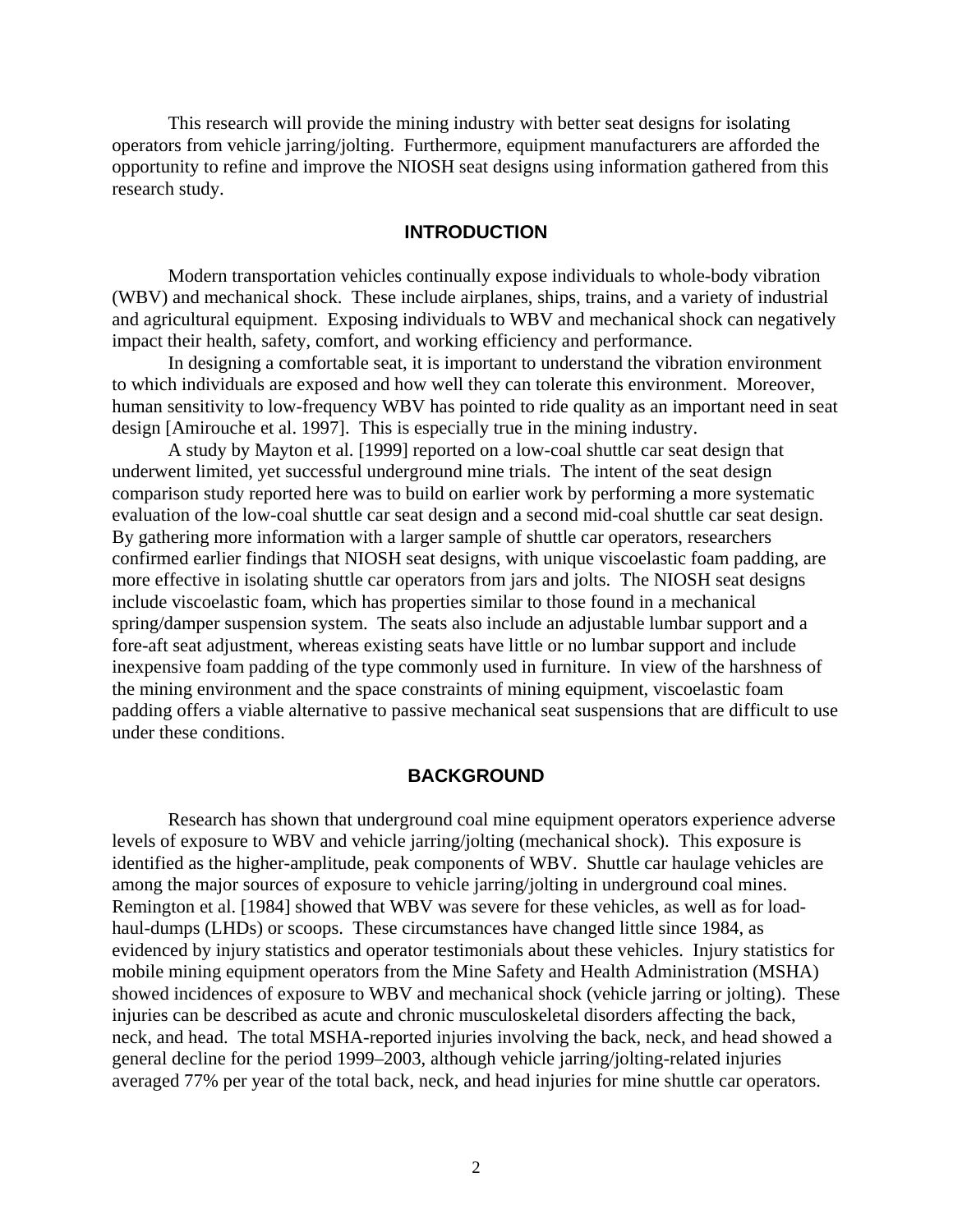This research will provide the mining industry with better seat designs for isolating operators from vehicle jarring/jolting. Furthermore, equipment manufacturers are afforded the opportunity to refine and improve the NIOSH seat designs using information gathered from this research study.

## INTRODUCTION

Modern transportation vehicles continually expose individuals to whole-body vibration (WBV) and mechanical shock. These include airplanes, ships, trains, and a variety of industrial and agricultural equipment. Exposing individuals to WBV and mechanical shock can negatively impact their health, safety, comfort, and working efficiency and performance.

In designing a comfortable seat, it is important to understand the vibration environment to which individuals are exposed and how well they can tolerate this environment. Moreover, human sensitivity to low-frequency WBV has pointed to ride quality as an important need in seat design [Amirouche et al. 1997]. This is especially true in the mining industry.

A study by Mayton et al. [1999] reported on a low-coal shuttle car seat design that underwent limited, yet successful underground mine trials. The intent of the seat design comparison study reported here was to build on earlier work by performing a more systematic evaluation of the low-coal shuttle car seat design and a second mid-coal shuttle car seat design. By gathering more information with a larger sample of shuttle car operators, researchers confirmed earlier findings that NIOSH seat designs, with unique viscoelastic foam padding, are more effective in isolating shuttle car operators from jars and jolts. The NIOSH seat designs include viscoelastic foam, which has properties similar to those found in a mechanical spring/damper suspension system. The seats also include an adjustable lumbar support and a fore-aft seat adjustment, whereas existing seats have little or no lumbar support and include inexpensive foam padding of the type commonly used in furniture. In view of the harshness of the mining environment and the space constraints of mining equipment, viscoelastic foam padding offers a viable alternative to passive mechanical seat suspensions that are difficult to use under these conditions.

## BACKGROUND

Research has shown that underground coal mine equipment operators experience adverse levels of exposure to WBV and vehicle jarring/jolting (mechanical shock). This exposure is identified as the higher-amplitude, peak components of WBV. Shuttle car haulage vehicles are among the major sources of exposure to vehicle jarring/jolting in underground coal mines. Remington et al. [1984] showed that WBV was severe for these vehicles, as well as for load-haul-dumps (LHDs) or scoops. These circumstances have changed little since 1984, as evidenced by injury statistics and operator testimonials about these vehicles. Injury statistics for mobile mining equipment operators from the Mine Safety and Health Administration (MSHA) showed incidences of exposure to WBV and mechanical shock (vehicle jarring or jolting). These injuries can be described as acute and chronic musculoskeletal disorders affecting the back, neck, and head. The total MSHA-reported injuries involving the back, neck, and head showed a general decline for the period 1999–2003, although vehicle jarring/jolting-related injuries averaged 77% per year of the total back, neck, and head injuries for mine shuttle car operators.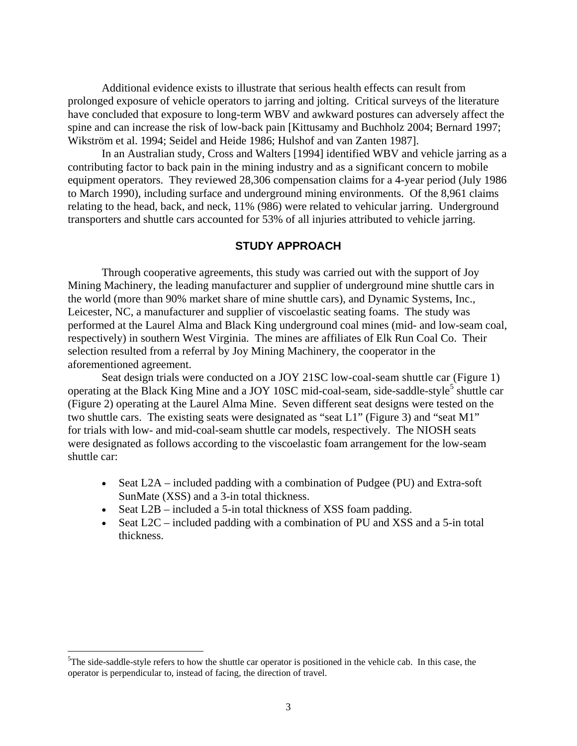Additional evidence exists to illustrate that serious health effects can result from prolonged exposure of vehicle operators to jarring and jolting. Critical surveys of the literature have concluded that exposure to long-term WBV and awkward postures can adversely affect the spine and can increase the risk of low-back pain [Kittusamy and Buchholz 2004; Bernard 1997; Wikström et al. 1994; Seidel and Heide 1986; Hulshof and van Zanten 1987].

In an Australian study, Cross and Walters [1994] identified WBV and vehicle jarring as a contributing factor to back pain in the mining industry and as a significant concern to mobile equipment operators. They reviewed 28,306 compensation claims for a 4-year period (July 1986 to March 1990), including surface and underground mining environments. Of the 8,961 claims relating to the head, back, and neck, 11% (986) were related to vehicular jarring. Underground transporters and shuttle cars accounted for 53% of all injuries attributed to vehicle jarring.

## STUDY APPROACH

Through cooperative agreements, this study was carried out with the support of Joy Mining Machinery, the leading manufacturer and supplier of underground mine shuttle cars in the world (more than 90% market share of mine shuttle cars), and Dynamic Systems, Inc., Leicester, NC, a manufacturer and supplier of viscoelastic seating foams. The study was performed at the Laurel Alma and Black King underground coal mines (mid- and low-seam coal, respectively) in southern West Virginia. The mines are affiliates of Elk Run Coal Co. Their selection resulted from a referral by Joy Mining Machinery, the cooperator in the aforementioned agreement.

Seat design trials were conducted on a JOY 21SC low-coal-seam shuttle car (Figure 1) operating at the Black King Mine and a JOY 10SC mid-coal-seam, side-saddle-style[5] shuttle car (Figure 2) operating at the Laurel Alma Mine. Seven different seat designs were tested on the two shuttle cars. The existing seats were designated as "seat L1" (Figure 3) and "seat M1" for trials with low- and mid-coal-seam shuttle car models, respectively. The NIOSH seats were designated as follows according to the viscoelastic foam arrangement for the low-seam shuttle car:

- Seat L2A – included padding with a combination of Pudgee (PU) and Extra-soft SunMate (XSS) and a 3-in total thickness.
- Seat L2B – included a 5-in total thickness of XSS foam padding.
- Seat L2C – included padding with a combination of PU and XSS and a 5-in total thickness.

[5]The side-saddle-style refers to how the shuttle car operator is positioned in the vehicle cab. In this case, the operator is perpendicular to, instead of facing, the direction of travel.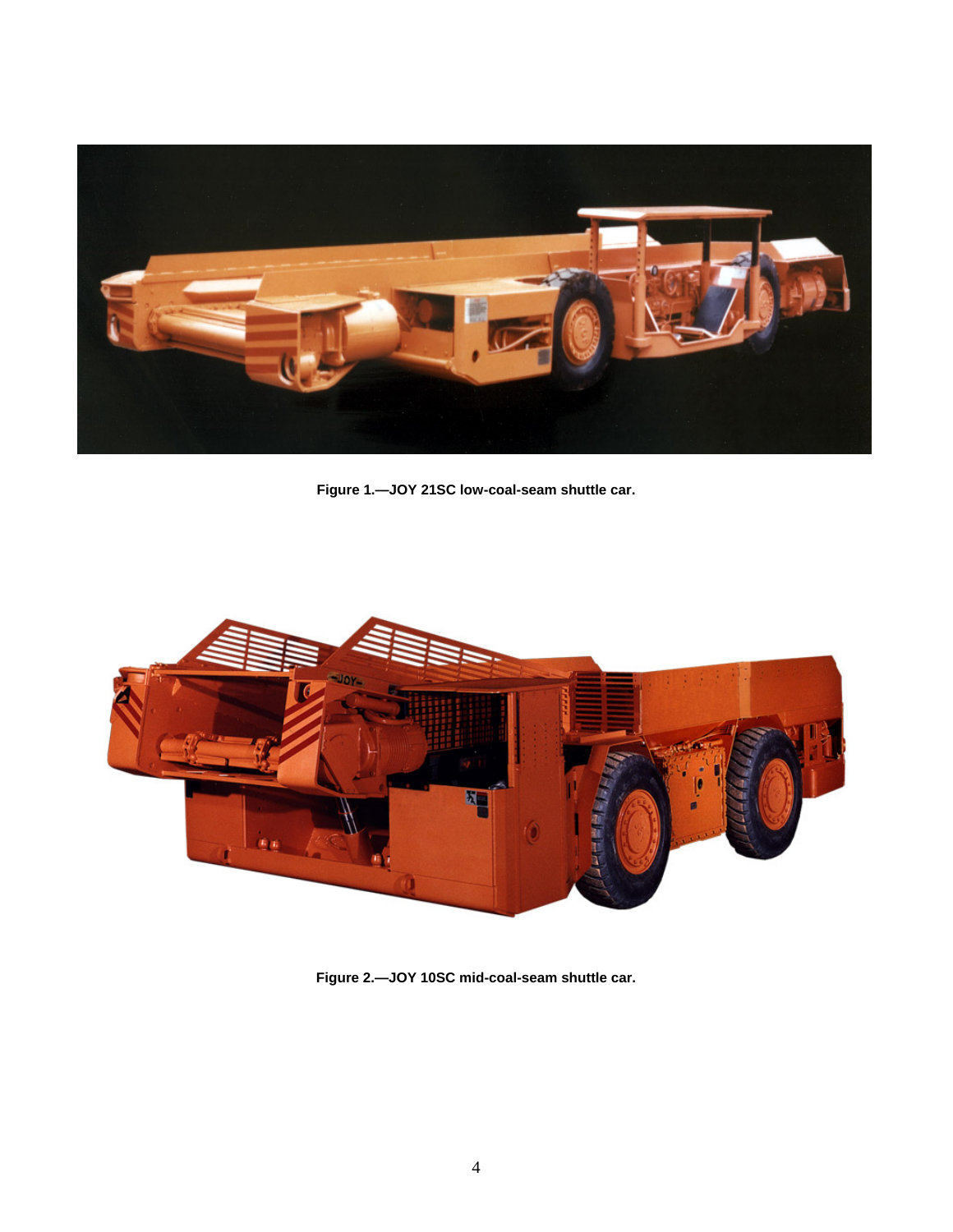Figure 1.—JOY 21SC low-coal-seam shuttle car.

Figure 2.—JOY 10SC mid-coal-seam shuttle car.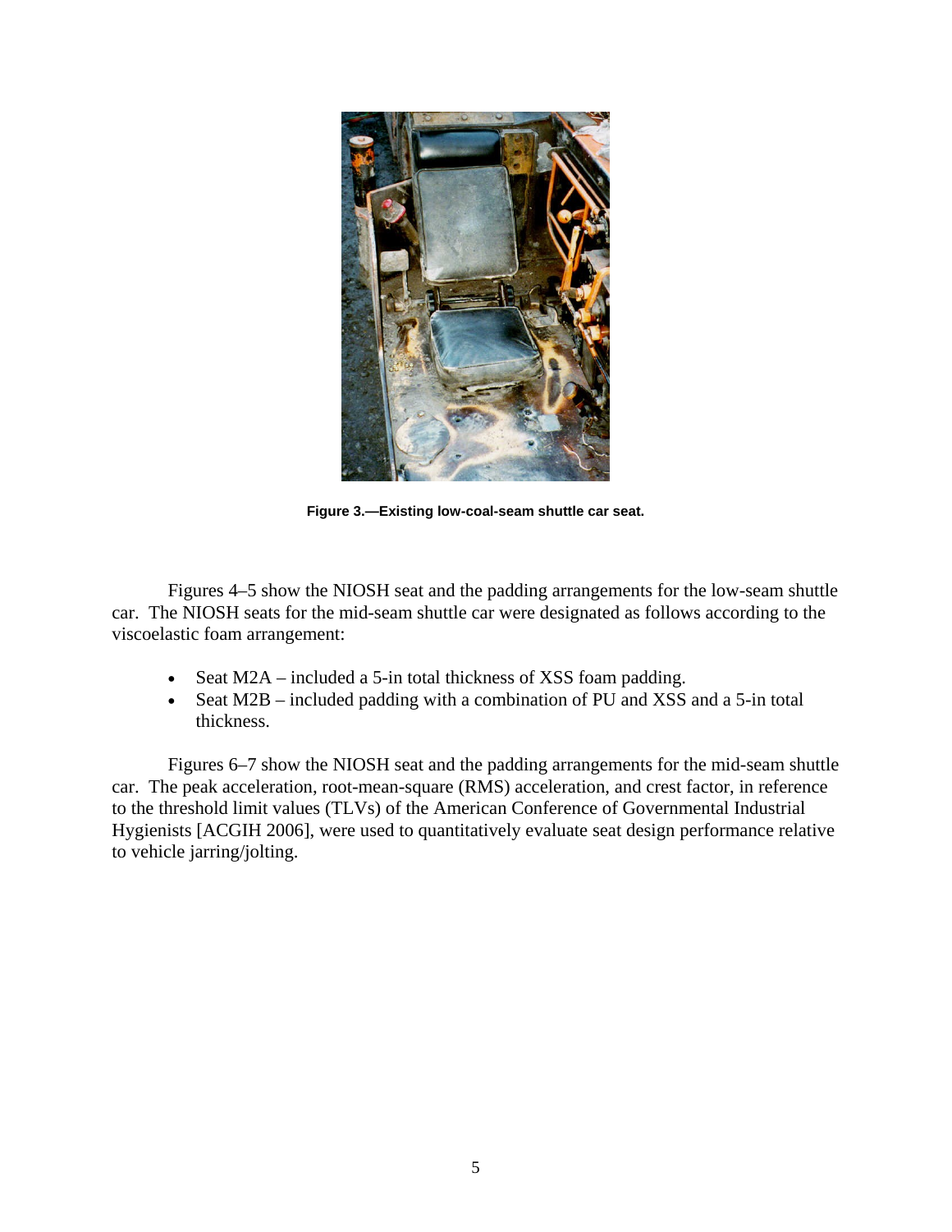Figure 3.—Existing low-coal-seam shuttle car seat.

Figures 4–5 show the NIOSH seat and the padding arrangements for the low-seam shuttle car. The NIOSH seats for the mid-seam shuttle car were designated as follows according to the viscoelastic foam arrangement:

- Seat M2A – included a 5-in total thickness of XSS foam padding.
- Seat M2B – included padding with a combination of PU and XSS and a 5-in total thickness.

Figures 6–7 show the NIOSH seat and the padding arrangements for the mid-seam shuttle car. The peak acceleration, root-mean-square (RMS) acceleration, and crest factor, in reference to the threshold limit values (TLVs) of the American Conference of Governmental Industrial Hygienists [ACGIH 2006], were used to quantitatively evaluate seat design performance relative to vehicle jarring/jolting.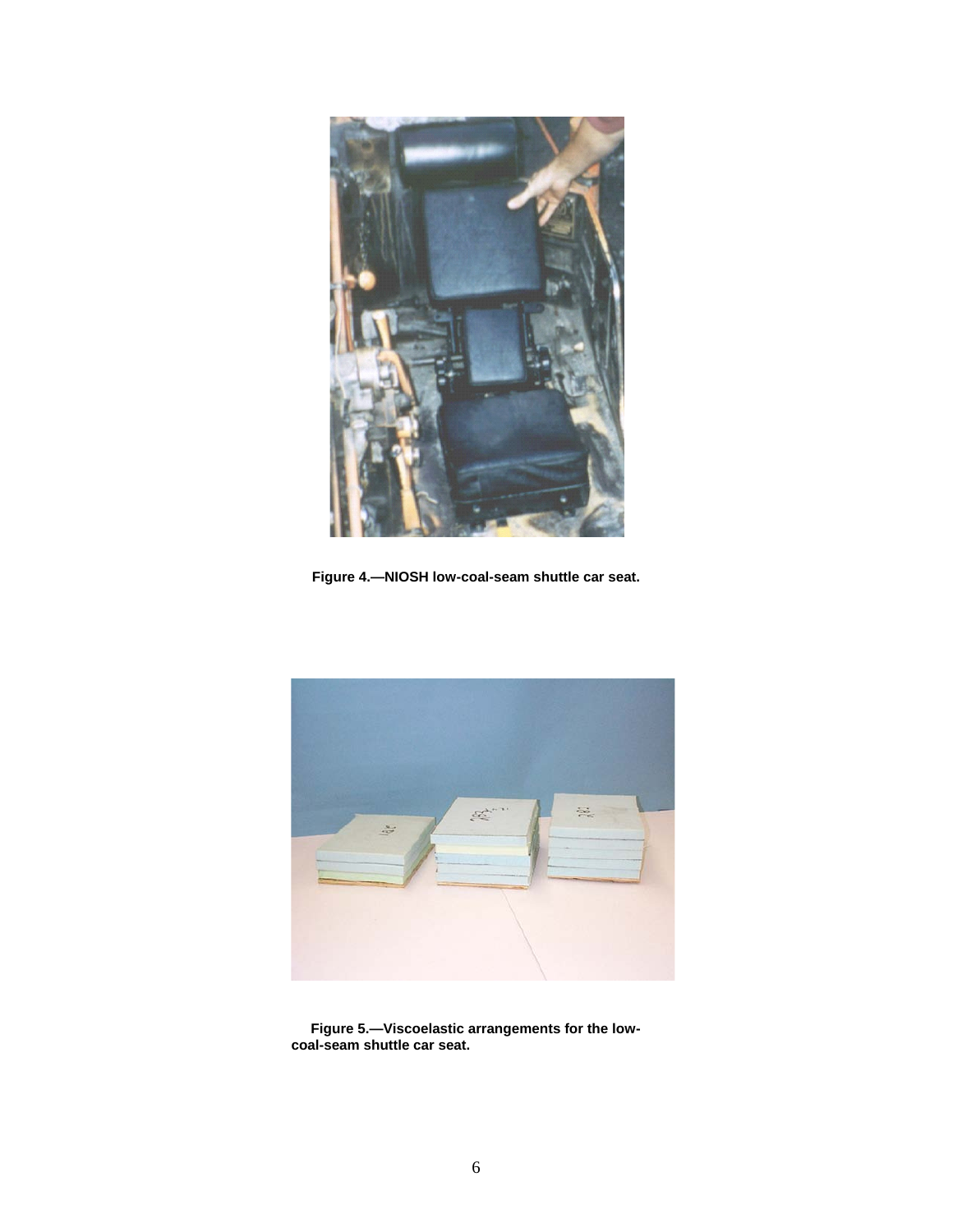**Figure 4.—NIOSH low-coal-seam shuttle car seat.**

**Figure 5.—Viscoelastic arrangements for the low-coal-seam shuttle car seat.**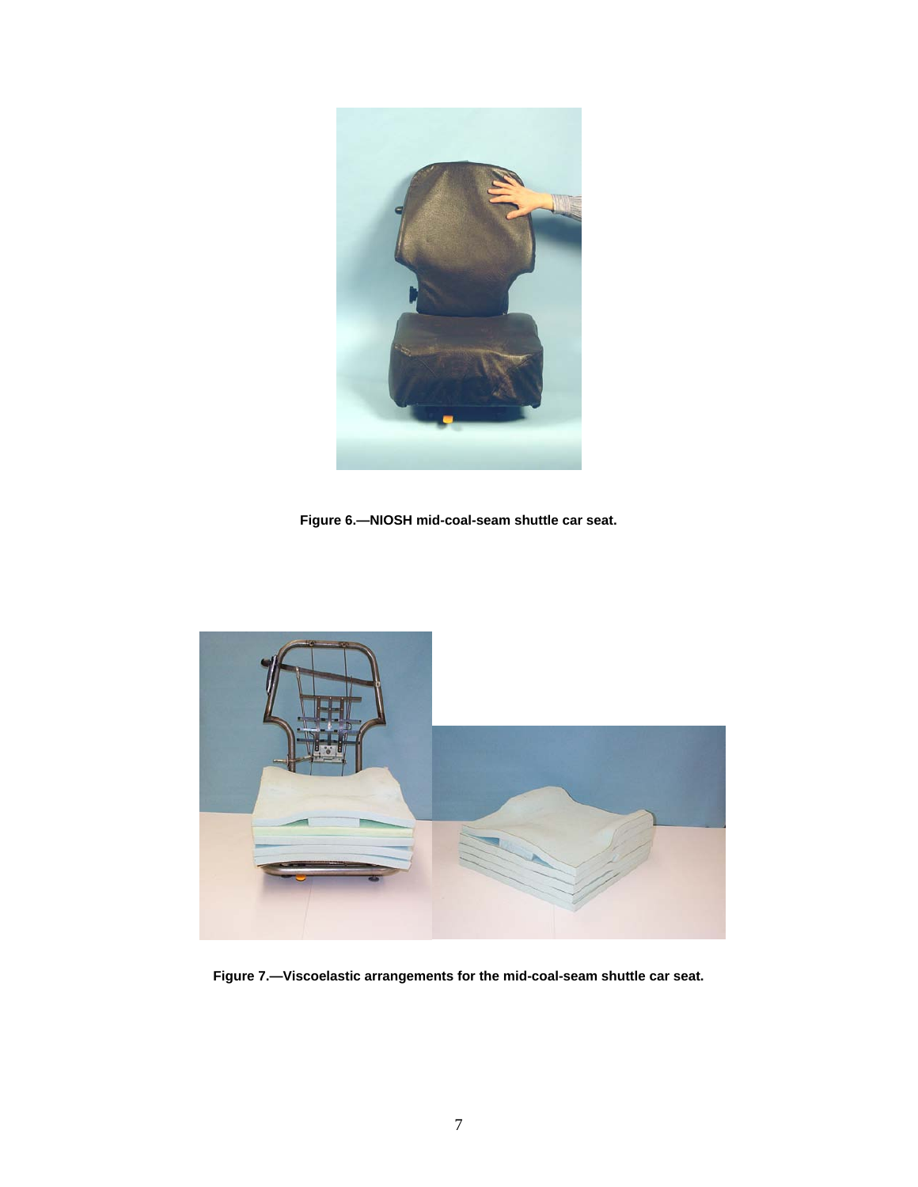**Figure 6.—NIOSH mid-coal-seam shuttle car seat.**

**Figure 7.—Viscoelastic arrangements for the mid-coal-seam shuttle car seat.**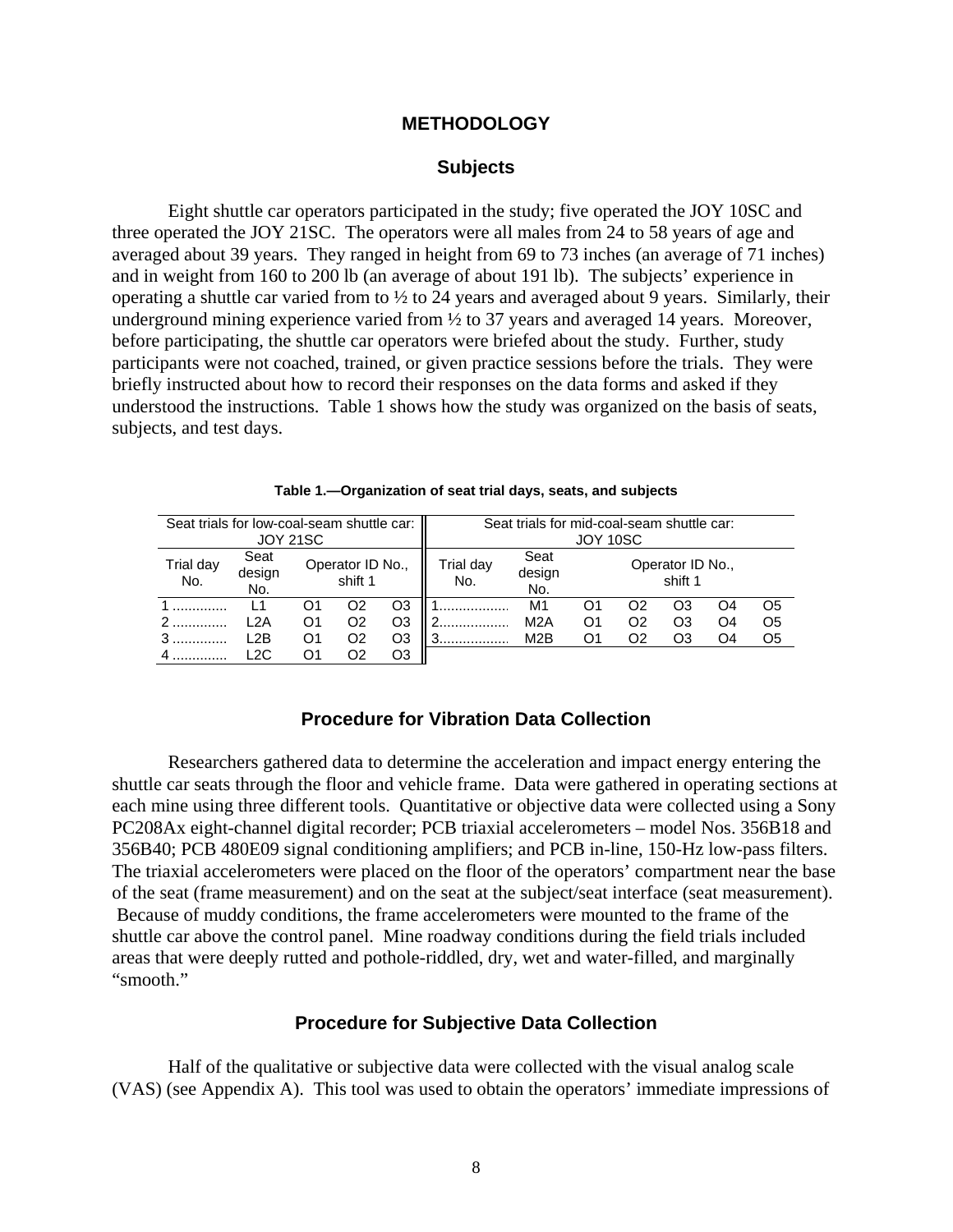# METHODOLOGY

## Subjects

Eight shuttle car operators participated in the study; five operated the JOY 10SC and three operated the JOY 21SC. The operators were all males from 24 to 58 years of age and averaged about 39 years. They ranged in height from 69 to 73 inches (an average of 71 inches) and in weight from 160 to 200 lb (an average of about 191 lb). The subjects' experience in operating a shuttle car varied from to ½ to 24 years and averaged about 9 years. Similarly, their underground mining experience varied from ½ to 37 years and averaged 14 years. Moreover, before participating, the shuttle car operators were briefed about the study. Further, study participants were not coached, trained, or given practice sessions before the trials. They were briefly instructed about how to record their responses on the data forms and asked if they understood the instructions. Table 1 shows how the study was organized on the basis of seats, subjects, and test days.

**Table 1.—Organization of seat trial days, seats, and subjects**

| Seat trials for low-coal-seam shuttle car: JOY 21SC | | | | | Seat trials for mid-coal-seam shuttle car: JOY 10SC | | | | | | | |
|---|---|---|---|---|---|---|---|---|---|---|---|---|
| Trial day No. | Seat design No. | Operator ID No., shift 1 | | | Trial day No. | Seat design No. | Operator ID No., shift 1 | | | | |
| 1 | L1 | O1 | O2 | O3 | 1 | M1 | O1 | O2 | O3 | O4 | O5 |
| 2 | L2A | O1 | O2 | O3 | 2 | M2A | O1 | O2 | O3 | O4 | O5 |
| 3 | L2B | O1 | O2 | O3 | 3 | M2B | O1 | O2 | O3 | O4 | O5 |
| 4 | L2C | O1 | O2 | O3 | | | | | | | |

## Procedure for Vibration Data Collection

Researchers gathered data to determine the acceleration and impact energy entering the shuttle car seats through the floor and vehicle frame. Data were gathered in operating sections at each mine using three different tools. Quantitative or objective data were collected using a Sony PC208Ax eight-channel digital recorder; PCB triaxial accelerometers – model Nos. 356B18 and 356B40; PCB 480E09 signal conditioning amplifiers; and PCB in-line, 150-Hz low-pass filters. The triaxial accelerometers were placed on the floor of the operators' compartment near the base of the seat (frame measurement) and on the seat at the subject/seat interface (seat measurement). Because of muddy conditions, the frame accelerometers were mounted to the frame of the shuttle car above the control panel. Mine roadway conditions during the field trials included areas that were deeply rutted and pothole-riddled, dry, wet and water-filled, and marginally "smooth."

## Procedure for Subjective Data Collection

Half of the qualitative or subjective data were collected with the visual analog scale (VAS) (see Appendix A). This tool was used to obtain the operators' immediate impressions of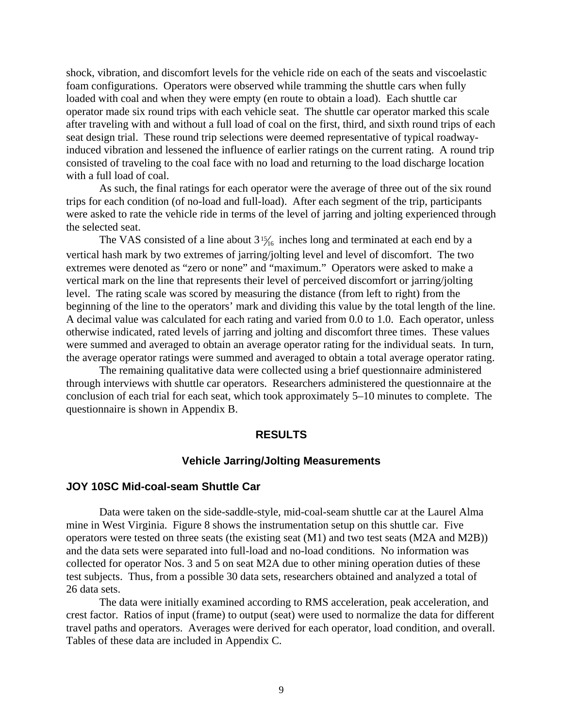shock, vibration, and discomfort levels for the vehicle ride on each of the seats and viscoelastic foam configurations. Operators were observed while tramming the shuttle cars when fully loaded with coal and when they were empty (en route to obtain a load). Each shuttle car operator made six round trips with each vehicle seat. The shuttle car operator marked this scale after traveling with and without a full load of coal on the first, third, and sixth round trips of each seat design trial. These round trip selections were deemed representative of typical roadway-induced vibration and lessened the influence of earlier ratings on the current rating. A round trip consisted of traveling to the coal face with no load and returning to the load discharge location with a full load of coal.

As such, the final ratings for each operator were the average of three out of the six round trips for each condition (of no-load and full-load). After each segment of the trip, participants were asked to rate the vehicle ride in terms of the level of jarring and jolting experienced through the selected seat.

The VAS consisted of a line about $3\frac{15}{16}$ inches long and terminated at each end by a vertical hash mark by two extremes of jarring/jolting level and level of discomfort. The two extremes were denoted as "zero or none" and "maximum." Operators were asked to make a vertical mark on the line that represents their level of perceived discomfort or jarring/jolting level. The rating scale was scored by measuring the distance (from left to right) from the beginning of the line to the operators' mark and dividing this value by the total length of the line. A decimal value was calculated for each rating and varied from 0.0 to 1.0. Each operator, unless otherwise indicated, rated levels of jarring and jolting and discomfort three times. These values were summed and averaged to obtain an average operator rating for the individual seats. In turn, the average operator ratings were summed and averaged to obtain a total average operator rating.

The remaining qualitative data were collected using a brief questionnaire administered through interviews with shuttle car operators. Researchers administered the questionnaire at the conclusion of each trial for each seat, which took approximately 5–10 minutes to complete. The questionnaire is shown in Appendix B.

## RESULTS

### Vehicle Jarring/Jolting Measurements

#### JOY 10SC Mid-coal-seam Shuttle Car

Data were taken on the side-saddle-style, mid-coal-seam shuttle car at the Laurel Alma mine in West Virginia. Figure 8 shows the instrumentation setup on this shuttle car. Five operators were tested on three seats (the existing seat (M1) and two test seats (M2A and M2B)) and the data sets were separated into full-load and no-load conditions. No information was collected for operator Nos. 3 and 5 on seat M2A due to other mining operation duties of these test subjects. Thus, from a possible 30 data sets, researchers obtained and analyzed a total of 26 data sets.

The data were initially examined according to RMS acceleration, peak acceleration, and crest factor. Ratios of input (frame) to output (seat) were used to normalize the data for different travel paths and operators. Averages were derived for each operator, load condition, and overall. Tables of these data are included in Appendix C.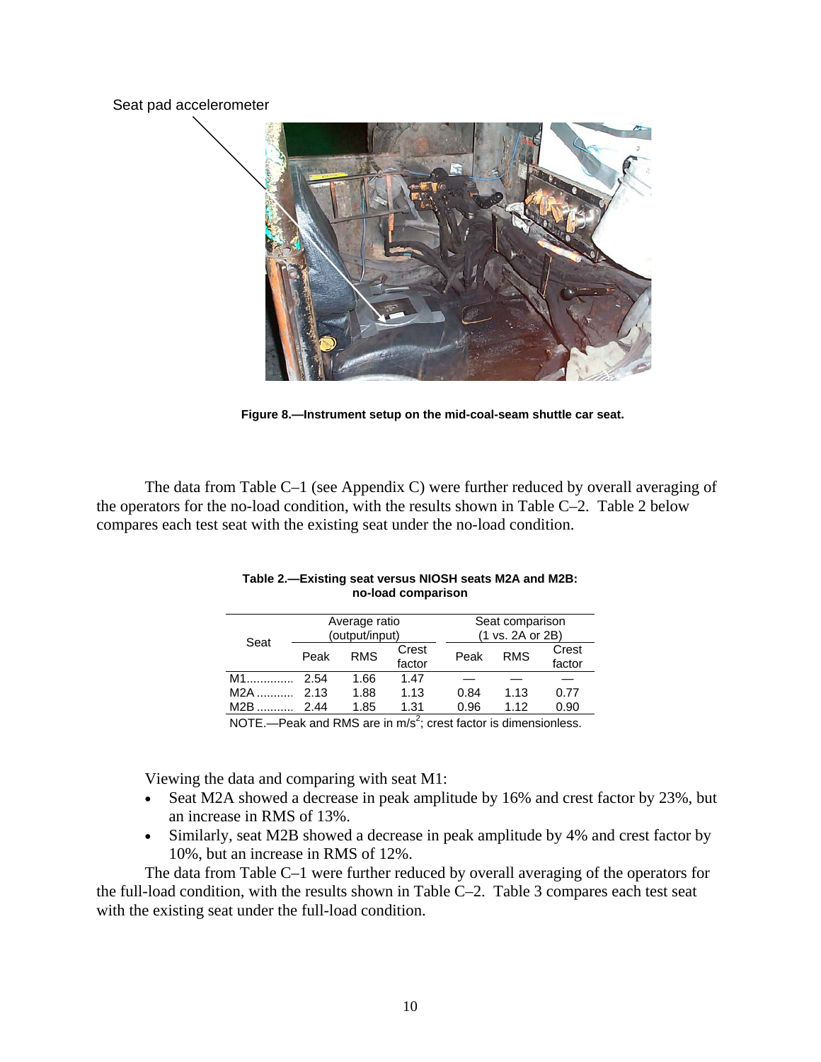Seat pad accelerometer

**Figure 8.—Instrument setup on the mid-coal-seam shuttle car seat.**

The data from Table C–1 (see Appendix C) were further reduced by overall averaging of the operators for the no-load condition, with the results shown in Table C–2. Table 2 below compares each test seat with the existing seat under the no-load condition.

**Table 2.—Existing seat versus NIOSH seats M2A and M2B: no-load comparison**

| Seat | Average ratio (output/input) | | | Seat comparison (1 vs. 2A or 2B) | | |
|---|---|---|---|---|---|---|
| | Peak | RMS | Crest factor | Peak | RMS | Crest factor |
| M1 | 2.54 | 1.66 | 1.47 | — | — | — |
| M2A | 2.13 | 1.88 | 1.13 | 0.84 | 1.13 | 0.77 |
| M2B | 2.44 | 1.85 | 1.31 | 0.96 | 1.12 | 0.90 |

NOTE.—Peak and RMS are in $m/s^2$; crest factor is dimensionless.

Viewing the data and comparing with seat M1:

- Seat M2A showed a decrease in peak amplitude by 16% and crest factor by 23%, but an increase in RMS of 13%.
- Similarly, seat M2B showed a decrease in peak amplitude by 4% and crest factor by 10%, but an increase in RMS of 12%.

The data from Table C–1 were further reduced by overall averaging of the operators for the full-load condition, with the results shown in Table C–2. Table 3 compares each test seat with the existing seat under the full-load condition.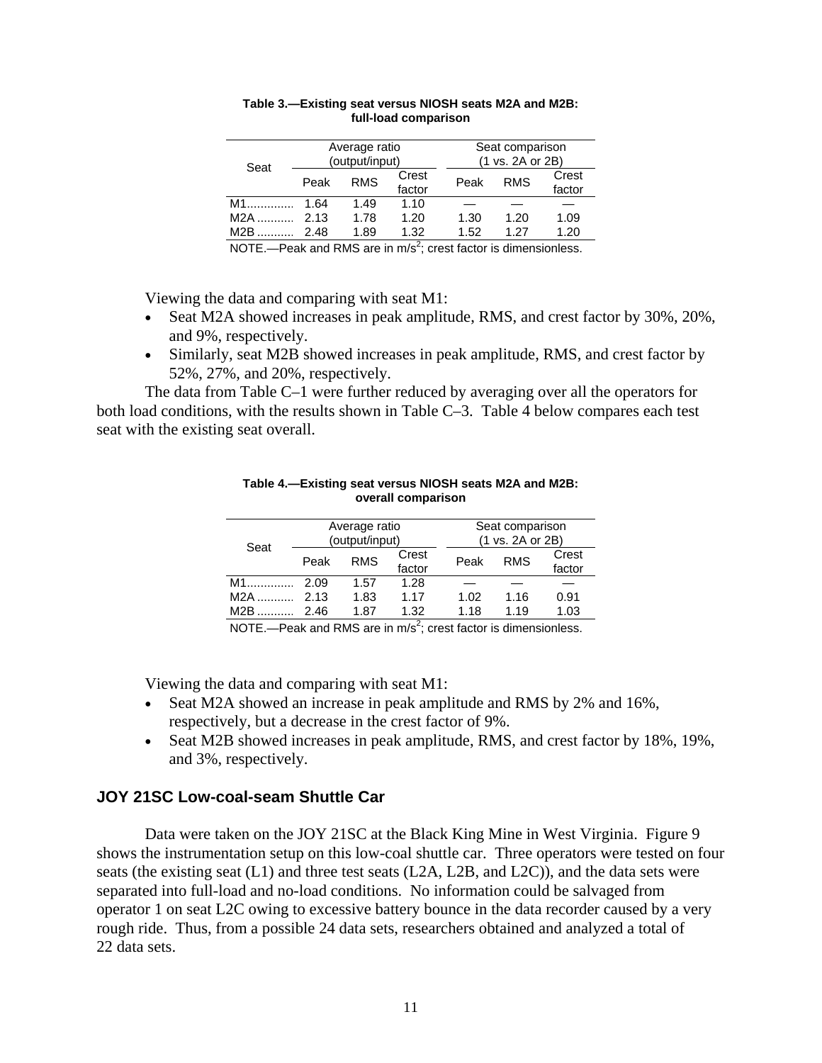**Table 3.—Existing seat versus NIOSH seats M2A and M2B: full-load comparison**

| Seat | Average ratio (output/input) | | | Seat comparison (1 vs. 2A or 2B) | | |
|---|---|---|---|---|---|---|
| | Peak | RMS | Crest factor | Peak | RMS | Crest factor |
| M1 | 1.64 | 1.49 | 1.10 | — | — | — |
| M2A | 2.13 | 1.78 | 1.20 | 1.30 | 1.20 | 1.09 |
| M2B | 2.48 | 1.89 | 1.32 | 1.52 | 1.27 | 1.20 |

NOTE.—Peak and RMS are in $m/s^2$; crest factor is dimensionless.

Viewing the data and comparing with seat M1:

- Seat M2A showed increases in peak amplitude, RMS, and crest factor by 30%, 20%, and 9%, respectively.
- Similarly, seat M2B showed increases in peak amplitude, RMS, and crest factor by 52%, 27%, and 20%, respectively.

The data from Table C–1 were further reduced by averaging over all the operators for both load conditions, with the results shown in Table C–3. Table 4 below compares each test seat with the existing seat overall.

**Table 4.—Existing seat versus NIOSH seats M2A and M2B: overall comparison**

| Seat | Average ratio (output/input) | | | Seat comparison (1 vs. 2A or 2B) | | |
|---|---|---|---|---|---|---|
| | Peak | RMS | Crest factor | Peak | RMS | Crest factor |
| M1 | 2.09 | 1.57 | 1.28 | — | — | — |
| M2A | 2.13 | 1.83 | 1.17 | 1.02 | 1.16 | 0.91 |
| M2B | 2.46 | 1.87 | 1.32 | 1.18 | 1.19 | 1.03 |

NOTE.—Peak and RMS are in $m/s^2$; crest factor is dimensionless.

Viewing the data and comparing with seat M1:

- Seat M2A showed an increase in peak amplitude and RMS by 2% and 16%, respectively, but a decrease in the crest factor of 9%.
- Seat M2B showed increases in peak amplitude, RMS, and crest factor by 18%, 19%, and 3%, respectively.

## JOY 21SC Low-coal-seam Shuttle Car

Data were taken on the JOY 21SC at the Black King Mine in West Virginia. Figure 9 shows the instrumentation setup on this low-coal shuttle car. Three operators were tested on four seats (the existing seat (L1) and three test seats (L2A, L2B, and L2C)), and the data sets were separated into full-load and no-load conditions. No information could be salvaged from operator 1 on seat L2C owing to excessive battery bounce in the data recorder caused by a very rough ride. Thus, from a possible 24 data sets, researchers obtained and analyzed a total of 22 data sets.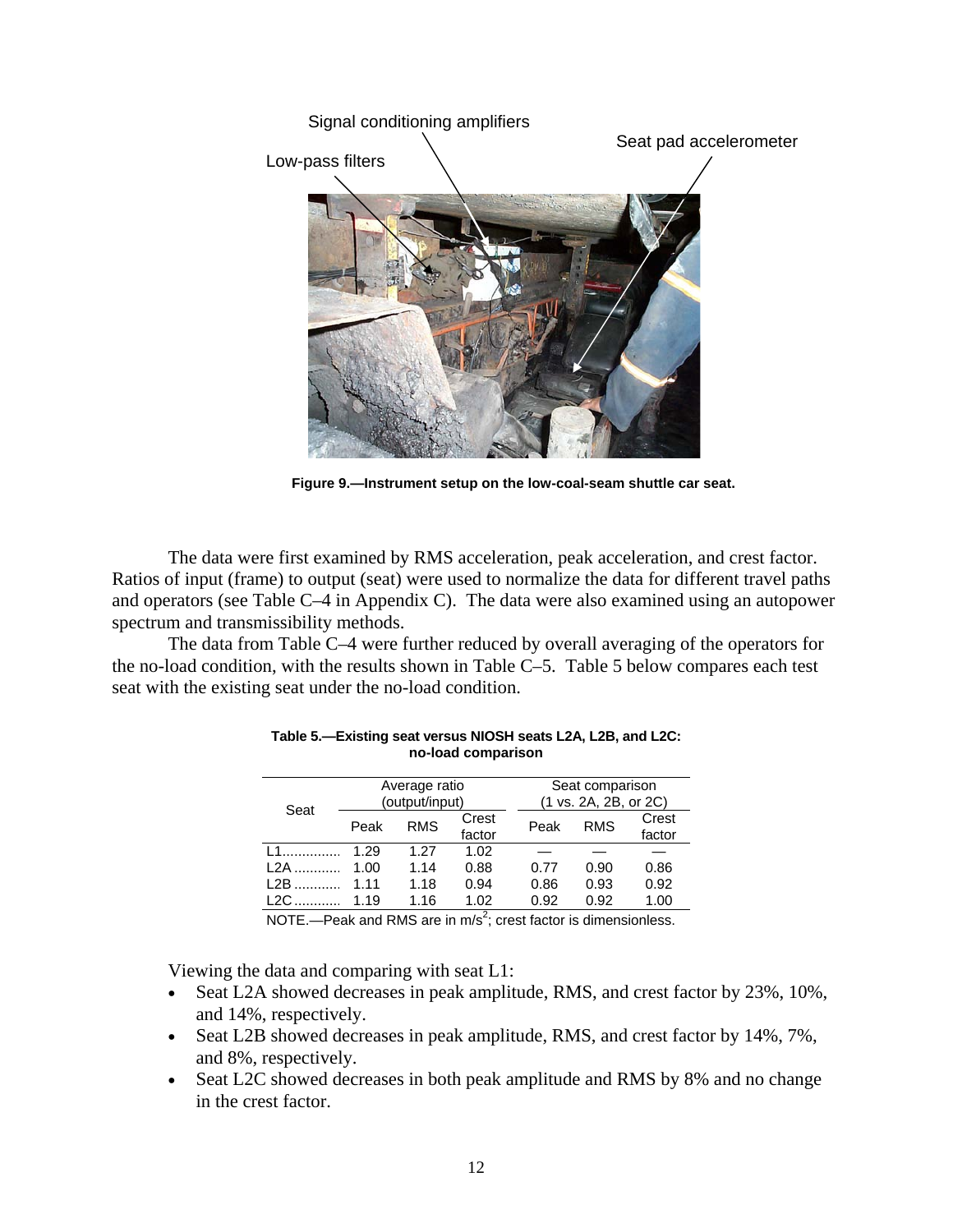Figure 9.—Instrument setup on the low-coal-seam shuttle car seat.

The data were first examined by RMS acceleration, peak acceleration, and crest factor. Ratios of input (frame) to output (seat) were used to normalize the data for different travel paths and operators (see Table C–4 in Appendix C). The data were also examined using an autopower spectrum and transmissibility methods.

The data from Table C–4 were further reduced by overall averaging of the operators for the no-load condition, with the results shown in Table C–5. Table 5 below compares each test seat with the existing seat under the no-load condition.

**Table 5.—Existing seat versus NIOSH seats L2A, L2B, and L2C: no-load comparison**

| Seat | Average ratio (output/input) | | | Seat comparison (1 vs. 2A, 2B, or 2C) | | |
|---|---|---|---|---|---|---|
| | Peak | RMS | Crest factor | Peak | RMS | Crest factor |
| L1 | 1.29 | 1.27 | 1.02 | — | — | — |
| L2A | 1.00 | 1.14 | 0.88 | 0.77 | 0.90 | 0.86 |
| L2B | 1.11 | 1.18 | 0.94 | 0.86 | 0.93 | 0.92 |
| L2C | 1.19 | 1.16 | 1.02 | 0.92 | 0.92 | 1.00 |

NOTE.—Peak and RMS are in $m/s^2$; crest factor is dimensionless.

Viewing the data and comparing with seat L1:

- Seat L2A showed decreases in peak amplitude, RMS, and crest factor by 23%, 10%, and 14%, respectively.
- Seat L2B showed decreases in peak amplitude, RMS, and crest factor by 14%, 7%, and 8%, respectively.
- Seat L2C showed decreases in both peak amplitude and RMS by 8% and no change in the crest factor.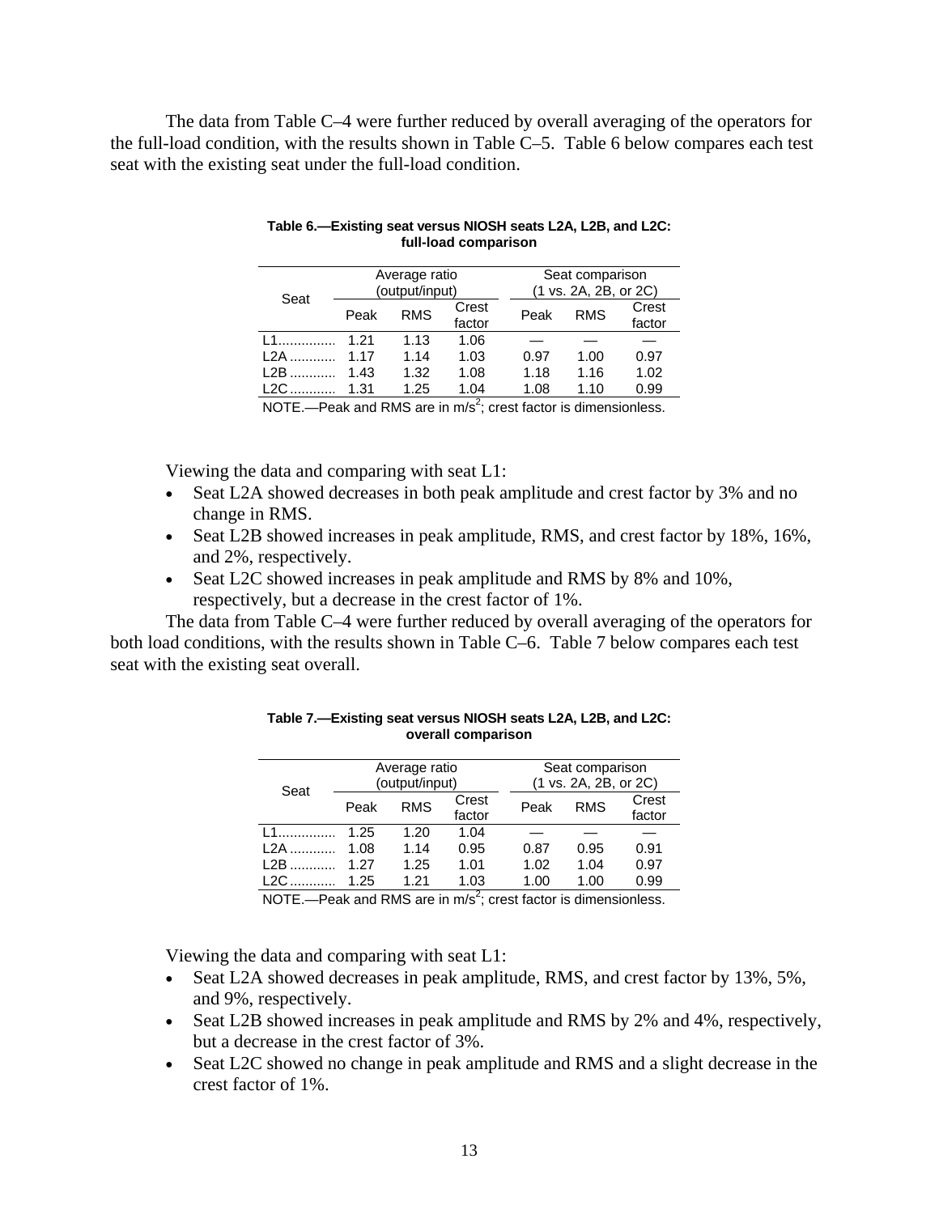The data from Table C–4 were further reduced by overall averaging of the operators for the full-load condition, with the results shown in Table C–5. Table 6 below compares each test seat with the existing seat under the full-load condition.

**Table 6.—Existing seat versus NIOSH seats L2A, L2B, and L2C: full-load comparison**

| Seat | Average ratio (output/input) | | | Seat comparison (1 vs. 2A, 2B, or 2C) | | |
|---|---|---|---|---|---|---|
| | Peak | RMS | Crest factor | Peak | RMS | Crest factor |
| L1 | 1.21 | 1.13 | 1.06 | — | — | — |
| L2A | 1.17 | 1.14 | 1.03 | 0.97 | 1.00 | 0.97 |
| L2B | 1.43 | 1.32 | 1.08 | 1.18 | 1.16 | 1.02 |
| L2C | 1.31 | 1.25 | 1.04 | 1.08 | 1.10 | 0.99 |

NOTE.—Peak and RMS are in m/s$^2$; crest factor is dimensionless.

Viewing the data and comparing with seat L1:

- Seat L2A showed decreases in both peak amplitude and crest factor by 3% and no change in RMS.
- Seat L2B showed increases in peak amplitude, RMS, and crest factor by 18%, 16%, and 2%, respectively.
- Seat L2C showed increases in peak amplitude and RMS by 8% and 10%, respectively, but a decrease in the crest factor of 1%.

The data from Table C–4 were further reduced by overall averaging of the operators for both load conditions, with the results shown in Table C–6. Table 7 below compares each test seat with the existing seat overall.

**Table 7.—Existing seat versus NIOSH seats L2A, L2B, and L2C: overall comparison**

| Seat | Average ratio (output/input) | | | Seat comparison (1 vs. 2A, 2B, or 2C) | | |
|---|---|---|---|---|---|---|
| | Peak | RMS | Crest factor | Peak | RMS | Crest factor |
| L1 | 1.25 | 1.20 | 1.04 | — | — | — |
| L2A | 1.08 | 1.14 | 0.95 | 0.87 | 0.95 | 0.91 |
| L2B | 1.27 | 1.25 | 1.01 | 1.02 | 1.04 | 0.97 |
| L2C | 1.25 | 1.21 | 1.03 | 1.00 | 1.00 | 0.99 |

NOTE.—Peak and RMS are in m/s$^2$; crest factor is dimensionless.

Viewing the data and comparing with seat L1:

- Seat L2A showed decreases in peak amplitude, RMS, and crest factor by 13%, 5%, and 9%, respectively.
- Seat L2B showed increases in peak amplitude and RMS by 2% and 4%, respectively, but a decrease in the crest factor of 3%.
- Seat L2C showed no change in peak amplitude and RMS and a slight decrease in the crest factor of 1%.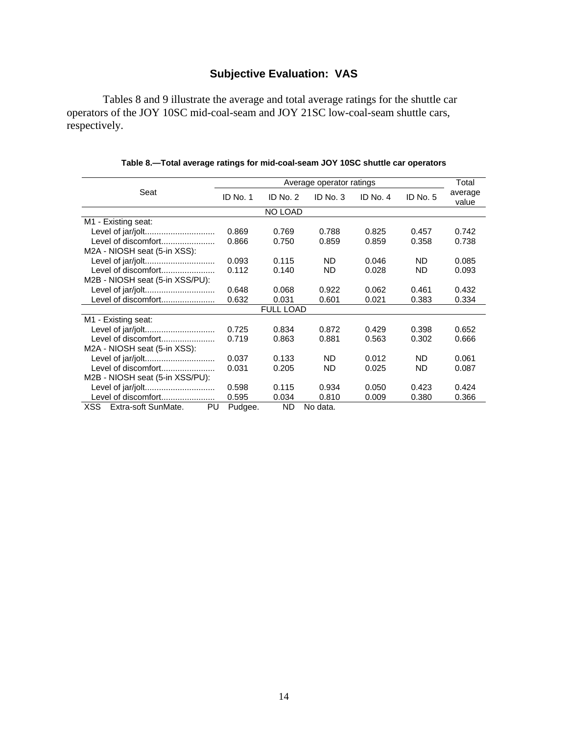## Subjective Evaluation: VAS

Tables 8 and 9 illustrate the average and total average ratings for the shuttle car operators of the JOY 10SC mid-coal-seam and JOY 21SC low-coal-seam shuttle cars, respectively.

**Table 8.—Total average ratings for mid-coal-seam JOY 10SC shuttle car operators**

| Seat | Average operator ratings | | | | | Total average value |
|---|---|---|---|---|---|---|
| | ID No. 1 | ID No. 2 | ID No. 3 | ID No. 4 | ID No. 5 | |
| **NO LOAD** | | | | | | |
| M1 - Existing seat: | | | | | | |
| Level of jar/jolt | 0.869 | 0.769 | 0.788 | 0.825 | 0.457 | 0.742 |
| Level of discomfort | 0.866 | 0.750 | 0.859 | 0.859 | 0.358 | 0.738 |
| M2A - NIOSH seat (5-in XSS): | | | | | | |
| Level of jar/jolt | 0.093 | 0.115 | ND | 0.046 | ND | 0.085 |
| Level of discomfort | 0.112 | 0.140 | ND | 0.028 | ND | 0.093 |
| M2B - NIOSH seat (5-in XSS/PU): | | | | | | |
| Level of jar/jolt | 0.648 | 0.068 | 0.922 | 0.062 | 0.461 | 0.432 |
| Level of discomfort | 0.632 | 0.031 | 0.601 | 0.021 | 0.383 | 0.334 |
| **FULL LOAD** | | | | | | |
| M1 - Existing seat: | | | | | | |
| Level of jar/jolt | 0.725 | 0.834 | 0.872 | 0.429 | 0.398 | 0.652 |
| Level of discomfort | 0.719 | 0.863 | 0.881 | 0.563 | 0.302 | 0.666 |
| M2A - NIOSH seat (5-in XSS): | | | | | | |
| Level of jar/jolt | 0.037 | 0.133 | ND | 0.012 | ND | 0.061 |
| Level of discomfort | 0.031 | 0.205 | ND | 0.025 | ND | 0.087 |
| M2B - NIOSH seat (5-in XSS/PU): | | | | | | |
| Level of jar/jolt | 0.598 | 0.115 | 0.934 | 0.050 | 0.423 | 0.424 |
| Level of discomfort | 0.595 | 0.034 | 0.810 | 0.009 | 0.380 | 0.366 |

XSS Extra-soft SunMate. PU Pudgee. ND No data.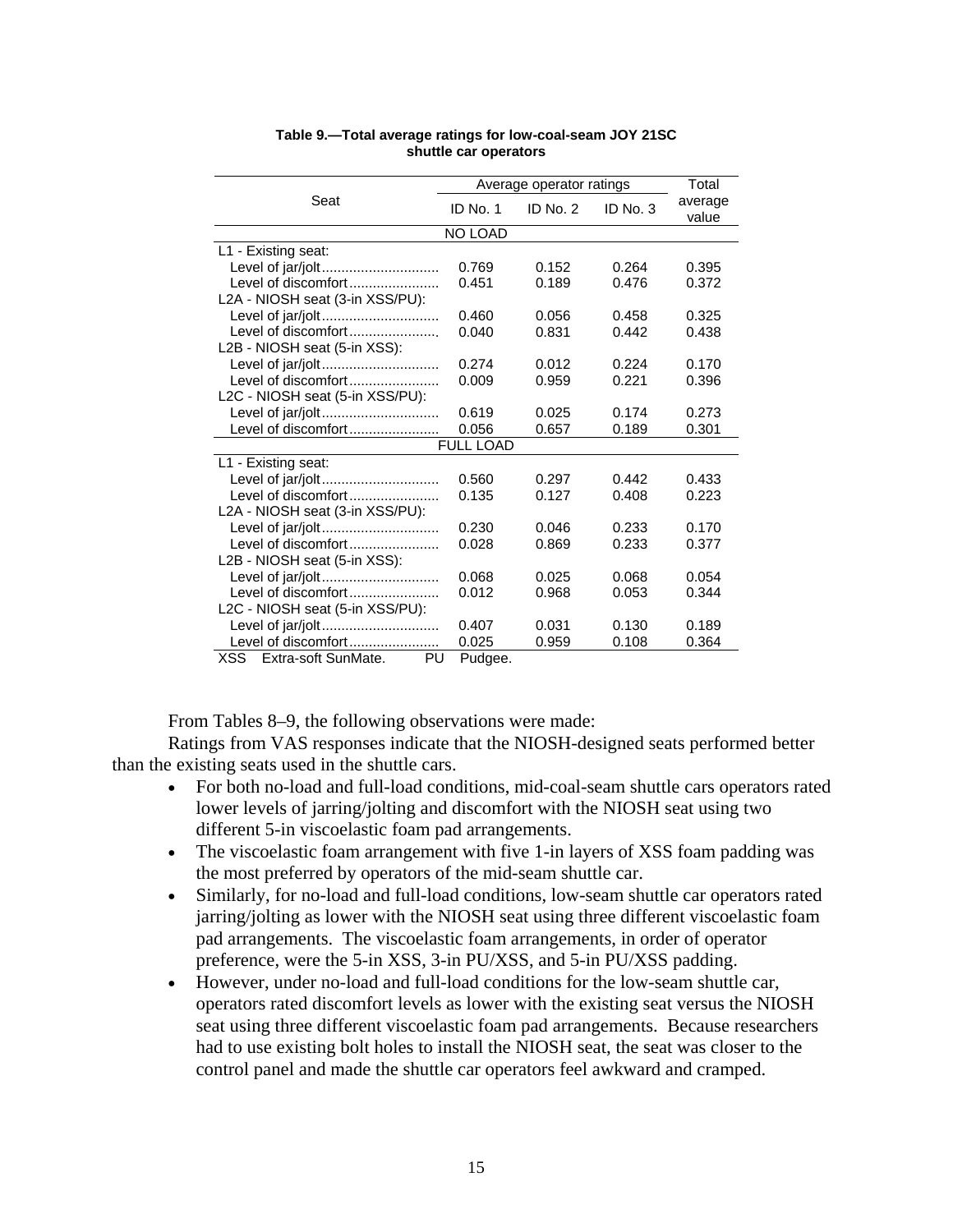**Table 9.—Total average ratings for low-coal-seam JOY 21SC shuttle car operators**

| Seat | Average operator ratings | | | Total average value |
|---|---|---|---|---|
| | ID No. 1 | ID No. 2 | ID No. 3 | |
| **NO LOAD** | | | | |
| L1 - Existing seat: | | | | |
| Level of jar/jolt | 0.769 | 0.152 | 0.264 | 0.395 |
| Level of discomfort | 0.451 | 0.189 | 0.476 | 0.372 |
| L2A - NIOSH seat (3-in XSS/PU): | | | | |
| Level of jar/jolt | 0.460 | 0.056 | 0.458 | 0.325 |
| Level of discomfort | 0.040 | 0.831 | 0.442 | 0.438 |
| L2B - NIOSH seat (5-in XSS): | | | | |
| Level of jar/jolt | 0.274 | 0.012 | 0.224 | 0.170 |
| Level of discomfort | 0.009 | 0.959 | 0.221 | 0.396 |
| L2C - NIOSH seat (5-in XSS/PU): | | | | |
| Level of jar/jolt | 0.619 | 0.025 | 0.174 | 0.273 |
| Level of discomfort | 0.056 | 0.657 | 0.189 | 0.301 |
| **FULL LOAD** | | | | |
| L1 - Existing seat: | | | | |
| Level of jar/jolt | 0.560 | 0.297 | 0.442 | 0.433 |
| Level of discomfort | 0.135 | 0.127 | 0.408 | 0.223 |
| L2A - NIOSH seat (3-in XSS/PU): | | | | |
| Level of jar/jolt | 0.230 | 0.046 | 0.233 | 0.170 |
| Level of discomfort | 0.028 | 0.869 | 0.233 | 0.377 |
| L2B - NIOSH seat (5-in XSS): | | | | |
| Level of jar/jolt | 0.068 | 0.025 | 0.068 | 0.054 |
| Level of discomfort | 0.012 | 0.968 | 0.053 | 0.344 |
| L2C - NIOSH seat (5-in XSS/PU): | | | | |
| Level of jar/jolt | 0.407 | 0.031 | 0.130 | 0.189 |
| Level of discomfort | 0.025 | 0.959 | 0.108 | 0.364 |

XSS Extra-soft SunMate. PU Pudgee.

From Tables 8–9, the following observations were made:

Ratings from VAS responses indicate that the NIOSH-designed seats performed better than the existing seats used in the shuttle cars.

- For both no-load and full-load conditions, mid-coal-seam shuttle cars operators rated lower levels of jarring/jolting and discomfort with the NIOSH seat using two different 5-in viscoelastic foam pad arrangements.
- The viscoelastic foam arrangement with five 1-in layers of XSS foam padding was the most preferred by operators of the mid-seam shuttle car.
- Similarly, for no-load and full-load conditions, low-seam shuttle car operators rated jarring/jolting as lower with the NIOSH seat using three different viscoelastic foam pad arrangements. The viscoelastic foam arrangements, in order of operator preference, were the 5-in XSS, 3-in PU/XSS, and 5-in PU/XSS padding.
- However, under no-load and full-load conditions for the low-seam shuttle car, operators rated discomfort levels as lower with the existing seat versus the NIOSH seat using three different viscoelastic foam pad arrangements. Because researchers had to use existing bolt holes to install the NIOSH seat, the seat was closer to the control panel and made the shuttle car operators feel awkward and cramped.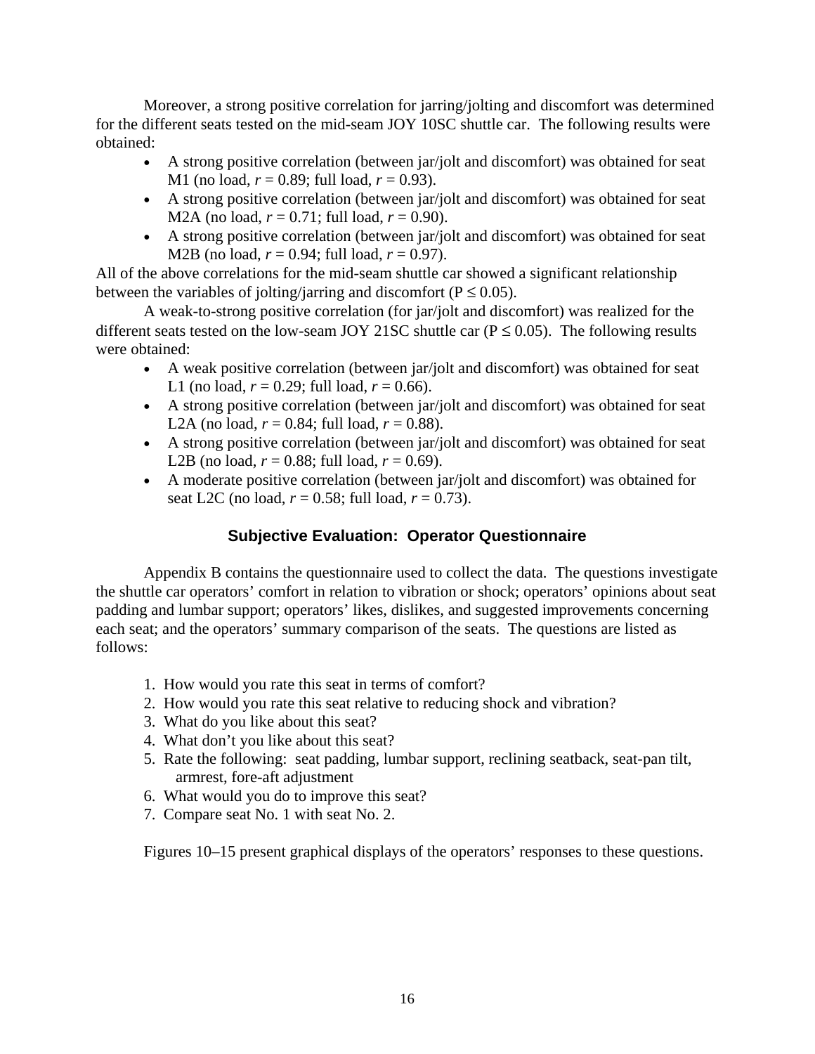Moreover, a strong positive correlation for jarring/jolting and discomfort was determined for the different seats tested on the mid-seam JOY 10SC shuttle car. The following results were obtained:

- A strong positive correlation (between jar/jolt and discomfort) was obtained for seat M1 (no load, $r = 0.89$; full load, $r = 0.93$).
- A strong positive correlation (between jar/jolt and discomfort) was obtained for seat M2A (no load, $r = 0.71$; full load, $r = 0.90$).
- A strong positive correlation (between jar/jolt and discomfort) was obtained for seat M2B (no load, $r = 0.94$; full load, $r = 0.97$).

All of the above correlations for the mid-seam shuttle car showed a significant relationship between the variables of jolting/jarring and discomfort ($P \leq 0.05$).

A weak-to-strong positive correlation (for jar/jolt and discomfort) was realized for the different seats tested on the low-seam JOY 21SC shuttle car ($P \leq 0.05$). The following results were obtained:

- A weak positive correlation (between jar/jolt and discomfort) was obtained for seat L1 (no load, $r = 0.29$; full load, $r = 0.66$).
- A strong positive correlation (between jar/jolt and discomfort) was obtained for seat L2A (no load, $r = 0.84$; full load, $r = 0.88$).
- A strong positive correlation (between jar/jolt and discomfort) was obtained for seat L2B (no load, $r = 0.88$; full load, $r = 0.69$).
- A moderate positive correlation (between jar/jolt and discomfort) was obtained for seat L2C (no load, $r = 0.58$; full load, $r = 0.73$).

## Subjective Evaluation: Operator Questionnaire

Appendix B contains the questionnaire used to collect the data. The questions investigate the shuttle car operators' comfort in relation to vibration or shock; operators' opinions about seat padding and lumbar support; operators' likes, dislikes, and suggested improvements concerning each seat; and the operators' summary comparison of the seats. The questions are listed as follows:

1. How would you rate this seat in terms of comfort?
2. How would you rate this seat relative to reducing shock and vibration?
3. What do you like about this seat?
4. What don't you like about this seat?
5. Rate the following: seat padding, lumbar support, reclining seatback, seat-pan tilt, armrest, fore-aft adjustment
6. What would you do to improve this seat?
7. Compare seat No. 1 with seat No. 2.

Figures 10–15 present graphical displays of the operators' responses to these questions.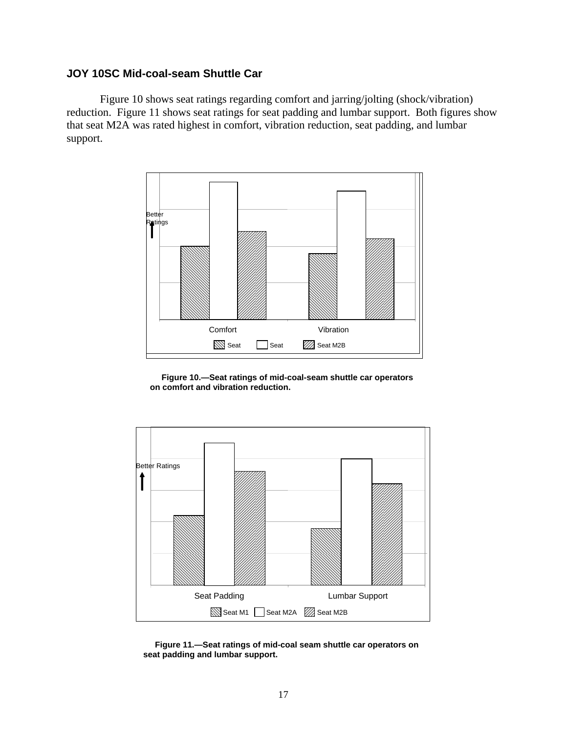### JOY 10SC Mid-coal-seam Shuttle Car

Figure 10 shows seat ratings regarding comfort and jarring/jolting (shock/vibration) reduction. Figure 11 shows seat ratings for seat padding and lumbar support. Both figures show that seat M2A was rated highest in comfort, vibration reduction, seat padding, and lumbar support.

Better Ratings

Comfort Vibration

Seat Seat Seat M2B

**Figure 10.—Seat ratings of mid-coal-seam shuttle car operators on comfort and vibration reduction.**

Better Ratings

Seat Padding Lumbar Support

Seat M1 Seat M2A Seat M2B

**Figure 11.—Seat ratings of mid-coal seam shuttle car operators on seat padding and lumbar support.**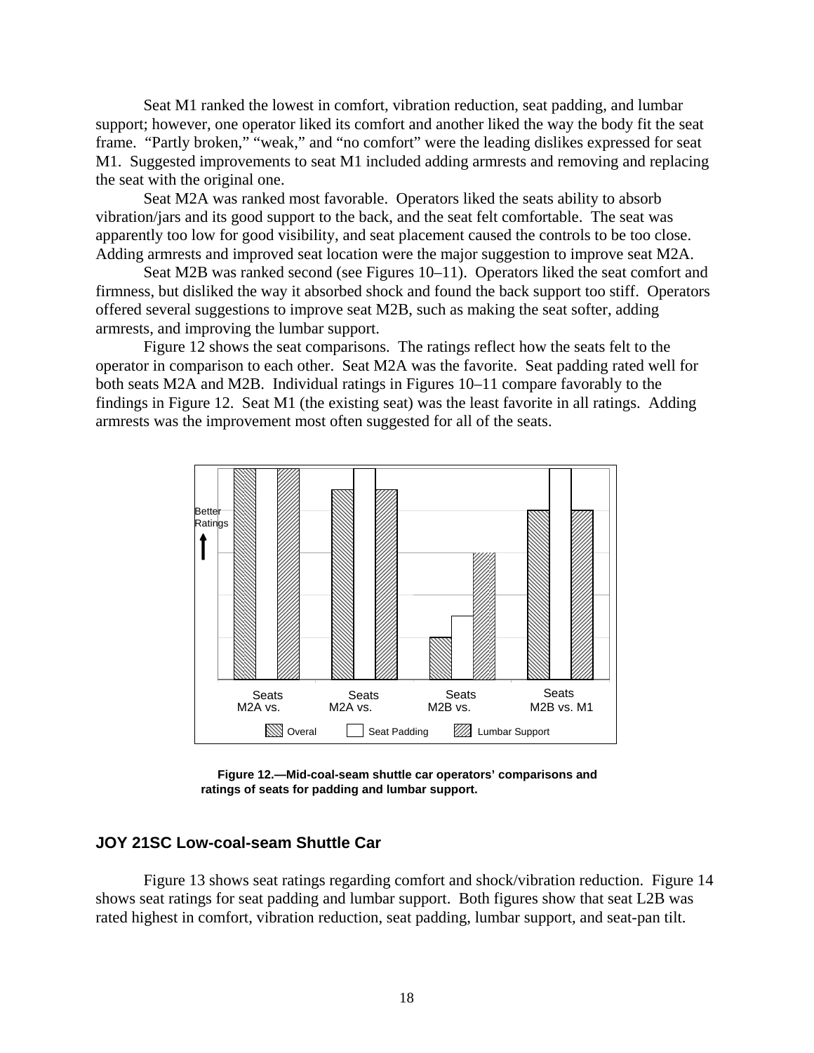Seat M1 ranked the lowest in comfort, vibration reduction, seat padding, and lumbar support; however, one operator liked its comfort and another liked the way the body fit the seat frame. "Partly broken," "weak," and "no comfort" were the leading dislikes expressed for seat M1. Suggested improvements to seat M1 included adding armrests and removing and replacing the seat with the original one.

Seat M2A was ranked most favorable. Operators liked the seats ability to absorb vibration/jars and its good support to the back, and the seat felt comfortable. The seat was apparently too low for good visibility, and seat placement caused the controls to be too close. Adding armrests and improved seat location were the major suggestion to improve seat M2A.

Seat M2B was ranked second (see Figures 10–11). Operators liked the seat comfort and firmness, but disliked the way it absorbed shock and found the back support too stiff. Operators offered several suggestions to improve seat M2B, such as making the seat softer, adding armrests, and improving the lumbar support.

Figure 12 shows the seat comparisons. The ratings reflect how the seats felt to the operator in comparison to each other. Seat M2A was the favorite. Seat padding rated well for both seats M2A and M2B. Individual ratings in Figures 10–11 compare favorably to the findings in Figure 12. Seat M1 (the existing seat) was the least favorite in all ratings. Adding armrests was the improvement most often suggested for all of the seats.

Better Ratings

Seats M2A vs. | Seats M2A vs. | Seats M2B vs. | Seats M2B vs. M1

Overal | Seat Padding | Lumbar Support

**Figure 12.—Mid-coal-seam shuttle car operators' comparisons and ratings of seats for padding and lumbar support.**

## JOY 21SC Low-coal-seam Shuttle Car

Figure 13 shows seat ratings regarding comfort and shock/vibration reduction. Figure 14 shows seat ratings for seat padding and lumbar support. Both figures show that seat L2B was rated highest in comfort, vibration reduction, seat padding, lumbar support, and seat-pan tilt.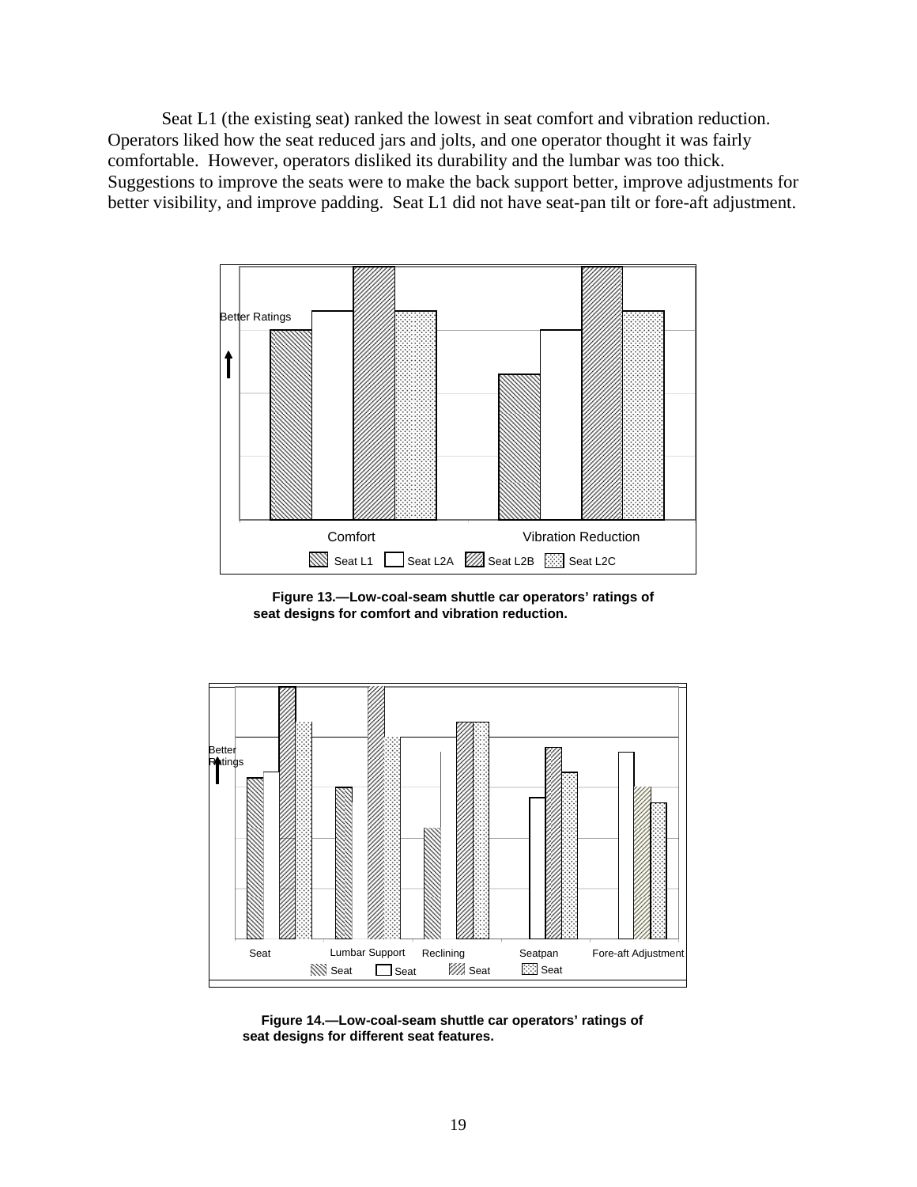Seat L1 (the existing seat) ranked the lowest in seat comfort and vibration reduction. Operators liked how the seat reduced jars and jolts, and one operator thought it was fairly comfortable. However, operators disliked its durability and the lumbar was too thick. Suggestions to improve the seats were to make the back support better, improve adjustments for better visibility, and improve padding. Seat L1 did not have seat-pan tilt or fore-aft adjustment.

**Figure 13.—Low-coal-seam shuttle car operators' ratings of seat designs for comfort and vibration reduction.**

**Figure 14.—Low-coal-seam shuttle car operators' ratings of seat designs for different seat features.**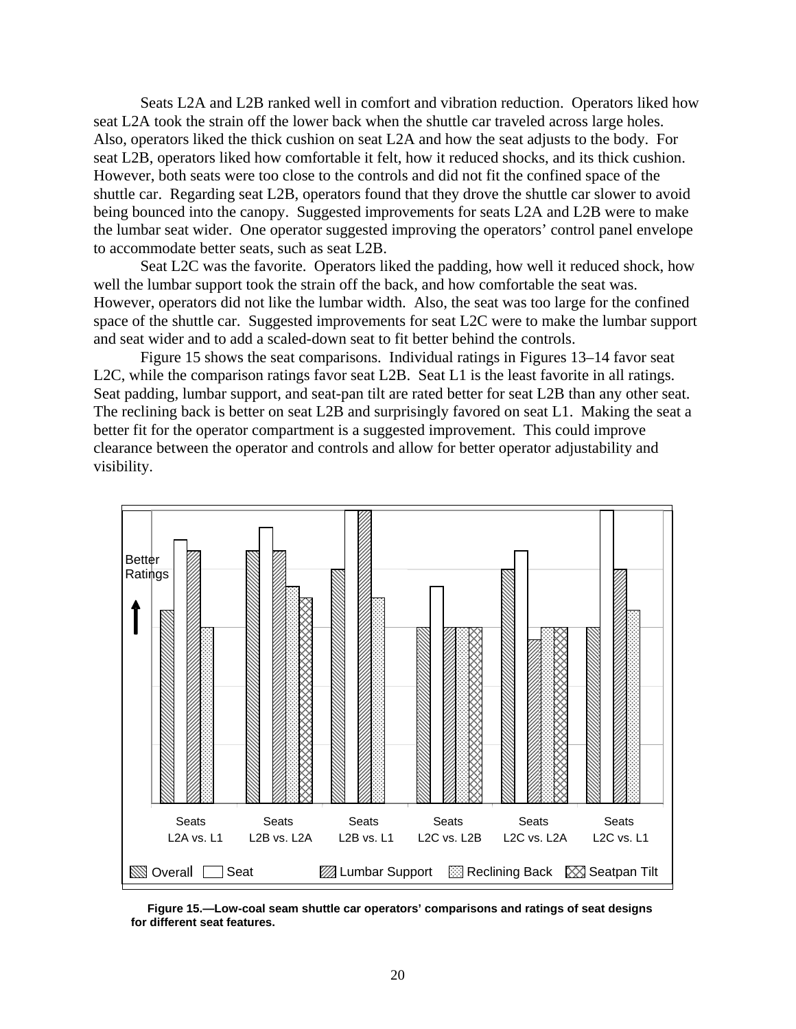Seats L2A and L2B ranked well in comfort and vibration reduction. Operators liked how seat L2A took the strain off the lower back when the shuttle car traveled across large holes. Also, operators liked the thick cushion on seat L2A and how the seat adjusts to the body. For seat L2B, operators liked how comfortable it felt, how it reduced shocks, and its thick cushion. However, both seats were too close to the controls and did not fit the confined space of the shuttle car. Regarding seat L2B, operators found that they drove the shuttle car slower to avoid being bounced into the canopy. Suggested improvements for seats L2A and L2B were to make the lumbar seat wider. One operator suggested improving the operators' control panel envelope to accommodate better seats, such as seat L2B.

Seat L2C was the favorite. Operators liked the padding, how well it reduced shock, how well the lumbar support took the strain off the back, and how comfortable the seat was. However, operators did not like the lumbar width. Also, the seat was too large for the confined space of the shuttle car. Suggested improvements for seat L2C were to make the lumbar support and seat wider and to add a scaled-down seat to fit better behind the controls.

Figure 15 shows the seat comparisons. Individual ratings in Figures 13–14 favor seat L2C, while the comparison ratings favor seat L2B. Seat L1 is the least favorite in all ratings. Seat padding, lumbar support, and seat-pan tilt are rated better for seat L2B than any other seat. The reclining back is better on seat L2B and surprisingly favored on seat L1. Making the seat a better fit for the operator compartment is a suggested improvement. This could improve clearance between the operator and controls and allow for better operator adjustability and visibility.

**Figure 15.—Low-coal seam shuttle car operators' comparisons and ratings of seat designs for different seat features.**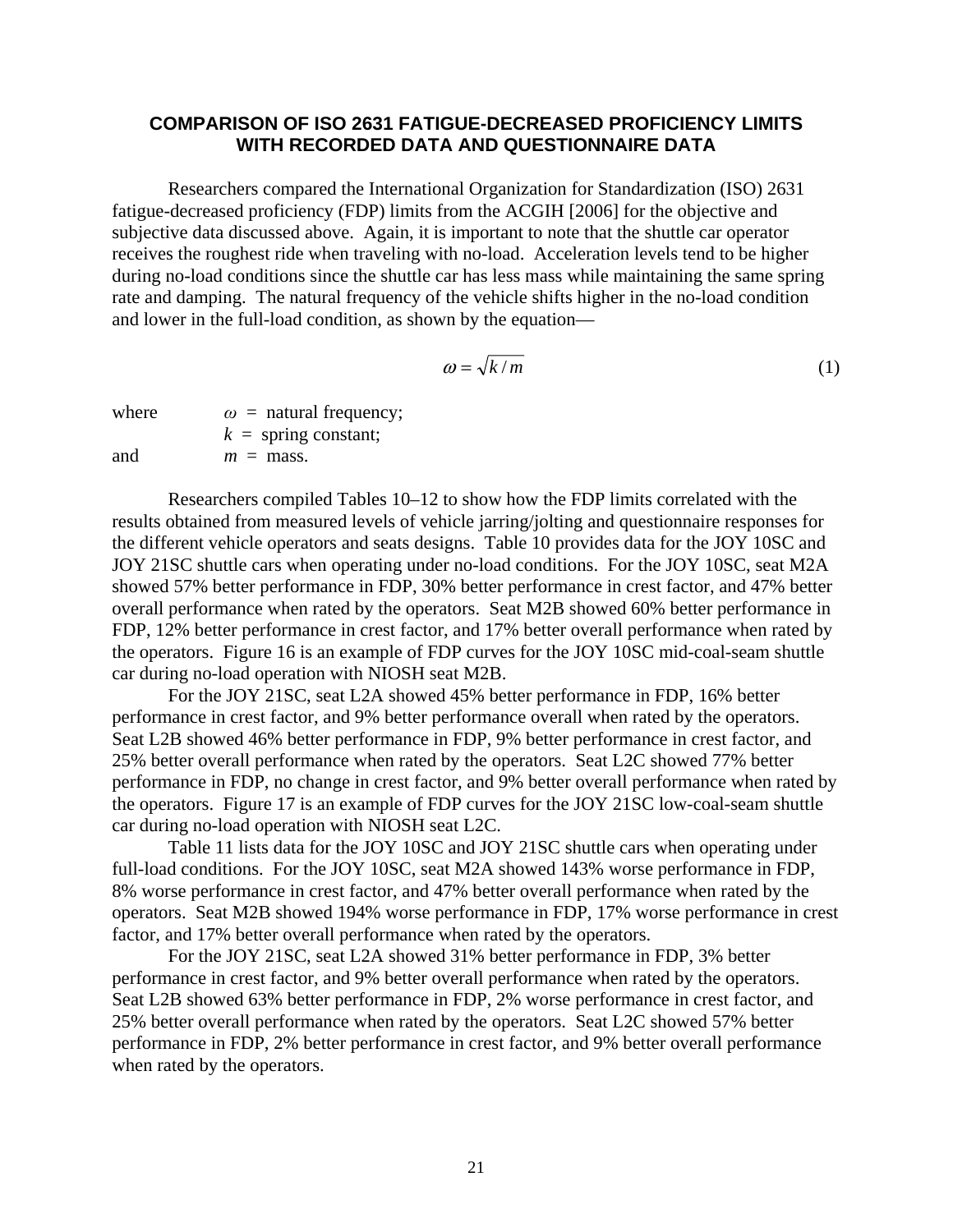## COMPARISON OF ISO 2631 FATIGUE-DECREASED PROFICIENCY LIMITS WITH RECORDED DATA AND QUESTIONNAIRE DATA

Researchers compared the International Organization for Standardization (ISO) 2631 fatigue-decreased proficiency (FDP) limits from the ACGIH [2006] for the objective and subjective data discussed above. Again, it is important to note that the shuttle car operator receives the roughest ride when traveling with no-load. Acceleration levels tend to be higher during no-load conditions since the shuttle car has less mass while maintaining the same spring rate and damping. The natural frequency of the vehicle shifts higher in the no-load condition and lower in the full-load condition, as shown by the equation—

$$\omega = \sqrt{k/m} \tag{1}$$

where $\omega$ = natural frequency;
$k$ = spring constant;
and $m$ = mass.

Researchers compiled Tables 10–12 to show how the FDP limits correlated with the results obtained from measured levels of vehicle jarring/jolting and questionnaire responses for the different vehicle operators and seats designs. Table 10 provides data for the JOY 10SC and JOY 21SC shuttle cars when operating under no-load conditions. For the JOY 10SC, seat M2A showed 57% better performance in FDP, 30% better performance in crest factor, and 47% better overall performance when rated by the operators. Seat M2B showed 60% better performance in FDP, 12% better performance in crest factor, and 17% better overall performance when rated by the operators. Figure 16 is an example of FDP curves for the JOY 10SC mid-coal-seam shuttle car during no-load operation with NIOSH seat M2B.

For the JOY 21SC, seat L2A showed 45% better performance in FDP, 16% better performance in crest factor, and 9% better performance overall when rated by the operators. Seat L2B showed 46% better performance in FDP, 9% better performance in crest factor, and 25% better overall performance when rated by the operators. Seat L2C showed 77% better performance in FDP, no change in crest factor, and 9% better overall performance when rated by the operators. Figure 17 is an example of FDP curves for the JOY 21SC low-coal-seam shuttle car during no-load operation with NIOSH seat L2C.

Table 11 lists data for the JOY 10SC and JOY 21SC shuttle cars when operating under full-load conditions. For the JOY 10SC, seat M2A showed 143% worse performance in FDP, 8% worse performance in crest factor, and 47% better overall performance when rated by the operators. Seat M2B showed 194% worse performance in FDP, 17% worse performance in crest factor, and 17% better overall performance when rated by the operators.

For the JOY 21SC, seat L2A showed 31% better performance in FDP, 3% better performance in crest factor, and 9% better overall performance when rated by the operators. Seat L2B showed 63% better performance in FDP, 2% worse performance in crest factor, and 25% better overall performance when rated by the operators. Seat L2C showed 57% better performance in FDP, 2% better performance in crest factor, and 9% better overall performance when rated by the operators.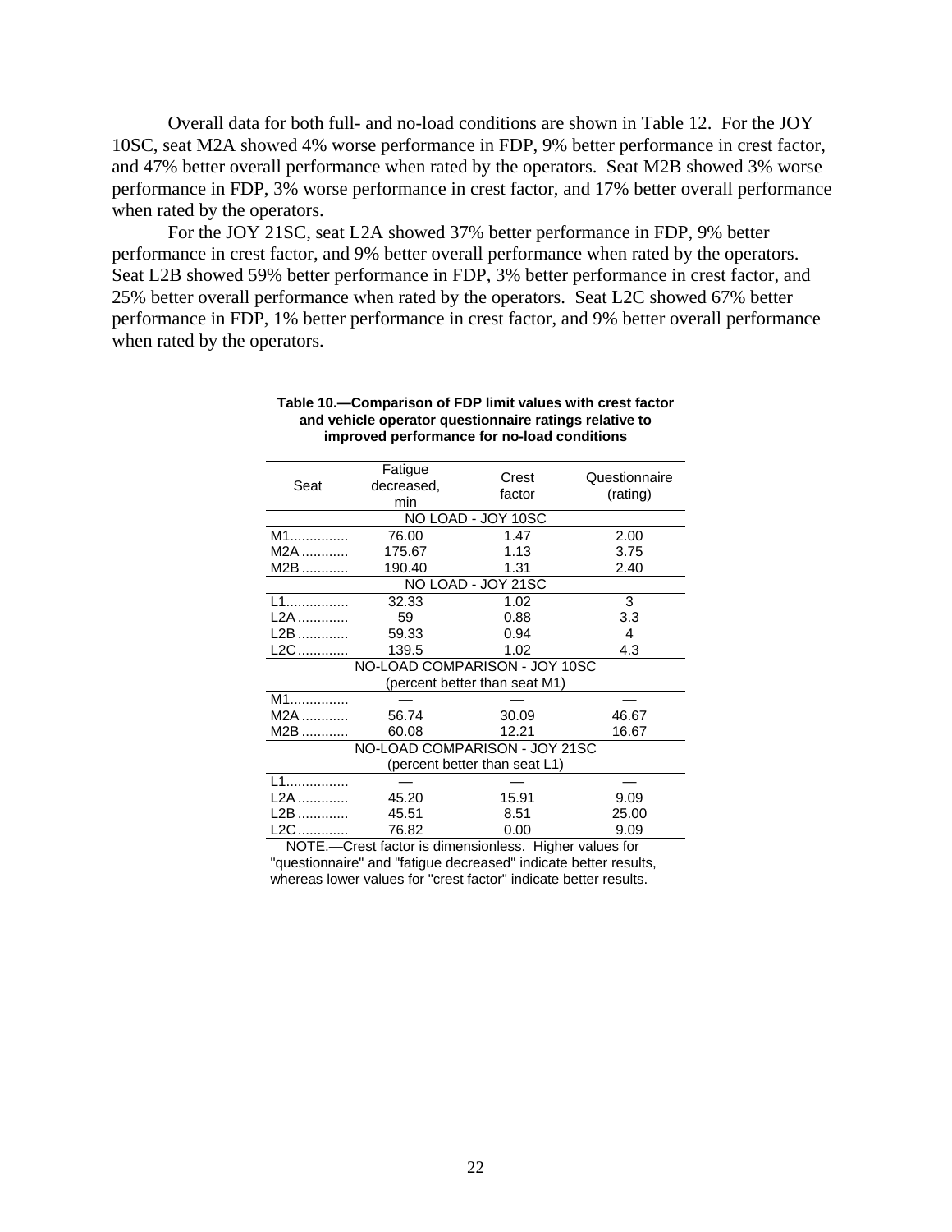Overall data for both full- and no-load conditions are shown in Table 12. For the JOY 10SC, seat M2A showed 4% worse performance in FDP, 9% better performance in crest factor, and 47% better overall performance when rated by the operators. Seat M2B showed 3% worse performance in FDP, 3% worse performance in crest factor, and 17% better overall performance when rated by the operators.

For the JOY 21SC, seat L2A showed 37% better performance in FDP, 9% better performance in crest factor, and 9% better overall performance when rated by the operators. Seat L2B showed 59% better performance in FDP, 3% better performance in crest factor, and 25% better overall performance when rated by the operators. Seat L2C showed 67% better performance in FDP, 1% better performance in crest factor, and 9% better overall performance when rated by the operators.

**Table 10.—Comparison of FDP limit values with crest factor and vehicle operator questionnaire ratings relative to improved performance for no-load conditions**

| Seat | Fatigue decreased, min | Crest factor | Questionnaire (rating) |
|---|---|---|---|
| NO LOAD - JOY 10SC | | | |
| M1 | 76.00 | 1.47 | 2.00 |
| M2A | 175.67 | 1.13 | 3.75 |
| M2B | 190.40 | 1.31 | 2.40 |
| NO LOAD - JOY 21SC | | | |
| L1 | 32.33 | 1.02 | 3 |
| L2A | 59 | 0.88 | 3.3 |
| L2B | 59.33 | 0.94 | 4 |
| L2C | 139.5 | 1.02 | 4.3 |
| NO-LOAD COMPARISON - JOY 10SC (percent better than seat M1) | | | |
| M1 | — | — | — |
| M2A | 56.74 | 30.09 | 46.67 |
| M2B | 60.08 | 12.21 | 16.67 |
| NO-LOAD COMPARISON - JOY 21SC (percent better than seat L1) | | | |
| L1 | — | — | — |
| L2A | 45.20 | 15.91 | 9.09 |
| L2B | 45.51 | 8.51 | 25.00 |
| L2C | 76.82 | 0.00 | 9.09 |

NOTE.—Crest factor is dimensionless. Higher values for "questionnaire" and "fatigue decreased" indicate better results, whereas lower values for "crest factor" indicate better results.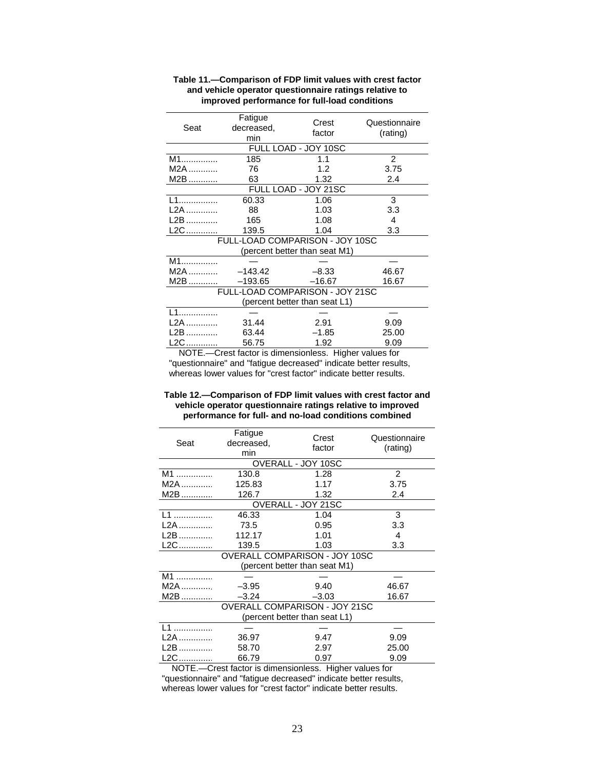**Table 11.—Comparison of FDP limit values with crest factor and vehicle operator questionnaire ratings relative to improved performance for full-load conditions**

| Seat | Fatigue decreased, min | Crest factor | Questionnaire (rating) |
|---|---|---|---|
| FULL LOAD - JOY 10SC | | | |
| M1 | 185 | 1.1 | 2 |
| M2A | 76 | 1.2 | 3.75 |
| M2B | 63 | 1.32 | 2.4 |
| FULL LOAD - JOY 21SC | | | |
| L1 | 60.33 | 1.06 | 3 |
| L2A | 88 | 1.03 | 3.3 |
| L2B | 165 | 1.08 | 4 |
| L2C | 139.5 | 1.04 | 3.3 |
| FULL-LOAD COMPARISON - JOY 10SC (percent better than seat M1) | | | |
| M1 | — | — | — |
| M2A | –143.42 | –8.33 | 46.67 |
| M2B | –193.65 | –16.67 | 16.67 |
| FULL-LOAD COMPARISON - JOY 21SC (percent better than seat L1) | | | |
| L1 | — | — | — |
| L2A | 31.44 | 2.91 | 9.09 |
| L2B | 63.44 | –1.85 | 25.00 |
| L2C | 56.75 | 1.92 | 9.09 |

NOTE.—Crest factor is dimensionless. Higher values for "questionnaire" and "fatigue decreased" indicate better results, whereas lower values for "crest factor" indicate better results.

**Table 12.—Comparison of FDP limit values with crest factor and vehicle operator questionnaire ratings relative to improved performance for full- and no-load conditions combined**

| Seat | Fatigue decreased, min | Crest factor | Questionnaire (rating) |
|---|---|---|---|
| OVERALL - JOY 10SC | | | |
| M1 | 130.8 | 1.28 | 2 |
| M2A | 125.83 | 1.17 | 3.75 |
| M2B | 126.7 | 1.32 | 2.4 |
| OVERALL - JOY 21SC | | | |
| L1 | 46.33 | 1.04 | 3 |
| L2A | 73.5 | 0.95 | 3.3 |
| L2B | 112.17 | 1.01 | 4 |
| L2C | 139.5 | 1.03 | 3.3 |
| OVERALL COMPARISON - JOY 10SC (percent better than seat M1) | | | |
| M1 | — | — | — |
| M2A | –3.95 | 9.40 | 46.67 |
| M2B | –3.24 | –3.03 | 16.67 |
| OVERALL COMPARISON - JOY 21SC (percent better than seat L1) | | | |
| L1 | — | — | — |
| L2A | 36.97 | 9.47 | 9.09 |
| L2B | 58.70 | 2.97 | 25.00 |
| L2C | 66.79 | 0.97 | 9.09 |

NOTE.—Crest factor is dimensionless. Higher values for "questionnaire" and "fatigue decreased" indicate better results, whereas lower values for "crest factor" indicate better results.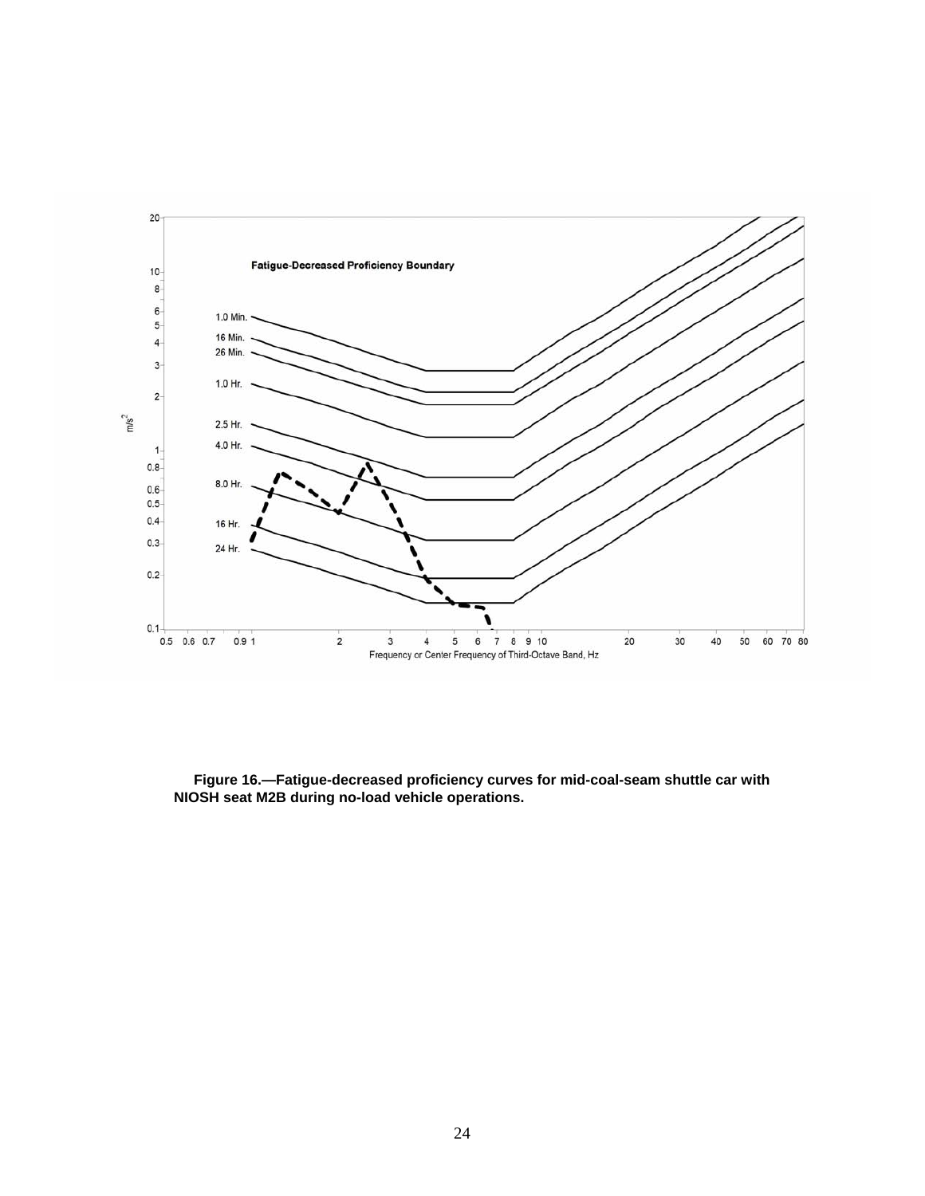**Figure 16.—Fatigue-decreased proficiency curves for mid-coal-seam shuttle car with NIOSH seat M2B during no-load vehicle operations.**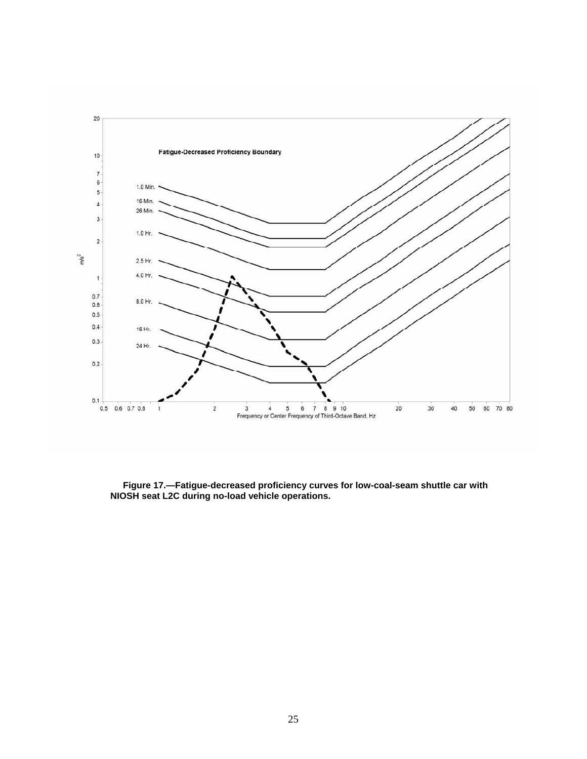Fatigue-Decreased Proficiency Boundary

**Figure 17.—Fatigue-decreased proficiency curves for low-coal-seam shuttle car with NIOSH seat L2C during no-load vehicle operations.**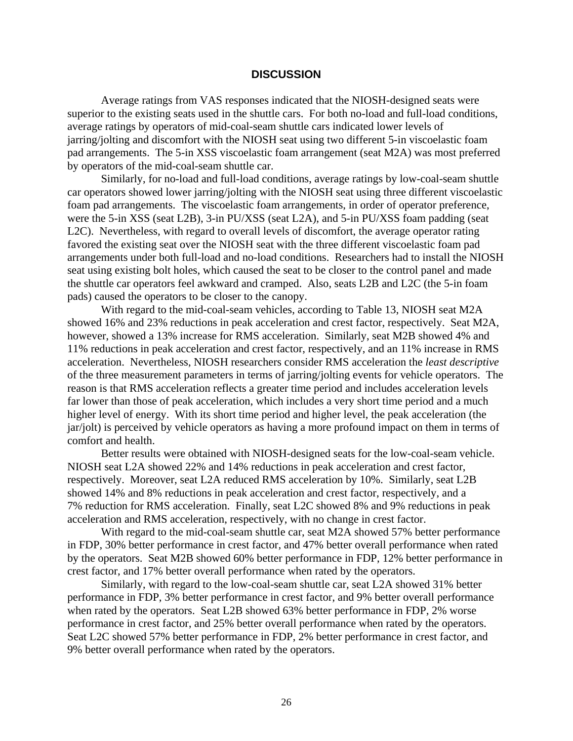## DISCUSSION

Average ratings from VAS responses indicated that the NIOSH-designed seats were superior to the existing seats used in the shuttle cars. For both no-load and full-load conditions, average ratings by operators of mid-coal-seam shuttle cars indicated lower levels of jarring/jolting and discomfort with the NIOSH seat using two different 5-in viscoelastic foam pad arrangements. The 5-in XSS viscoelastic foam arrangement (seat M2A) was most preferred by operators of the mid-coal-seam shuttle car.

Similarly, for no-load and full-load conditions, average ratings by low-coal-seam shuttle car operators showed lower jarring/jolting with the NIOSH seat using three different viscoelastic foam pad arrangements. The viscoelastic foam arrangements, in order of operator preference, were the 5-in XSS (seat L2B), 3-in PU/XSS (seat L2A), and 5-in PU/XSS foam padding (seat L2C). Nevertheless, with regard to overall levels of discomfort, the average operator rating favored the existing seat over the NIOSH seat with the three different viscoelastic foam pad arrangements under both full-load and no-load conditions. Researchers had to install the NIOSH seat using existing bolt holes, which caused the seat to be closer to the control panel and made the shuttle car operators feel awkward and cramped. Also, seats L2B and L2C (the 5-in foam pads) caused the operators to be closer to the canopy.

With regard to the mid-coal-seam vehicles, according to Table 13, NIOSH seat M2A showed 16% and 23% reductions in peak acceleration and crest factor, respectively. Seat M2A, however, showed a 13% increase for RMS acceleration. Similarly, seat M2B showed 4% and 11% reductions in peak acceleration and crest factor, respectively, and an 11% increase in RMS acceleration. Nevertheless, NIOSH researchers consider RMS acceleration the *least descriptive* of the three measurement parameters in terms of jarring/jolting events for vehicle operators. The reason is that RMS acceleration reflects a greater time period and includes acceleration levels far lower than those of peak acceleration, which includes a very short time period and a much higher level of energy. With its short time period and higher level, the peak acceleration (the jar/jolt) is perceived by vehicle operators as having a more profound impact on them in terms of comfort and health.

Better results were obtained with NIOSH-designed seats for the low-coal-seam vehicle. NIOSH seat L2A showed 22% and 14% reductions in peak acceleration and crest factor, respectively. Moreover, seat L2A reduced RMS acceleration by 10%. Similarly, seat L2B showed 14% and 8% reductions in peak acceleration and crest factor, respectively, and a 7% reduction for RMS acceleration. Finally, seat L2C showed 8% and 9% reductions in peak acceleration and RMS acceleration, respectively, with no change in crest factor.

With regard to the mid-coal-seam shuttle car, seat M2A showed 57% better performance in FDP, 30% better performance in crest factor, and 47% better overall performance when rated by the operators. Seat M2B showed 60% better performance in FDP, 12% better performance in crest factor, and 17% better overall performance when rated by the operators.

Similarly, with regard to the low-coal-seam shuttle car, seat L2A showed 31% better performance in FDP, 3% better performance in crest factor, and 9% better overall performance when rated by the operators. Seat L2B showed 63% better performance in FDP, 2% worse performance in crest factor, and 25% better overall performance when rated by the operators. Seat L2C showed 57% better performance in FDP, 2% better performance in crest factor, and 9% better overall performance when rated by the operators.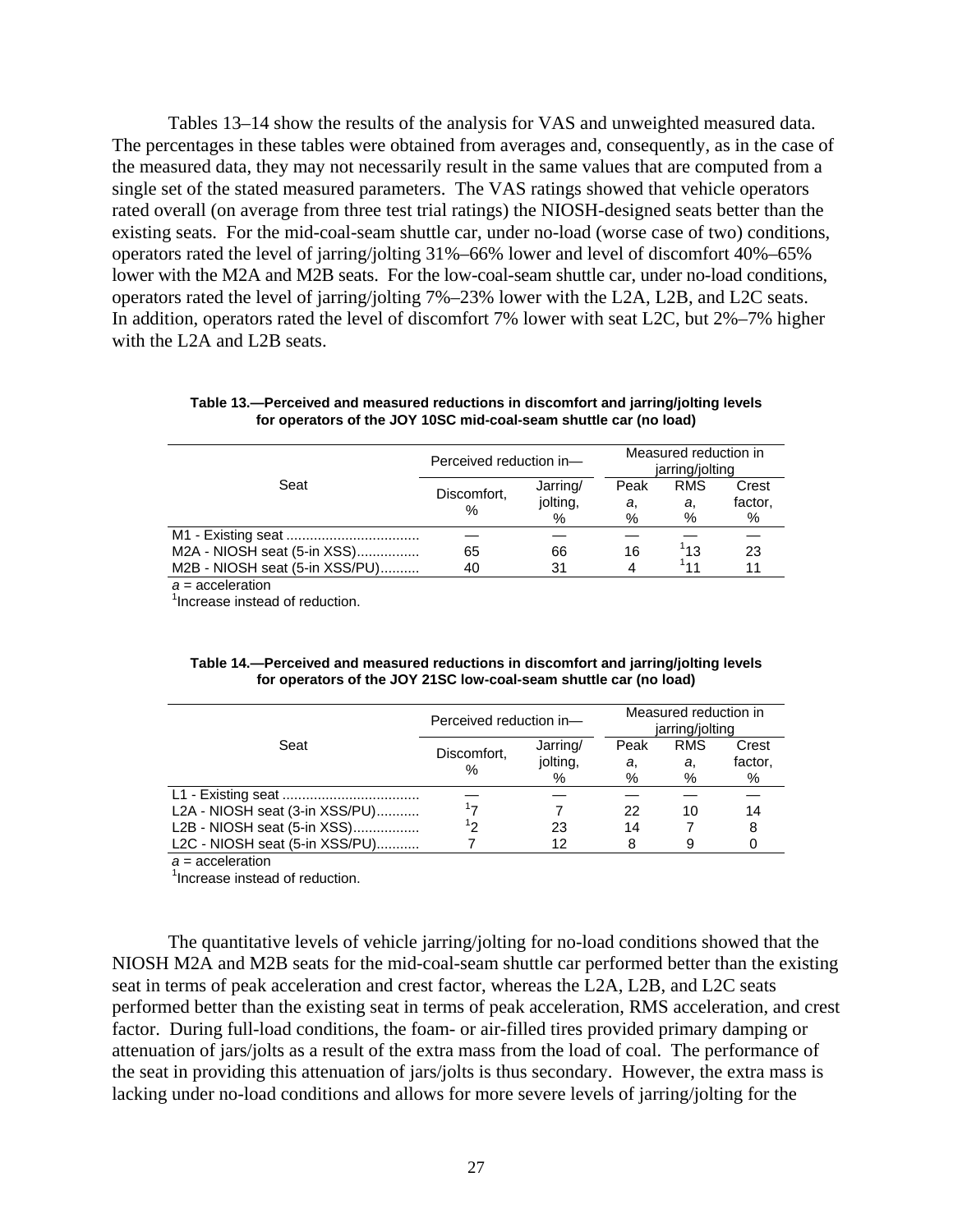Tables 13–14 show the results of the analysis for VAS and unweighted measured data. The percentages in these tables were obtained from averages and, consequently, as in the case of the measured data, they may not necessarily result in the same values that are computed from a single set of the stated measured parameters. The VAS ratings showed that vehicle operators rated overall (on average from three test trial ratings) the NIOSH-designed seats better than the existing seats. For the mid-coal-seam shuttle car, under no-load (worse case of two) conditions, operators rated the level of jarring/jolting 31%–66% lower and level of discomfort 40%–65% lower with the M2A and M2B seats. For the low-coal-seam shuttle car, under no-load conditions, operators rated the level of jarring/jolting 7%–23% lower with the L2A, L2B, and L2C seats. In addition, operators rated the level of discomfort 7% lower with seat L2C, but 2%–7% higher with the L2A and L2B seats.

**Table 13.—Perceived and measured reductions in discomfort and jarring/jolting levels for operators of the JOY 10SC mid-coal-seam shuttle car (no load)**

| Seat | Perceived reduction in— | | Measured reduction in jarring/jolting | | |
|---|---|---|---|---|---|
| | Discomfort, % | Jarring/ jolting, % | Peak *a*, % | RMS *a*, % | Crest factor, % |
| M1 - Existing seat | — | — | — | — | — |
| M2A - NIOSH seat (5-in XSS) | 65 | 66 | 16 | [1]13 | 23 |
| M2B - NIOSH seat (5-in XSS/PU) | 40 | 31 | 4 | [1]11 | 11 |

*a* = acceleration
[1]Increase instead of reduction.

**Table 14.—Perceived and measured reductions in discomfort and jarring/jolting levels for operators of the JOY 21SC low-coal-seam shuttle car (no load)**

| Seat | Perceived reduction in— | | Measured reduction in jarring/jolting | | |
|---|---|---|---|---|---|
| | Discomfort, % | Jarring/ jolting, % | Peak *a*, % | RMS *a*, % | Crest factor, % |
| L1 - Existing seat | — | — | — | — | — |
| L2A - NIOSH seat (3-in XSS/PU) | [1]7 | 7 | 22 | 10 | 14 |
| L2B - NIOSH seat (5-in XSS) | [1]2 | 23 | 14 | 7 | 8 |
| L2C - NIOSH seat (5-in XSS/PU) | 7 | 12 | 8 | 9 | 0 |

*a* = acceleration
[1]Increase instead of reduction.

The quantitative levels of vehicle jarring/jolting for no-load conditions showed that the NIOSH M2A and M2B seats for the mid-coal-seam shuttle car performed better than the existing seat in terms of peak acceleration and crest factor, whereas the L2A, L2B, and L2C seats performed better than the existing seat in terms of peak acceleration, RMS acceleration, and crest factor. During full-load conditions, the foam- or air-filled tires provided primary damping or attenuation of jars/jolts as a result of the extra mass from the load of coal. The performance of the seat in providing this attenuation of jars/jolts is thus secondary. However, the extra mass is lacking under no-load conditions and allows for more severe levels of jarring/jolting for the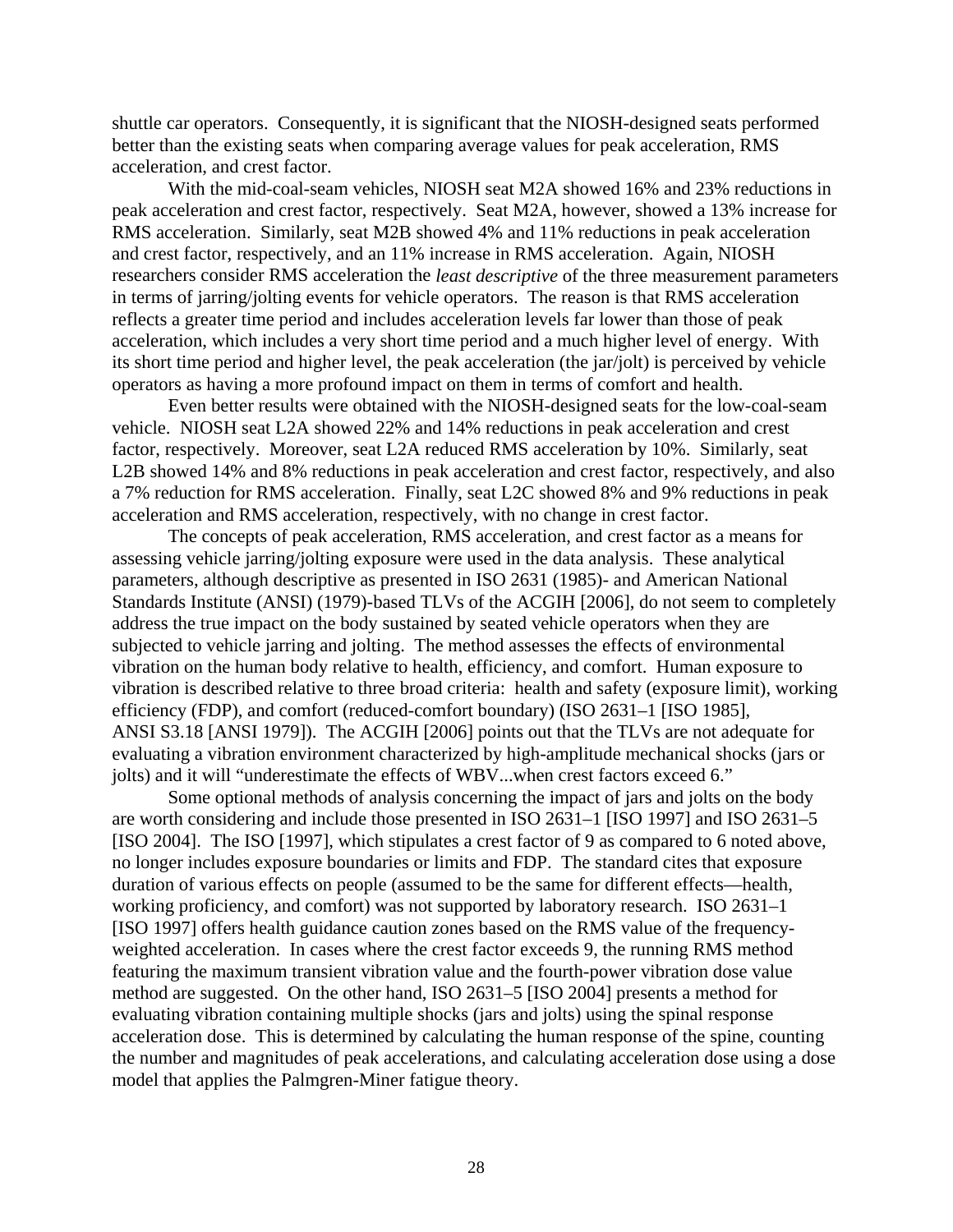shuttle car operators. Consequently, it is significant that the NIOSH-designed seats performed better than the existing seats when comparing average values for peak acceleration, RMS acceleration, and crest factor.

With the mid-coal-seam vehicles, NIOSH seat M2A showed 16% and 23% reductions in peak acceleration and crest factor, respectively. Seat M2A, however, showed a 13% increase for RMS acceleration. Similarly, seat M2B showed 4% and 11% reductions in peak acceleration and crest factor, respectively, and an 11% increase in RMS acceleration. Again, NIOSH researchers consider RMS acceleration the *least descriptive* of the three measurement parameters in terms of jarring/jolting events for vehicle operators. The reason is that RMS acceleration reflects a greater time period and includes acceleration levels far lower than those of peak acceleration, which includes a very short time period and a much higher level of energy. With its short time period and higher level, the peak acceleration (the jar/jolt) is perceived by vehicle operators as having a more profound impact on them in terms of comfort and health.

Even better results were obtained with the NIOSH-designed seats for the low-coal-seam vehicle. NIOSH seat L2A showed 22% and 14% reductions in peak acceleration and crest factor, respectively. Moreover, seat L2A reduced RMS acceleration by 10%. Similarly, seat L2B showed 14% and 8% reductions in peak acceleration and crest factor, respectively, and also a 7% reduction for RMS acceleration. Finally, seat L2C showed 8% and 9% reductions in peak acceleration and RMS acceleration, respectively, with no change in crest factor.

The concepts of peak acceleration, RMS acceleration, and crest factor as a means for assessing vehicle jarring/jolting exposure were used in the data analysis. These analytical parameters, although descriptive as presented in ISO 2631 (1985)- and American National Standards Institute (ANSI) (1979)-based TLVs of the ACGIH [2006], do not seem to completely address the true impact on the body sustained by seated vehicle operators when they are subjected to vehicle jarring and jolting. The method assesses the effects of environmental vibration on the human body relative to health, efficiency, and comfort. Human exposure to vibration is described relative to three broad criteria: health and safety (exposure limit), working efficiency (FDP), and comfort (reduced-comfort boundary) (ISO 2631–1 [ISO 1985], ANSI S3.18 [ANSI 1979]). The ACGIH [2006] points out that the TLVs are not adequate for evaluating a vibration environment characterized by high-amplitude mechanical shocks (jars or jolts) and it will "underestimate the effects of WBV...when crest factors exceed 6."

Some optional methods of analysis concerning the impact of jars and jolts on the body are worth considering and include those presented in ISO 2631–1 [ISO 1997] and ISO 2631–5 [ISO 2004]. The ISO [1997], which stipulates a crest factor of 9 as compared to 6 noted above, no longer includes exposure boundaries or limits and FDP. The standard cites that exposure duration of various effects on people (assumed to be the same for different effects—health, working proficiency, and comfort) was not supported by laboratory research. ISO 2631–1 [ISO 1997] offers health guidance caution zones based on the RMS value of the frequency-weighted acceleration. In cases where the crest factor exceeds 9, the running RMS method featuring the maximum transient vibration value and the fourth-power vibration dose value method are suggested. On the other hand, ISO 2631–5 [ISO 2004] presents a method for evaluating vibration containing multiple shocks (jars and jolts) using the spinal response acceleration dose. This is determined by calculating the human response of the spine, counting the number and magnitudes of peak accelerations, and calculating acceleration dose using a dose model that applies the Palmgren-Miner fatigue theory.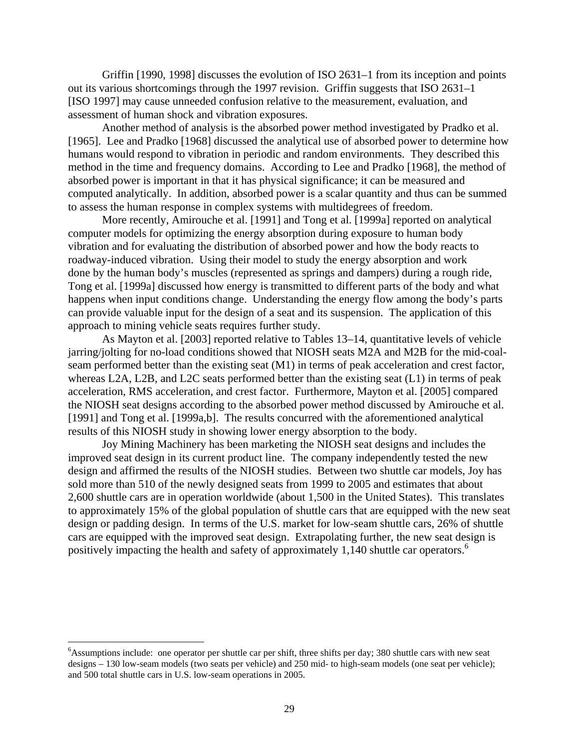Griffin [1990, 1998] discusses the evolution of ISO 2631–1 from its inception and points out its various shortcomings through the 1997 revision. Griffin suggests that ISO 2631–1 [ISO 1997] may cause unneeded confusion relative to the measurement, evaluation, and assessment of human shock and vibration exposures.

Another method of analysis is the absorbed power method investigated by Pradko et al. [1965]. Lee and Pradko [1968] discussed the analytical use of absorbed power to determine how humans would respond to vibration in periodic and random environments. They described this method in the time and frequency domains. According to Lee and Pradko [1968], the method of absorbed power is important in that it has physical significance; it can be measured and computed analytically. In addition, absorbed power is a scalar quantity and thus can be summed to assess the human response in complex systems with multidegrees of freedom.

More recently, Amirouche et al. [1991] and Tong et al. [1999a] reported on analytical computer models for optimizing the energy absorption during exposure to human body vibration and for evaluating the distribution of absorbed power and how the body reacts to roadway-induced vibration. Using their model to study the energy absorption and work done by the human body's muscles (represented as springs and dampers) during a rough ride, Tong et al. [1999a] discussed how energy is transmitted to different parts of the body and what happens when input conditions change. Understanding the energy flow among the body's parts can provide valuable input for the design of a seat and its suspension. The application of this approach to mining vehicle seats requires further study.

As Mayton et al. [2003] reported relative to Tables 13–14, quantitative levels of vehicle jarring/jolting for no-load conditions showed that NIOSH seats M2A and M2B for the mid-coal-seam performed better than the existing seat (M1) in terms of peak acceleration and crest factor, whereas L2A, L2B, and L2C seats performed better than the existing seat (L1) in terms of peak acceleration, RMS acceleration, and crest factor. Furthermore, Mayton et al. [2005] compared the NIOSH seat designs according to the absorbed power method discussed by Amirouche et al. [1991] and Tong et al. [1999a,b]. The results concurred with the aforementioned analytical results of this NIOSH study in showing lower energy absorption to the body.

Joy Mining Machinery has been marketing the NIOSH seat designs and includes the improved seat design in its current product line. The company independently tested the new design and affirmed the results of the NIOSH studies. Between two shuttle car models, Joy has sold more than 510 of the newly designed seats from 1999 to 2005 and estimates that about 2,600 shuttle cars are in operation worldwide (about 1,500 in the United States). This translates to approximately 15% of the global population of shuttle cars that are equipped with the new seat design or padding design. In terms of the U.S. market for low-seam shuttle cars, 26% of shuttle cars are equipped with the improved seat design. Extrapolating further, the new seat design is positively impacting the health and safety of approximately 1,140 shuttle car operators.[6]

---

[6]Assumptions include: one operator per shuttle car per shift, three shifts per day; 380 shuttle cars with new seat designs – 130 low-seam models (two seats per vehicle) and 250 mid- to high-seam models (one seat per vehicle); and 500 total shuttle cars in U.S. low-seam operations in 2005.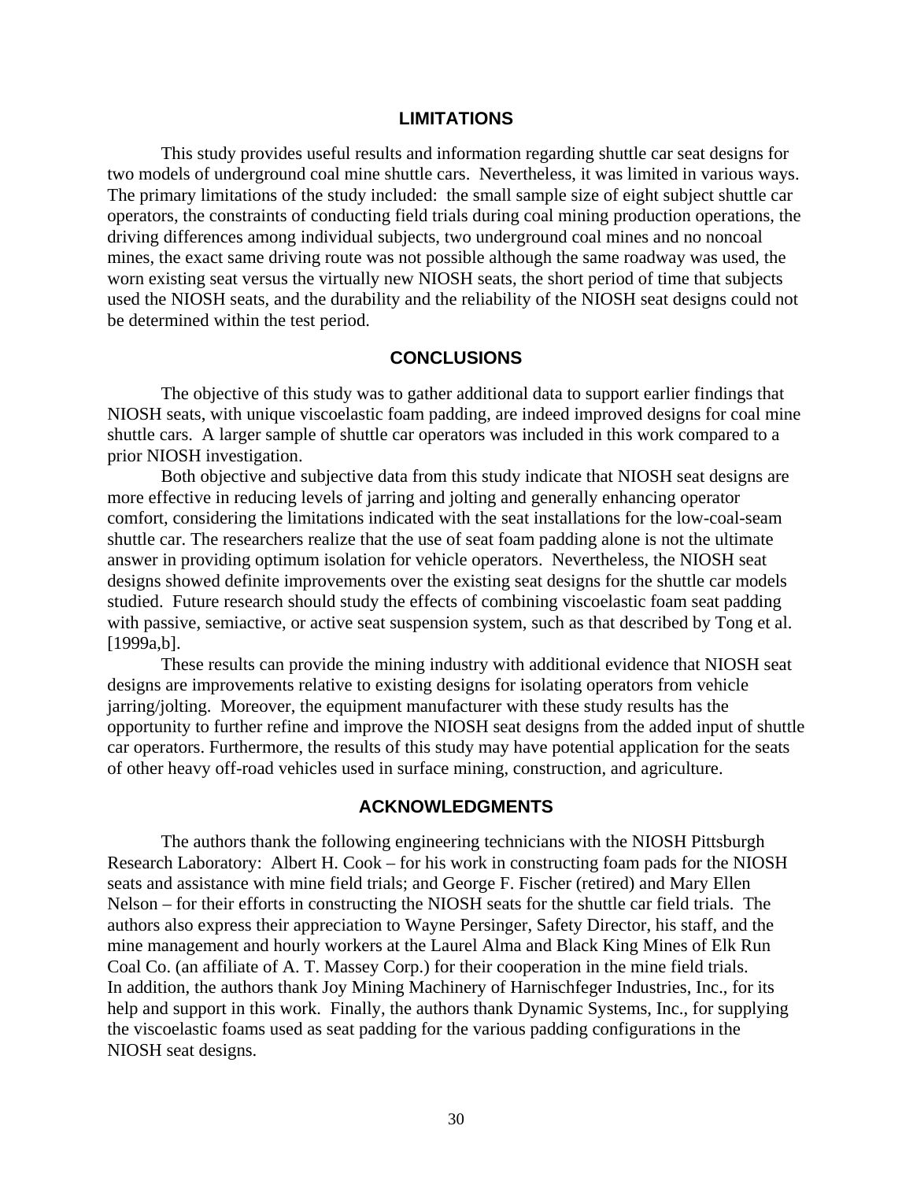## LIMITATIONS

This study provides useful results and information regarding shuttle car seat designs for two models of underground coal mine shuttle cars. Nevertheless, it was limited in various ways. The primary limitations of the study included: the small sample size of eight subject shuttle car operators, the constraints of conducting field trials during coal mining production operations, the driving differences among individual subjects, two underground coal mines and no noncoal mines, the exact same driving route was not possible although the same roadway was used, the worn existing seat versus the virtually new NIOSH seats, the short period of time that subjects used the NIOSH seats, and the durability and the reliability of the NIOSH seat designs could not be determined within the test period.

## CONCLUSIONS

The objective of this study was to gather additional data to support earlier findings that NIOSH seats, with unique viscoelastic foam padding, are indeed improved designs for coal mine shuttle cars. A larger sample of shuttle car operators was included in this work compared to a prior NIOSH investigation.

Both objective and subjective data from this study indicate that NIOSH seat designs are more effective in reducing levels of jarring and jolting and generally enhancing operator comfort, considering the limitations indicated with the seat installations for the low-coal-seam shuttle car. The researchers realize that the use of seat foam padding alone is not the ultimate answer in providing optimum isolation for vehicle operators. Nevertheless, the NIOSH seat designs showed definite improvements over the existing seat designs for the shuttle car models studied. Future research should study the effects of combining viscoelastic foam seat padding with passive, semiactive, or active seat suspension system, such as that described by Tong et al. [1999a,b].

These results can provide the mining industry with additional evidence that NIOSH seat designs are improvements relative to existing designs for isolating operators from vehicle jarring/jolting. Moreover, the equipment manufacturer with these study results has the opportunity to further refine and improve the NIOSH seat designs from the added input of shuttle car operators. Furthermore, the results of this study may have potential application for the seats of other heavy off-road vehicles used in surface mining, construction, and agriculture.

## ACKNOWLEDGMENTS

The authors thank the following engineering technicians with the NIOSH Pittsburgh Research Laboratory: Albert H. Cook – for his work in constructing foam pads for the NIOSH seats and assistance with mine field trials; and George F. Fischer (retired) and Mary Ellen Nelson – for their efforts in constructing the NIOSH seats for the shuttle car field trials. The authors also express their appreciation to Wayne Persinger, Safety Director, his staff, and the mine management and hourly workers at the Laurel Alma and Black King Mines of Elk Run Coal Co. (an affiliate of A. T. Massey Corp.) for their cooperation in the mine field trials. In addition, the authors thank Joy Mining Machinery of Harnischfeger Industries, Inc., for its help and support in this work. Finally, the authors thank Dynamic Systems, Inc., for supplying the viscoelastic foams used as seat padding for the various padding configurations in the NIOSH seat designs.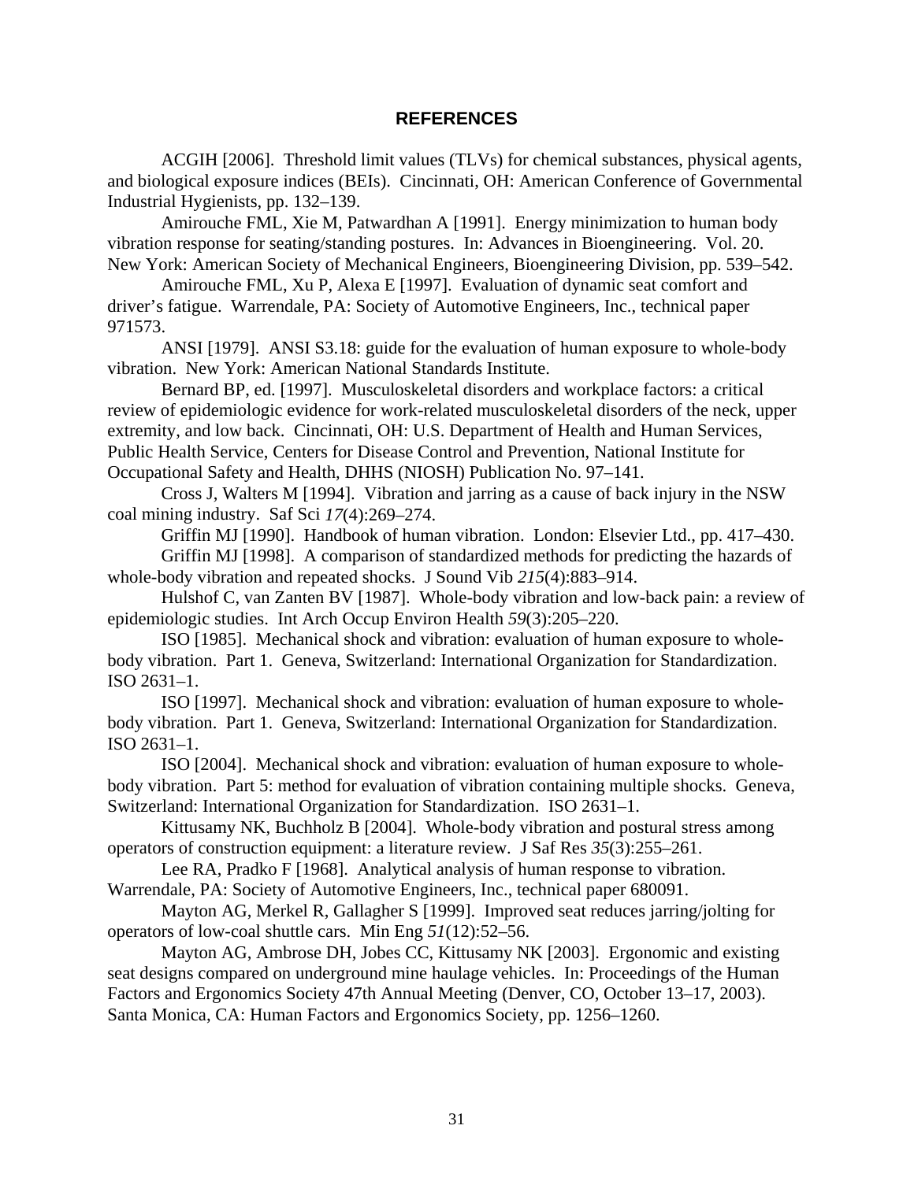## REFERENCES

ACGIH [2006]. Threshold limit values (TLVs) for chemical substances, physical agents, and biological exposure indices (BEIs). Cincinnati, OH: American Conference of Governmental Industrial Hygienists, pp. 132–139.

Amirouche FML, Xie M, Patwardhan A [1991]. Energy minimization to human body vibration response for seating/standing postures. In: Advances in Bioengineering. Vol. 20. New York: American Society of Mechanical Engineers, Bioengineering Division, pp. 539–542.

Amirouche FML, Xu P, Alexa E [1997]. Evaluation of dynamic seat comfort and driver's fatigue. Warrendale, PA: Society of Automotive Engineers, Inc., technical paper 971573.

ANSI [1979]. ANSI S3.18: guide for the evaluation of human exposure to whole-body vibration. New York: American National Standards Institute.

Bernard BP, ed. [1997]. Musculoskeletal disorders and workplace factors: a critical review of epidemiologic evidence for work-related musculoskeletal disorders of the neck, upper extremity, and low back. Cincinnati, OH: U.S. Department of Health and Human Services, Public Health Service, Centers for Disease Control and Prevention, National Institute for Occupational Safety and Health, DHHS (NIOSH) Publication No. 97–141.

Cross J, Walters M [1994]. Vibration and jarring as a cause of back injury in the NSW coal mining industry. Saf Sci *17*(4):269–274.

Griffin MJ [1990]. Handbook of human vibration. London: Elsevier Ltd., pp. 417–430.

Griffin MJ [1998]. A comparison of standardized methods for predicting the hazards of whole-body vibration and repeated shocks. J Sound Vib *215*(4):883–914.

Hulshof C, van Zanten BV [1987]. Whole-body vibration and low-back pain: a review of epidemiologic studies. Int Arch Occup Environ Health *59*(3):205–220.

ISO [1985]. Mechanical shock and vibration: evaluation of human exposure to whole-body vibration. Part 1. Geneva, Switzerland: International Organization for Standardization. ISO 2631–1.

ISO [1997]. Mechanical shock and vibration: evaluation of human exposure to whole-body vibration. Part 1. Geneva, Switzerland: International Organization for Standardization. ISO 2631–1.

ISO [2004]. Mechanical shock and vibration: evaluation of human exposure to whole-body vibration. Part 5: method for evaluation of vibration containing multiple shocks. Geneva, Switzerland: International Organization for Standardization. ISO 2631–1.

Kittusamy NK, Buchholz B [2004]. Whole-body vibration and postural stress among operators of construction equipment: a literature review. J Saf Res *35*(3):255–261.

Lee RA, Pradko F [1968]. Analytical analysis of human response to vibration. Warrendale, PA: Society of Automotive Engineers, Inc., technical paper 680091.

Mayton AG, Merkel R, Gallagher S [1999]. Improved seat reduces jarring/jolting for operators of low-coal shuttle cars. Min Eng *51*(12):52–56.

Mayton AG, Ambrose DH, Jobes CC, Kittusamy NK [2003]. Ergonomic and existing seat designs compared on underground mine haulage vehicles. In: Proceedings of the Human Factors and Ergonomics Society 47th Annual Meeting (Denver, CO, October 13–17, 2003). Santa Monica, CA: Human Factors and Ergonomics Society, pp. 1256–1260.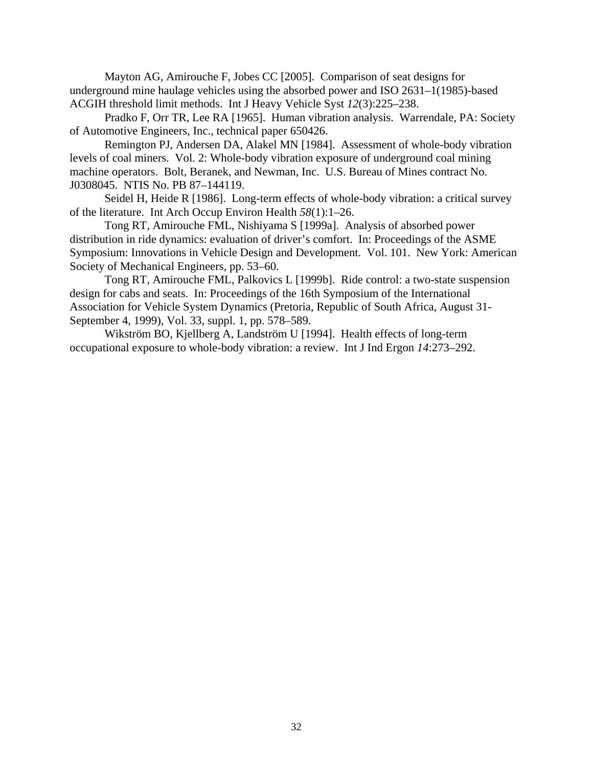Mayton AG, Amirouche F, Jobes CC [2005]. Comparison of seat designs for underground mine haulage vehicles using the absorbed power and ISO 2631–1(1985)-based ACGIH threshold limit methods. Int J Heavy Vehicle Syst *12*(3):225–238.

Pradko F, Orr TR, Lee RA [1965]. Human vibration analysis. Warrendale, PA: Society of Automotive Engineers, Inc., technical paper 650426.

Remington PJ, Andersen DA, Alakel MN [1984]. Assessment of whole-body vibration levels of coal miners. Vol. 2: Whole-body vibration exposure of underground coal mining machine operators. Bolt, Beranek, and Newman, Inc. U.S. Bureau of Mines contract No. J0308045. NTIS No. PB 87–144119.

Seidel H, Heide R [1986]. Long-term effects of whole-body vibration: a critical survey of the literature. Int Arch Occup Environ Health *58*(1):1–26.

Tong RT, Amirouche FML, Nishiyama S [1999a]. Analysis of absorbed power distribution in ride dynamics: evaluation of driver's comfort. In: Proceedings of the ASME Symposium: Innovations in Vehicle Design and Development. Vol. 101. New York: American Society of Mechanical Engineers, pp. 53–60.

Tong RT, Amirouche FML, Palkovics L [1999b]. Ride control: a two-state suspension design for cabs and seats. In: Proceedings of the 16th Symposium of the International Association for Vehicle System Dynamics (Pretoria, Republic of South Africa, August 31-September 4, 1999), Vol. 33, suppl. 1, pp. 578–589.

Wikström BO, Kjellberg A, Landström U [1994]. Health effects of long-term occupational exposure to whole-body vibration: a review. Int J Ind Ergon *14*:273–292.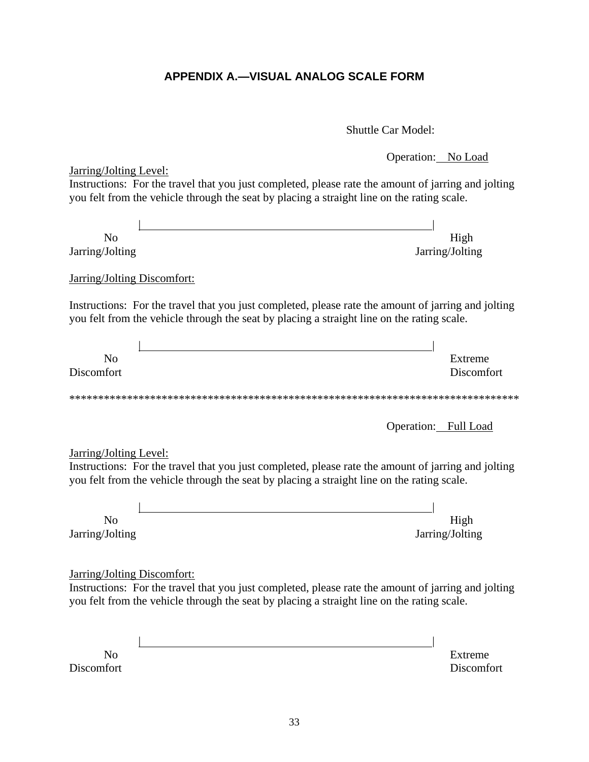## APPENDIX A.—VISUAL ANALOG SCALE FORM

Shuttle Car Model:

Operation: No Load

Jarring/Jolting Level:

Instructions: For the travel that you just completed, please rate the amount of jarring and jolting you felt from the vehicle through the seat by placing a straight line on the rating scale.

|______________________________________________________|

No Jarring/Jolting — High Jarring/Jolting

Jarring/Jolting Discomfort:

Instructions: For the travel that you just completed, please rate the amount of jarring and jolting you felt from the vehicle through the seat by placing a straight line on the rating scale.

|______________________________________________________|

No Discomfort — Extreme Discomfort

******************************************************************************

Operation: Full Load

Jarring/Jolting Level:

Instructions: For the travel that you just completed, please rate the amount of jarring and jolting you felt from the vehicle through the seat by placing a straight line on the rating scale.

|______________________________________________________|

No Jarring/Jolting — High Jarring/Jolting

Jarring/Jolting Discomfort:

Instructions: For the travel that you just completed, please rate the amount of jarring and jolting you felt from the vehicle through the seat by placing a straight line on the rating scale.

|______________________________________________________|

No Discomfort — Extreme Discomfort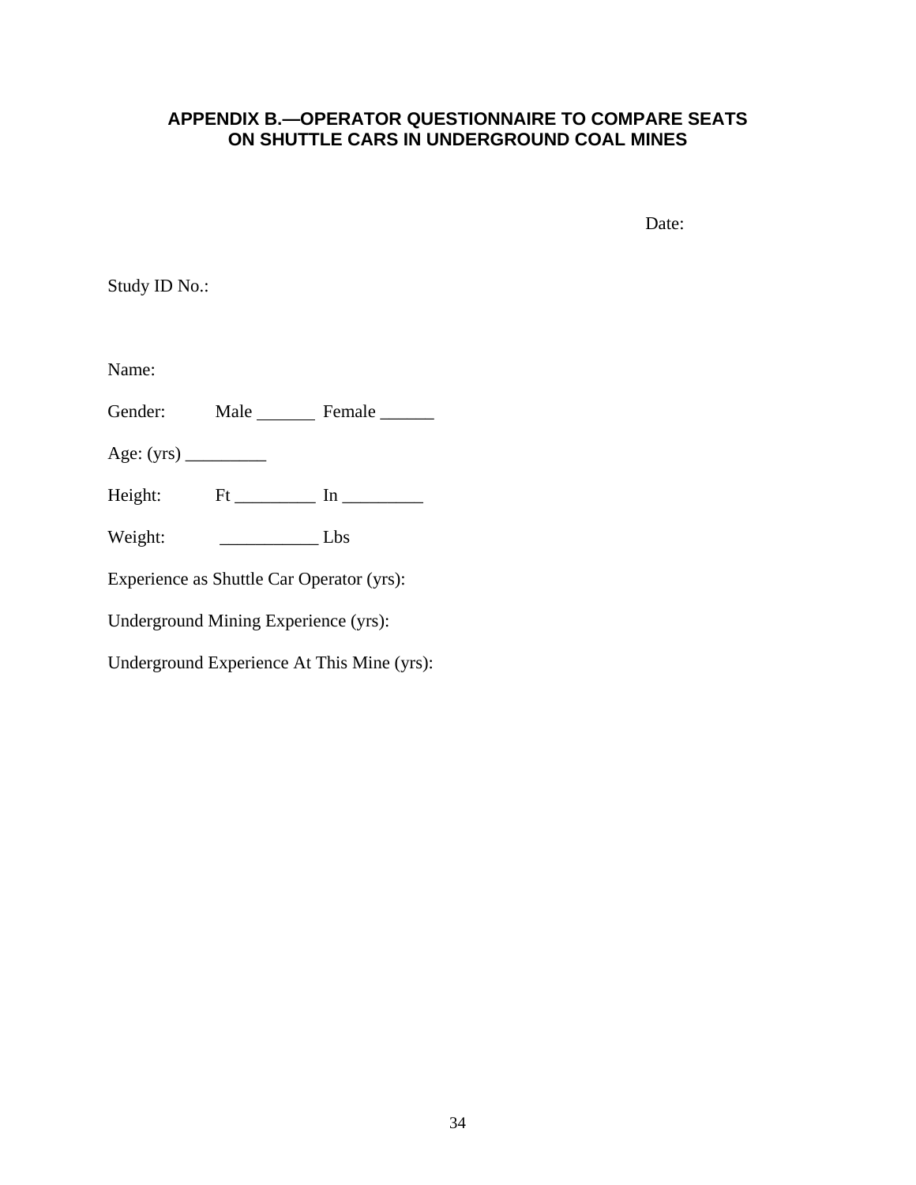## APPENDIX B.—OPERATOR QUESTIONNAIRE TO COMPARE SEATS ON SHUTTLE CARS IN UNDERGROUND COAL MINES

Date:

Study ID No.:

Name:

Gender: Male _______ Female ______

Age: (yrs) _________

Height: Ft _________ In _________

Weight: ___________ Lbs

Experience as Shuttle Car Operator (yrs):

Underground Mining Experience (yrs):

Underground Experience At This Mine (yrs):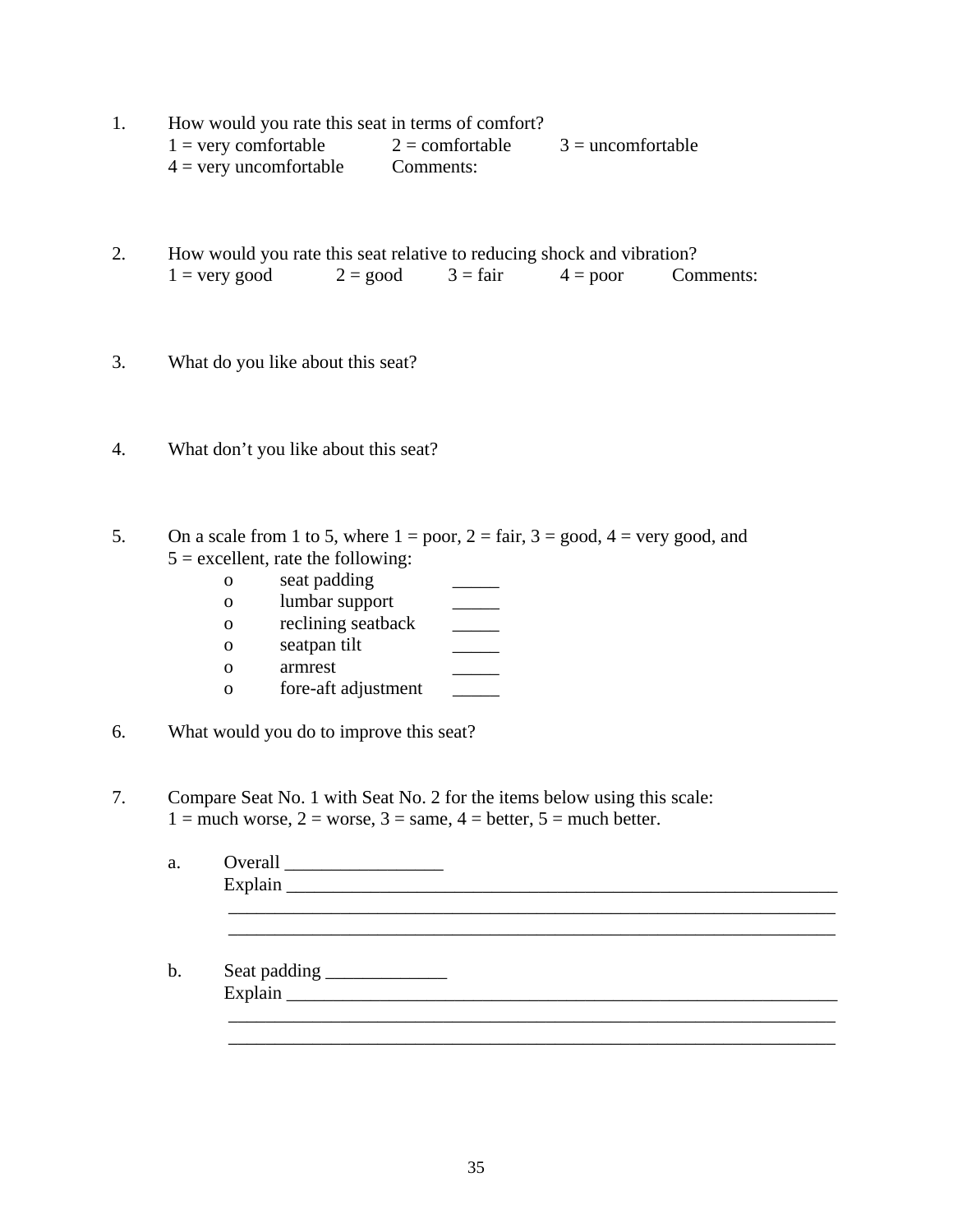1. How would you rate this seat in terms of comfort?
   1 = very comfortable 2 = comfortable 3 = uncomfortable
   4 = very uncomfortable Comments:

2. How would you rate this seat relative to reducing shock and vibration?
   1 = very good 2 = good 3 = fair 4 = poor Comments:

3. What do you like about this seat?

4. What don't you like about this seat?

5. On a scale from 1 to 5, where 1 = poor, 2 = fair, 3 = good, 4 = very good, and 5 = excellent, rate the following:
   - seat padding _____
   - lumbar support _____
   - reclining seatback _____
   - seatpan tilt _____
   - armrest _____
   - fore-aft adjustment _____

6. What would you do to improve this seat?

7. Compare Seat No. 1 with Seat No. 2 for the items below using this scale:
   1 = much worse, 2 = worse, 3 = same, 4 = better, 5 = much better.

   a. Overall _________________
      Explain _______________________________________________________________
      _______________________________________________________________________
      _______________________________________________________________________

   b. Seat padding _____________
      Explain _______________________________________________________________
      _______________________________________________________________________
      _______________________________________________________________________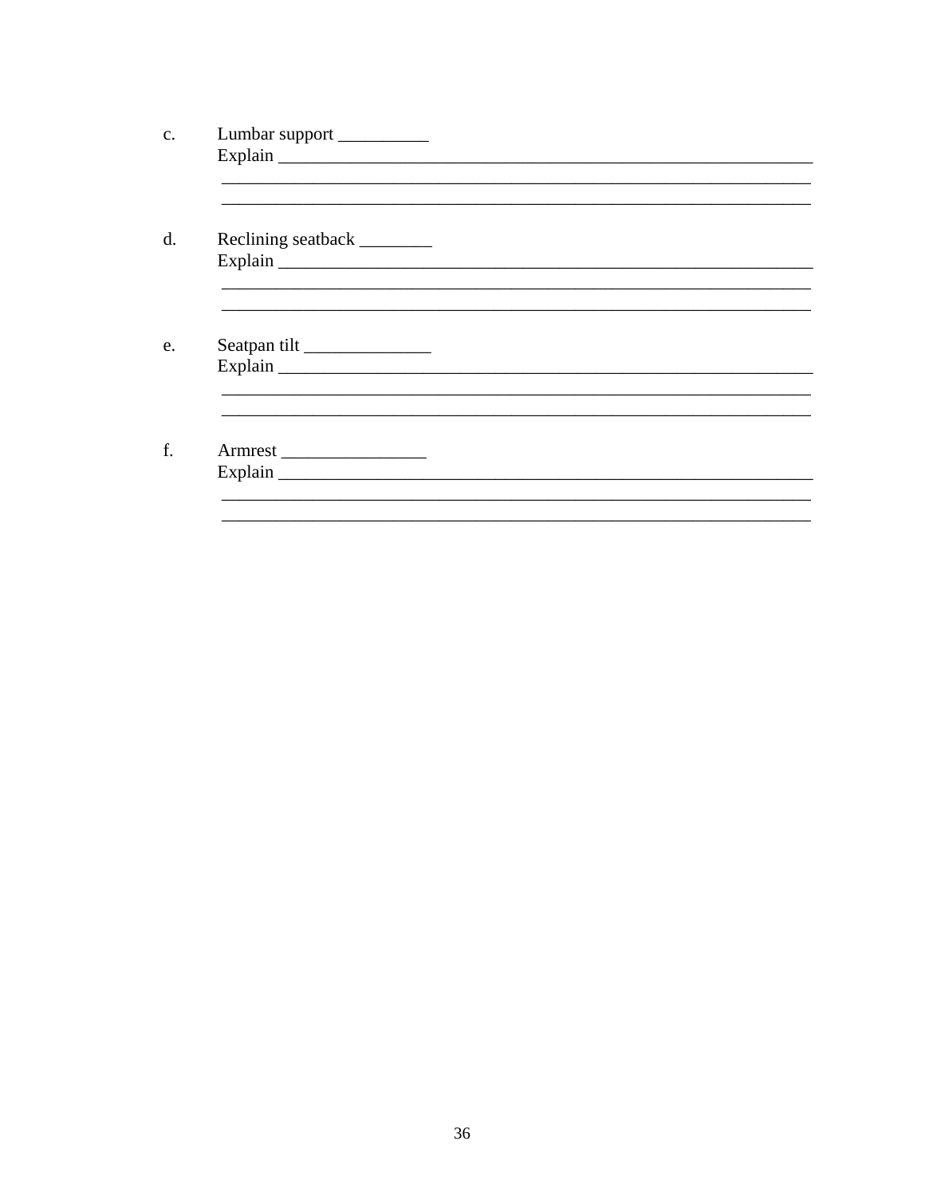c. Lumbar support __________
   Explain ______________________________________________________________
   ______________________________________________________________________
   ______________________________________________________________________

d. Reclining seatback ________
   Explain ______________________________________________________________
   ______________________________________________________________________
   ______________________________________________________________________

e. Seatpan tilt ______________
   Explain ______________________________________________________________
   ______________________________________________________________________
   ______________________________________________________________________

f. Armrest ________________
   Explain ______________________________________________________________
   ______________________________________________________________________
   ______________________________________________________________________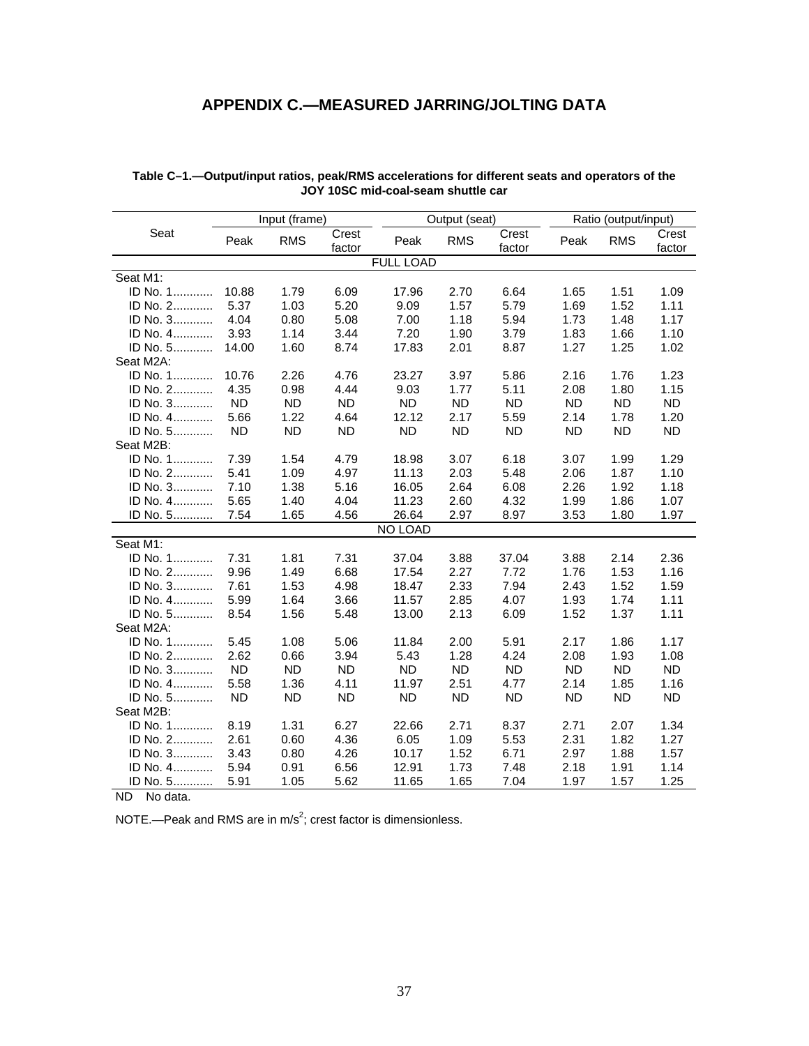# APPENDIX C.—MEASURED JARRING/JOLTING DATA

**Table C–1.—Output/input ratios, peak/RMS accelerations for different seats and operators of the JOY 10SC mid-coal-seam shuttle car**

| Seat | Input (frame) | | | Output (seat) | | | Ratio (output/input) | | |
|---|---|---|---|---|---|---|---|---|---|
| | Peak | RMS | Crest factor | Peak | RMS | Crest factor | Peak | RMS | Crest factor |
| | | | | FULL LOAD | | | | | |
| Seat M1: | | | | | | | | | |
| ID No. 1............ | 10.88 | 1.79 | 6.09 | 17.96 | 2.70 | 6.64 | 1.65 | 1.51 | 1.09 |
| ID No. 2............ | 5.37 | 1.03 | 5.20 | 9.09 | 1.57 | 5.79 | 1.69 | 1.52 | 1.11 |
| ID No. 3............ | 4.04 | 0.80 | 5.08 | 7.00 | 1.18 | 5.94 | 1.73 | 1.48 | 1.17 |
| ID No. 4............ | 3.93 | 1.14 | 3.44 | 7.20 | 1.90 | 3.79 | 1.83 | 1.66 | 1.10 |
| ID No. 5............ | 14.00 | 1.60 | 8.74 | 17.83 | 2.01 | 8.87 | 1.27 | 1.25 | 1.02 |
| Seat M2A: | | | | | | | | | |
| ID No. 1............ | 10.76 | 2.26 | 4.76 | 23.27 | 3.97 | 5.86 | 2.16 | 1.76 | 1.23 |
| ID No. 2............ | 4.35 | 0.98 | 4.44 | 9.03 | 1.77 | 5.11 | 2.08 | 1.80 | 1.15 |
| ID No. 3............ | ND | ND | ND | ND | ND | ND | ND | ND | ND |
| ID No. 4............ | 5.66 | 1.22 | 4.64 | 12.12 | 2.17 | 5.59 | 2.14 | 1.78 | 1.20 |
| ID No. 5............ | ND | ND | ND | ND | ND | ND | ND | ND | ND |
| Seat M2B: | | | | | | | | | |
| ID No. 1............ | 7.39 | 1.54 | 4.79 | 18.98 | 3.07 | 6.18 | 3.07 | 1.99 | 1.29 |
| ID No. 2............ | 5.41 | 1.09 | 4.97 | 11.13 | 2.03 | 5.48 | 2.06 | 1.87 | 1.10 |
| ID No. 3............ | 7.10 | 1.38 | 5.16 | 16.05 | 2.64 | 6.08 | 2.26 | 1.92 | 1.18 |
| ID No. 4............ | 5.65 | 1.40 | 4.04 | 11.23 | 2.60 | 4.32 | 1.99 | 1.86 | 1.07 |
| ID No. 5............ | 7.54 | 1.65 | 4.56 | 26.64 | 2.97 | 8.97 | 3.53 | 1.80 | 1.97 |
| | | | | NO LOAD | | | | | |
| Seat M1: | | | | | | | | | |
| ID No. 1............ | 7.31 | 1.81 | 7.31 | 37.04 | 3.88 | 37.04 | 3.88 | 2.14 | 2.36 |
| ID No. 2............ | 9.96 | 1.49 | 6.68 | 17.54 | 2.27 | 7.72 | 1.76 | 1.53 | 1.16 |
| ID No. 3............ | 7.61 | 1.53 | 4.98 | 18.47 | 2.33 | 7.94 | 2.43 | 1.52 | 1.59 |
| ID No. 4............ | 5.99 | 1.64 | 3.66 | 11.57 | 2.85 | 4.07 | 1.93 | 1.74 | 1.11 |
| ID No. 5............ | 8.54 | 1.56 | 5.48 | 13.00 | 2.13 | 6.09 | 1.52 | 1.37 | 1.11 |
| Seat M2A: | | | | | | | | | |
| ID No. 1............ | 5.45 | 1.08 | 5.06 | 11.84 | 2.00 | 5.91 | 2.17 | 1.86 | 1.17 |
| ID No. 2............ | 2.62 | 0.66 | 3.94 | 5.43 | 1.28 | 4.24 | 2.08 | 1.93 | 1.08 |
| ID No. 3............ | ND | ND | ND | ND | ND | ND | ND | ND | ND |
| ID No. 4............ | 5.58 | 1.36 | 4.11 | 11.97 | 2.51 | 4.77 | 2.14 | 1.85 | 1.16 |
| ID No. 5............ | ND | ND | ND | ND | ND | ND | ND | ND | ND |
| Seat M2B: | | | | | | | | | |
| ID No. 1............ | 8.19 | 1.31 | 6.27 | 22.66 | 2.71 | 8.37 | 2.71 | 2.07 | 1.34 |
| ID No. 2............ | 2.61 | 0.60 | 4.36 | 6.05 | 1.09 | 5.53 | 2.31 | 1.82 | 1.27 |
| ID No. 3............ | 3.43 | 0.80 | 4.26 | 10.17 | 1.52 | 6.71 | 2.97 | 1.88 | 1.57 |
| ID No. 4............ | 5.94 | 0.91 | 6.56 | 12.91 | 1.73 | 7.48 | 2.18 | 1.91 | 1.14 |
| ID No. 5............ | 5.91 | 1.05 | 5.62 | 11.65 | 1.65 | 7.04 | 1.97 | 1.57 | 1.25 |

ND No data.

NOTE.—Peak and RMS are in $m/s^2$; crest factor is dimensionless.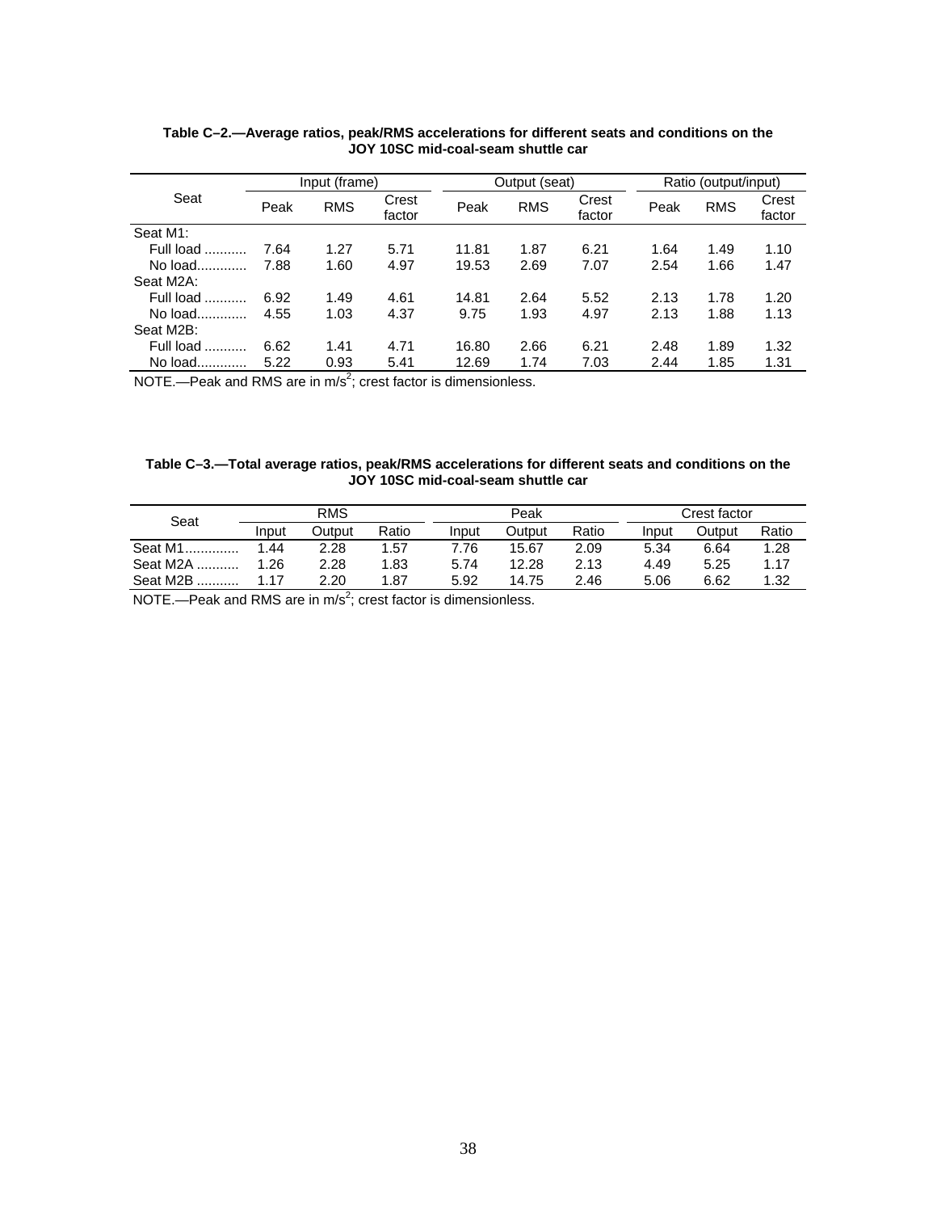**Table C–2.—Average ratios, peak/RMS accelerations for different seats and conditions on the JOY 10SC mid-coal-seam shuttle car**

| Seat | Input (frame) | | | Output (seat) | | | Ratio (output/input) | | |
|---|---|---|---|---|---|---|---|---|---|
| | Peak | RMS | Crest factor | Peak | RMS | Crest factor | Peak | RMS | Crest factor |
| Seat M1: | | | | | | | | | |
| Full load .......... | 7.64 | 1.27 | 5.71 | 11.81 | 1.87 | 6.21 | 1.64 | 1.49 | 1.10 |
| No load............ | 7.88 | 1.60 | 4.97 | 19.53 | 2.69 | 7.07 | 2.54 | 1.66 | 1.47 |
| Seat M2A: | | | | | | | | | |
| Full load .......... | 6.92 | 1.49 | 4.61 | 14.81 | 2.64 | 5.52 | 2.13 | 1.78 | 1.20 |
| No load............ | 4.55 | 1.03 | 4.37 | 9.75 | 1.93 | 4.97 | 2.13 | 1.88 | 1.13 |
| Seat M2B: | | | | | | | | | |
| Full load .......... | 6.62 | 1.41 | 4.71 | 16.80 | 2.66 | 6.21 | 2.48 | 1.89 | 1.32 |
| No load............ | 5.22 | 0.93 | 5.41 | 12.69 | 1.74 | 7.03 | 2.44 | 1.85 | 1.31 |

NOTE.—Peak and RMS are in $m/s^2$; crest factor is dimensionless.

**Table C–3.—Total average ratios, peak/RMS accelerations for different seats and conditions on the JOY 10SC mid-coal-seam shuttle car**

| Seat | RMS | | | Peak | | | Crest factor | | |
|---|---|---|---|---|---|---|---|---|---|
| | Input | Output | Ratio | Input | Output | Ratio | Input | Output | Ratio |
| Seat M1............. | 1.44 | 2.28 | 1.57 | 7.76 | 15.67 | 2.09 | 5.34 | 6.64 | 1.28 |
| Seat M2A .......... | 1.26 | 2.28 | 1.83 | 5.74 | 12.28 | 2.13 | 4.49 | 5.25 | 1.17 |
| Seat M2B .......... | 1.17 | 2.20 | 1.87 | 5.92 | 14.75 | 2.46 | 5.06 | 6.62 | 1.32 |

NOTE.—Peak and RMS are in $m/s^2$; crest factor is dimensionless.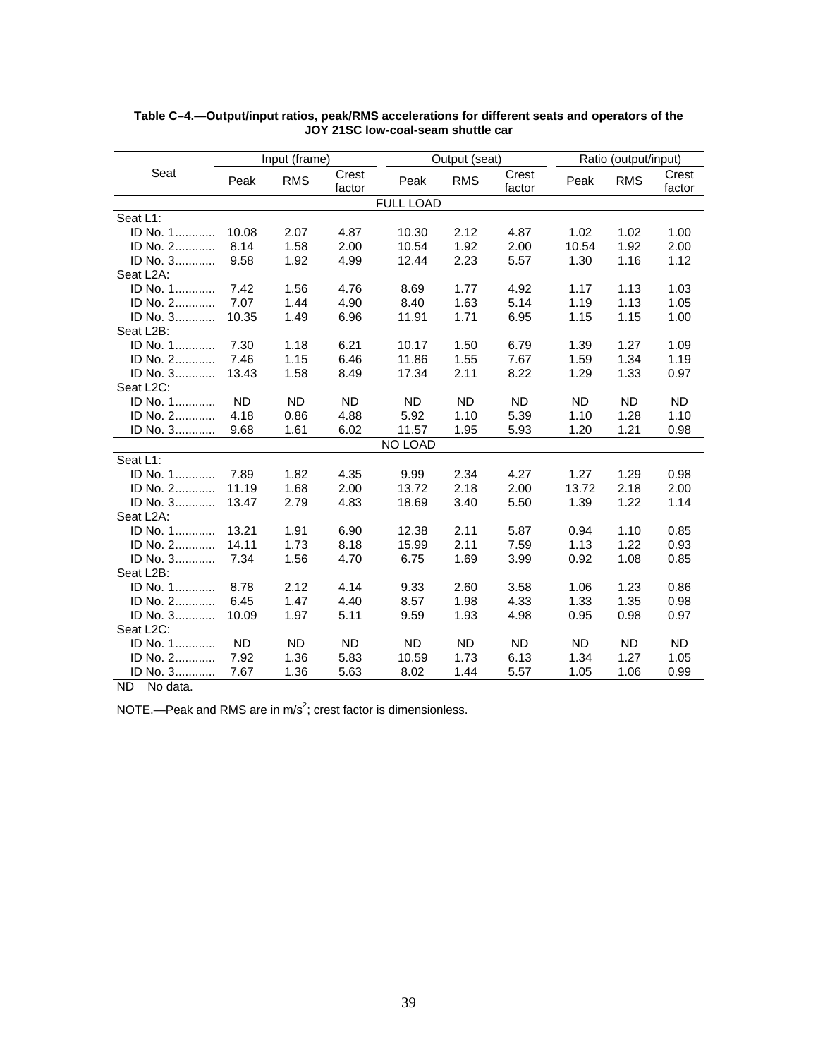**Table C–4.—Output/input ratios, peak/RMS accelerations for different seats and operators of the JOY 21SC low-coal-seam shuttle car**

| Seat | Input (frame) | | | Output (seat) | | | Ratio (output/input) | | |
|---|---|---|---|---|---|---|---|---|---|
| | Peak | RMS | Crest factor | Peak | RMS | Crest factor | Peak | RMS | Crest factor |
| | | | | FULL LOAD | | | | | |
| Seat L1: | | | | | | | | | |
| ID No. 1............ | 10.08 | 2.07 | 4.87 | 10.30 | 2.12 | 4.87 | 1.02 | 1.02 | 1.00 |
| ID No. 2............ | 8.14 | 1.58 | 2.00 | 10.54 | 1.92 | 2.00 | 10.54 | 1.92 | 2.00 |
| ID No. 3............ | 9.58 | 1.92 | 4.99 | 12.44 | 2.23 | 5.57 | 1.30 | 1.16 | 1.12 |
| Seat L2A: | | | | | | | | | |
| ID No. 1............ | 7.42 | 1.56 | 4.76 | 8.69 | 1.77 | 4.92 | 1.17 | 1.13 | 1.03 |
| ID No. 2............ | 7.07 | 1.44 | 4.90 | 8.40 | 1.63 | 5.14 | 1.19 | 1.13 | 1.05 |
| ID No. 3............ | 10.35 | 1.49 | 6.96 | 11.91 | 1.71 | 6.95 | 1.15 | 1.15 | 1.00 |
| Seat L2B: | | | | | | | | | |
| ID No. 1............ | 7.30 | 1.18 | 6.21 | 10.17 | 1.50 | 6.79 | 1.39 | 1.27 | 1.09 |
| ID No. 2............ | 7.46 | 1.15 | 6.46 | 11.86 | 1.55 | 7.67 | 1.59 | 1.34 | 1.19 |
| ID No. 3............ | 13.43 | 1.58 | 8.49 | 17.34 | 2.11 | 8.22 | 1.29 | 1.33 | 0.97 |
| Seat L2C: | | | | | | | | | |
| ID No. 1............ | ND | ND | ND | ND | ND | ND | ND | ND | ND |
| ID No. 2............ | 4.18 | 0.86 | 4.88 | 5.92 | 1.10 | 5.39 | 1.10 | 1.28 | 1.10 |
| ID No. 3............ | 9.68 | 1.61 | 6.02 | 11.57 | 1.95 | 5.93 | 1.20 | 1.21 | 0.98 |
| | | | | NO LOAD | | | | | |
| Seat L1: | | | | | | | | | |
| ID No. 1............ | 7.89 | 1.82 | 4.35 | 9.99 | 2.34 | 4.27 | 1.27 | 1.29 | 0.98 |
| ID No. 2............ | 11.19 | 1.68 | 2.00 | 13.72 | 2.18 | 2.00 | 13.72 | 2.18 | 2.00 |
| ID No. 3............ | 13.47 | 2.79 | 4.83 | 18.69 | 3.40 | 5.50 | 1.39 | 1.22 | 1.14 |
| Seat L2A: | | | | | | | | | |
| ID No. 1............ | 13.21 | 1.91 | 6.90 | 12.38 | 2.11 | 5.87 | 0.94 | 1.10 | 0.85 |
| ID No. 2............ | 14.11 | 1.73 | 8.18 | 15.99 | 2.11 | 7.59 | 1.13 | 1.22 | 0.93 |
| ID No. 3............ | 7.34 | 1.56 | 4.70 | 6.75 | 1.69 | 3.99 | 0.92 | 1.08 | 0.85 |
| Seat L2B: | | | | | | | | | |
| ID No. 1............ | 8.78 | 2.12 | 4.14 | 9.33 | 2.60 | 3.58 | 1.06 | 1.23 | 0.86 |
| ID No. 2............ | 6.45 | 1.47 | 4.40 | 8.57 | 1.98 | 4.33 | 1.33 | 1.35 | 0.98 |
| ID No. 3............ | 10.09 | 1.97 | 5.11 | 9.59 | 1.93 | 4.98 | 0.95 | 0.98 | 0.97 |
| Seat L2C: | | | | | | | | | |
| ID No. 1............ | ND | ND | ND | ND | ND | ND | ND | ND | ND |
| ID No. 2............ | 7.92 | 1.36 | 5.83 | 10.59 | 1.73 | 6.13 | 1.34 | 1.27 | 1.05 |
| ID No. 3............ | 7.67 | 1.36 | 5.63 | 8.02 | 1.44 | 5.57 | 1.05 | 1.06 | 0.99 |

ND No data.

NOTE.—Peak and RMS are in $m/s^2$; crest factor is dimensionless.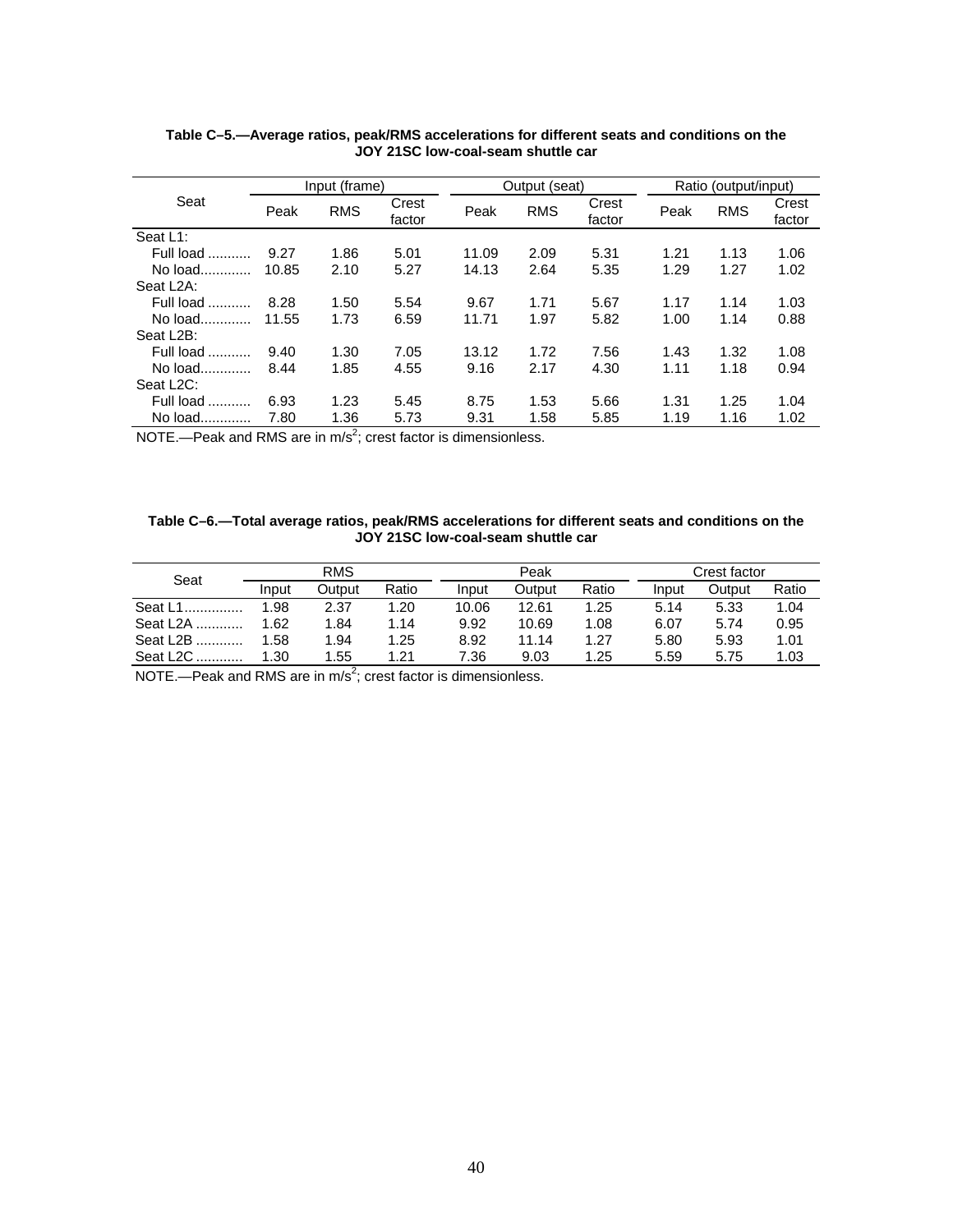**Table C–5.—Average ratios, peak/RMS accelerations for different seats and conditions on the JOY 21SC low-coal-seam shuttle car**

| Seat | Input (frame) | | | Output (seat) | | | Ratio (output/input) | | |
|---|---|---|---|---|---|---|---|---|---|
| | Peak | RMS | Crest factor | Peak | RMS | Crest factor | Peak | RMS | Crest factor |
| Seat L1: | | | | | | | | | |
| Full load .......... | 9.27 | 1.86 | 5.01 | 11.09 | 2.09 | 5.31 | 1.21 | 1.13 | 1.06 |
| No load............ | 10.85 | 2.10 | 5.27 | 14.13 | 2.64 | 5.35 | 1.29 | 1.27 | 1.02 |
| Seat L2A: | | | | | | | | | |
| Full load .......... | 8.28 | 1.50 | 5.54 | 9.67 | 1.71 | 5.67 | 1.17 | 1.14 | 1.03 |
| No load............ | 11.55 | 1.73 | 6.59 | 11.71 | 1.97 | 5.82 | 1.00 | 1.14 | 0.88 |
| Seat L2B: | | | | | | | | | |
| Full load .......... | 9.40 | 1.30 | 7.05 | 13.12 | 1.72 | 7.56 | 1.43 | 1.32 | 1.08 |
| No load............ | 8.44 | 1.85 | 4.55 | 9.16 | 2.17 | 4.30 | 1.11 | 1.18 | 0.94 |
| Seat L2C: | | | | | | | | | |
| Full load .......... | 6.93 | 1.23 | 5.45 | 8.75 | 1.53 | 5.66 | 1.31 | 1.25 | 1.04 |
| No load............ | 7.80 | 1.36 | 5.73 | 9.31 | 1.58 | 5.85 | 1.19 | 1.16 | 1.02 |

NOTE.—Peak and RMS are in $m/s^2$; crest factor is dimensionless.

**Table C–6.—Total average ratios, peak/RMS accelerations for different seats and conditions on the JOY 21SC low-coal-seam shuttle car**

| Seat | RMS | | | Peak | | | Crest factor | | |
|---|---|---|---|---|---|---|---|---|---|
| | Input | Output | Ratio | Input | Output | Ratio | Input | Output | Ratio |
| Seat L1............... | 1.98 | 2.37 | 1.20 | 10.06 | 12.61 | 1.25 | 5.14 | 5.33 | 1.04 |
| Seat L2A ............ | 1.62 | 1.84 | 1.14 | 9.92 | 10.69 | 1.08 | 6.07 | 5.74 | 0.95 |
| Seat L2B ............ | 1.58 | 1.94 | 1.25 | 8.92 | 11.14 | 1.27 | 5.80 | 5.93 | 1.01 |
| Seat L2C ............ | 1.30 | 1.55 | 1.21 | 7.36 | 9.03 | 1.25 | 5.59 | 5.75 | 1.03 |

NOTE.—Peak and RMS are in $m/s^2$; crest factor is dimensionless.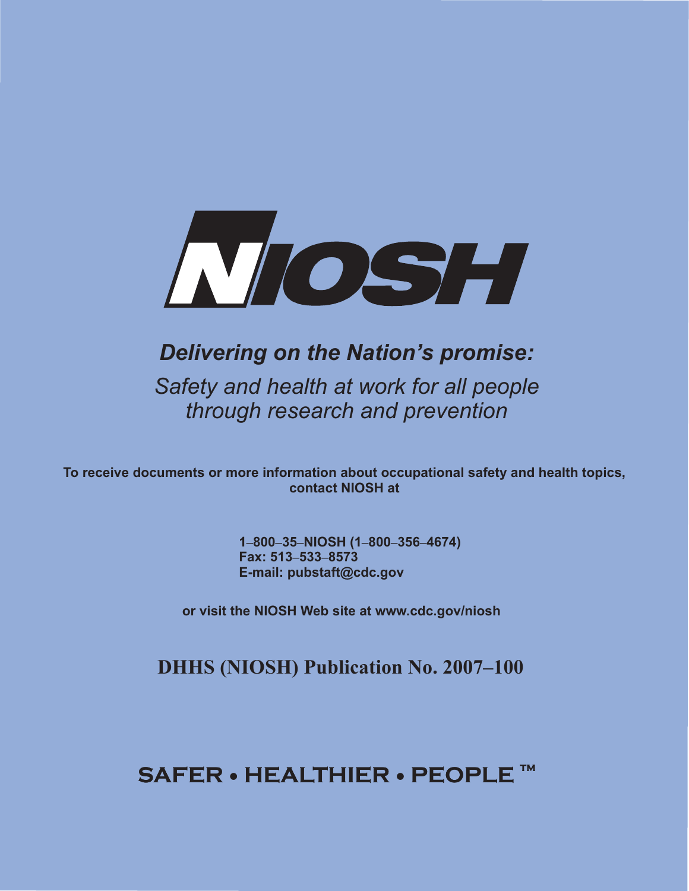# NIOSH

***Delivering on the Nation's promise:***

*Safety and health at work for all people through research and prevention*

**To receive documents or more information about occupational safety and health topics, contact NIOSH at**

**1–800–35–NIOSH (1–800–356–4674)**
**Fax: 513–533–8573**
**E-mail: pubstaft@cdc.gov**

**or visit the NIOSH Web site at www.cdc.gov/niosh**

**DHHS (NIOSH) Publication No. 2007–100**

**SAFER • HEALTHIER • PEOPLE ™**